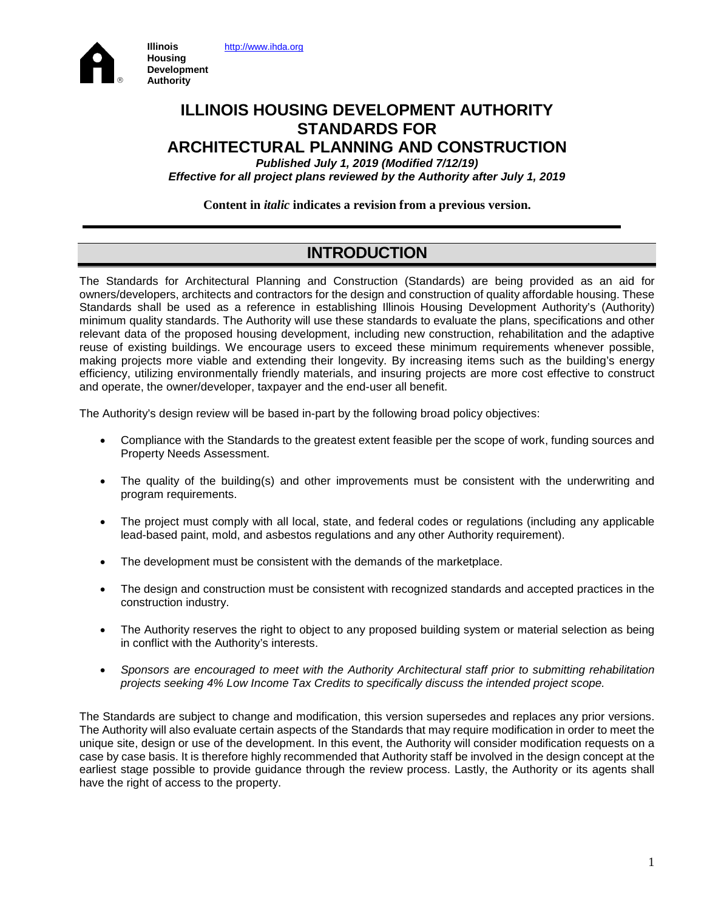Illinois Housing Development Authority http://www.ihda.org

# ILLINOIS HOUSING DEVELOPMENT AUTHORITY STANDARDS FOR ARCHITECTURAL PLANNING AND CONSTRUCTION

***Published July 1, 2019 (Modified 7/12/19)***

***Effective for all project plans reviewed by the Authority after July 1, 2019***

**Content in *italic* indicates a revision from a previous version.**

## INTRODUCTION

The Standards for Architectural Planning and Construction (Standards) are being provided as an aid for owners/developers, architects and contractors for the design and construction of quality affordable housing. These Standards shall be used as a reference in establishing Illinois Housing Development Authority's (Authority) minimum quality standards. The Authority will use these standards to evaluate the plans, specifications and other relevant data of the proposed housing development, including new construction, rehabilitation and the adaptive reuse of existing buildings. We encourage users to exceed these minimum requirements whenever possible, making projects more viable and extending their longevity. By increasing items such as the building's energy efficiency, utilizing environmentally friendly materials, and insuring projects are more cost effective to construct and operate, the owner/developer, taxpayer and the end-user all benefit.

The Authority's design review will be based in-part by the following broad policy objectives:

- Compliance with the Standards to the greatest extent feasible per the scope of work, funding sources and Property Needs Assessment.
- The quality of the building(s) and other improvements must be consistent with the underwriting and program requirements.
- The project must comply with all local, state, and federal codes or regulations (including any applicable lead-based paint, mold, and asbestos regulations and any other Authority requirement).
- The development must be consistent with the demands of the marketplace.
- The design and construction must be consistent with recognized standards and accepted practices in the construction industry.
- The Authority reserves the right to object to any proposed building system or material selection as being in conflict with the Authority's interests.
- *Sponsors are encouraged to meet with the Authority Architectural staff prior to submitting rehabilitation projects seeking 4% Low Income Tax Credits to specifically discuss the intended project scope.*

The Standards are subject to change and modification, this version supersedes and replaces any prior versions. The Authority will also evaluate certain aspects of the Standards that may require modification in order to meet the unique site, design or use of the development. In this event, the Authority will consider modification requests on a case by case basis. It is therefore highly recommended that Authority staff be involved in the design concept at the earliest stage possible to provide guidance through the review process. Lastly, the Authority or its agents shall have the right of access to the property.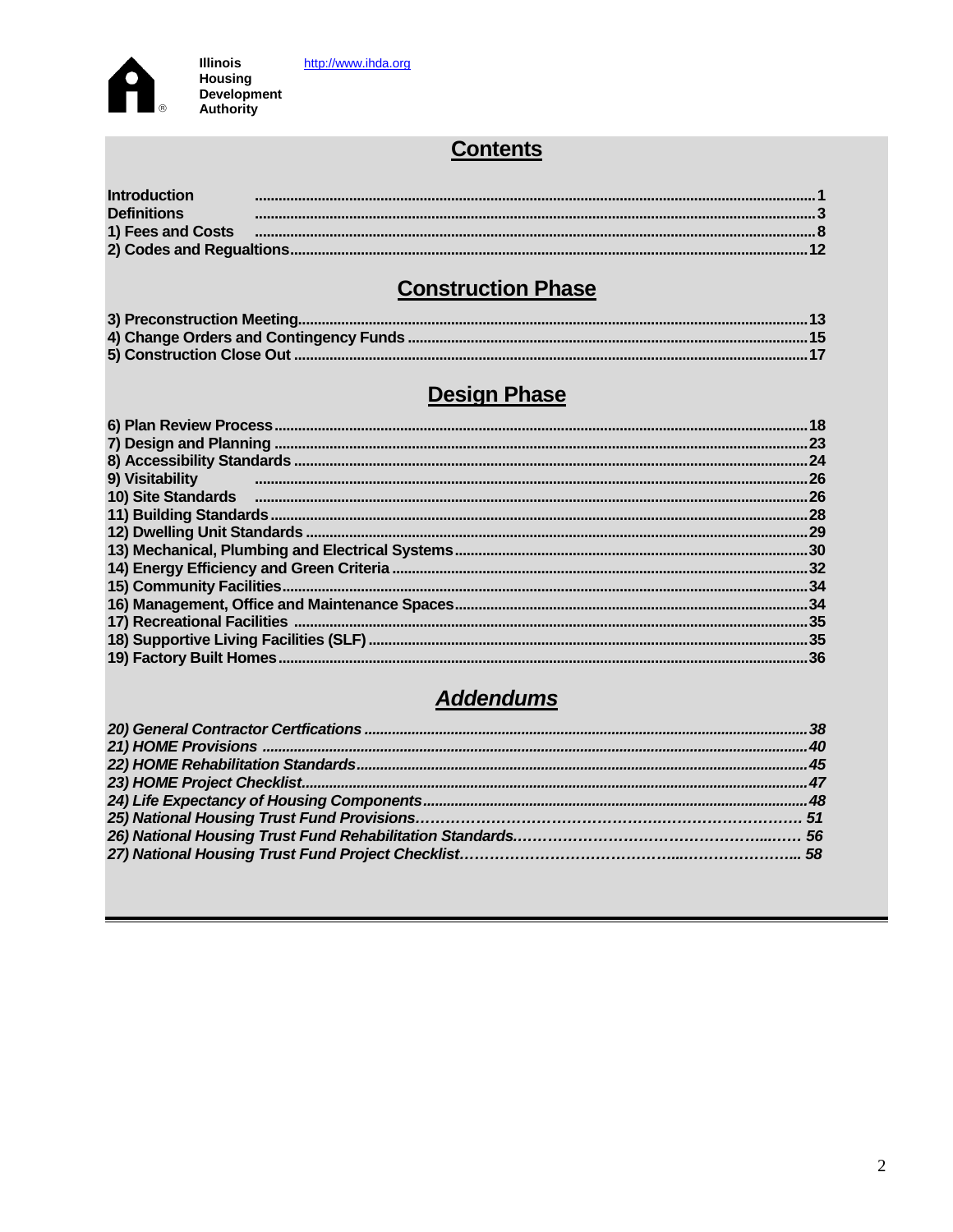Illinois Housing Development Authority http://www.ihda.org

## Contents

**Introduction** .......... **1**
**Definitions** .......... **3**
**1) Fees and Costs** .......... **8**
**2) Codes and Regualtions** .......... **12**

## Construction Phase

**3) Preconstruction Meeting** .......... **13**
**4) Change Orders and Contingency Funds** .......... **15**
**5) Construction Close Out** .......... **17**

## Design Phase

**6) Plan Review Process** .......... **18**
**7) Design and Planning** .......... **23**
**8) Accessibility Standards** .......... **24**
**9) Visitability** .......... **26**
**10) Site Standards** .......... **26**
**11) Building Standards** .......... **28**
**12) Dwelling Unit Standards** .......... **29**
**13) Mechanical, Plumbing and Electrical Systems** .......... **30**
**14) Energy Efficiency and Green Criteria** .......... **32**
**15) Community Facilities** .......... **34**
**16) Management, Office and Maintenance Spaces** .......... **34**
**17) Recreational Facilities** .......... **35**
**18) Supportive Living Facilities (SLF)** .......... **35**
**19) Factory Built Homes** .......... **36**

## *Addendums*

***20) General Contractor Certfications*** .......... ***38***
***21) HOME Provisions*** .......... ***40***
***22) HOME Rehabilitation Standards*** .......... ***45***
***23) HOME Project Checklist*** .......... ***47***
***24) Life Expectancy of Housing Components*** .......... ***48***
***25) National Housing Trust Fund Provisions*** .......... ***51***
***26) National Housing Trust Fund Rehabilitation Standards*** .......... ***56***
***27) National Housing Trust Fund Project Checklist*** .......... ***58***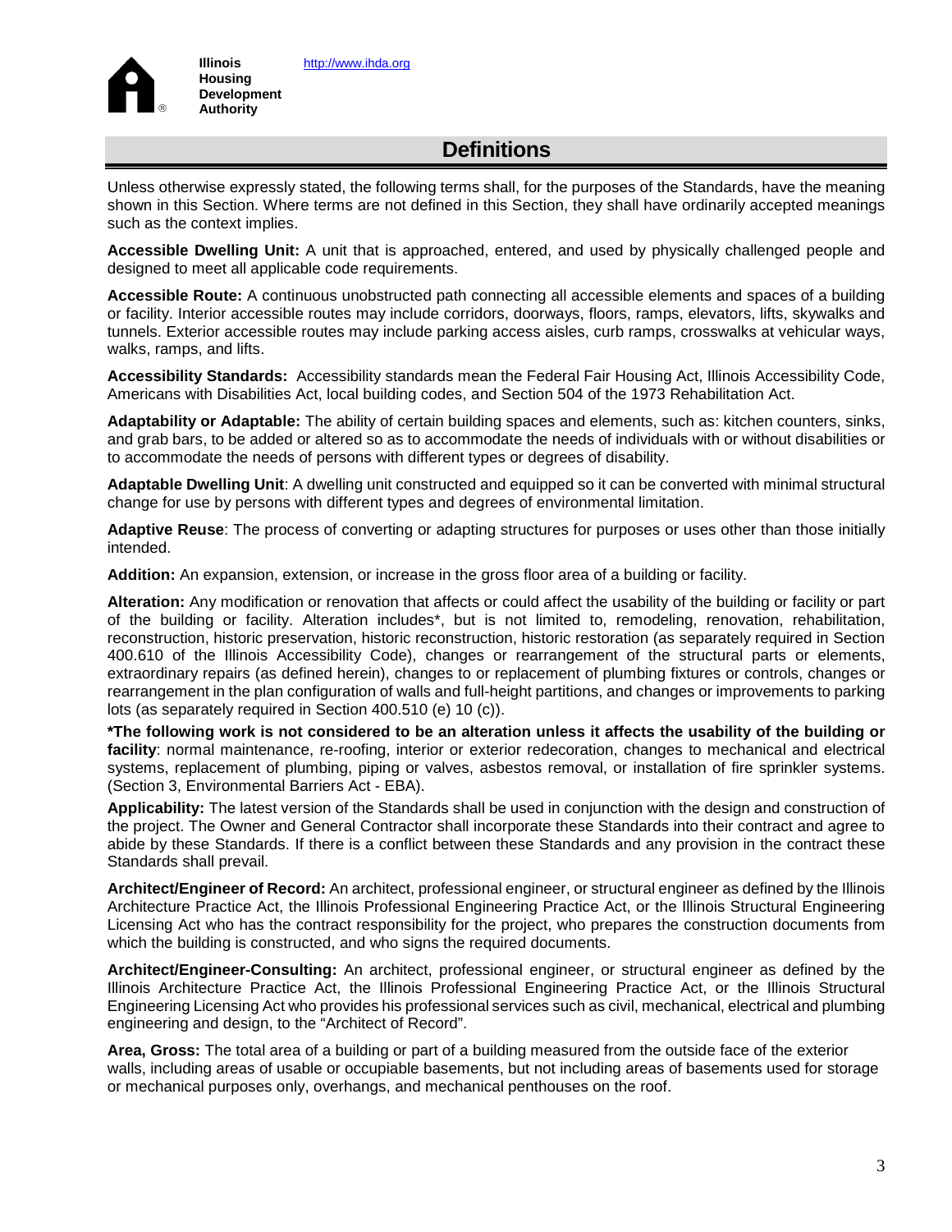## Definitions

Unless otherwise expressly stated, the following terms shall, for the purposes of the Standards, have the meaning shown in this Section. Where terms are not defined in this Section, they shall have ordinarily accepted meanings such as the context implies.

**Accessible Dwelling Unit:** A unit that is approached, entered, and used by physically challenged people and designed to meet all applicable code requirements.

**Accessible Route:** A continuous unobstructed path connecting all accessible elements and spaces of a building or facility. Interior accessible routes may include corridors, doorways, floors, ramps, elevators, lifts, skywalks and tunnels. Exterior accessible routes may include parking access aisles, curb ramps, crosswalks at vehicular ways, walks, ramps, and lifts.

**Accessibility Standards:** Accessibility standards mean the Federal Fair Housing Act, Illinois Accessibility Code, Americans with Disabilities Act, local building codes, and Section 504 of the 1973 Rehabilitation Act.

**Adaptability or Adaptable:** The ability of certain building spaces and elements, such as: kitchen counters, sinks, and grab bars, to be added or altered so as to accommodate the needs of individuals with or without disabilities or to accommodate the needs of persons with different types or degrees of disability.

**Adaptable Dwelling Unit**: A dwelling unit constructed and equipped so it can be converted with minimal structural change for use by persons with different types and degrees of environmental limitation.

**Adaptive Reuse**: The process of converting or adapting structures for purposes or uses other than those initially intended.

**Addition:** An expansion, extension, or increase in the gross floor area of a building or facility.

**Alteration:** Any modification or renovation that affects or could affect the usability of the building or facility or part of the building or facility. Alteration includes*, but is not limited to, remodeling, renovation, rehabilitation, reconstruction, historic preservation, historic reconstruction, historic restoration (as separately required in Section 400.610 of the Illinois Accessibility Code), changes or rearrangement of the structural parts or elements, extraordinary repairs (as defined herein), changes to or replacement of plumbing fixtures or controls, changes or rearrangement in the plan configuration of walls and full-height partitions, and changes or improvements to parking lots (as separately required in Section 400.510 (e) 10 (c)).

**\*The following work is not considered to be an alteration unless it affects the usability of the building or facility**: normal maintenance, re-roofing, interior or exterior redecoration, changes to mechanical and electrical systems, replacement of plumbing, piping or valves, asbestos removal, or installation of fire sprinkler systems. (Section 3, Environmental Barriers Act - EBA).

**Applicability:** The latest version of the Standards shall be used in conjunction with the design and construction of the project. The Owner and General Contractor shall incorporate these Standards into their contract and agree to abide by these Standards. If there is a conflict between these Standards and any provision in the contract these Standards shall prevail.

**Architect/Engineer of Record:** An architect, professional engineer, or structural engineer as defined by the Illinois Architecture Practice Act, the Illinois Professional Engineering Practice Act, or the Illinois Structural Engineering Licensing Act who has the contract responsibility for the project, who prepares the construction documents from which the building is constructed, and who signs the required documents.

**Architect/Engineer-Consulting:** An architect, professional engineer, or structural engineer as defined by the Illinois Architecture Practice Act, the Illinois Professional Engineering Practice Act, or the Illinois Structural Engineering Licensing Act who provides his professional services such as civil, mechanical, electrical and plumbing engineering and design, to the "Architect of Record".

**Area, Gross:** The total area of a building or part of a building measured from the outside face of the exterior walls, including areas of usable or occupiable basements, but not including areas of basements used for storage or mechanical purposes only, overhangs, and mechanical penthouses on the roof.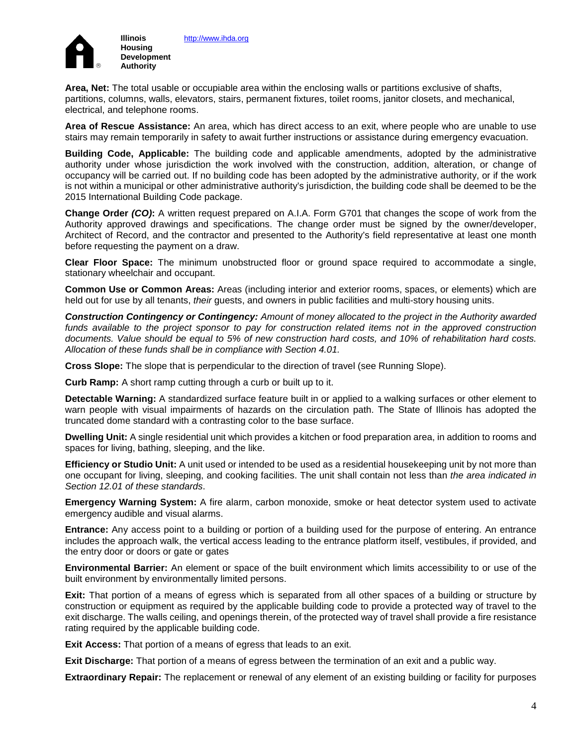**Area, Net:** The total usable or occupiable area within the enclosing walls or partitions exclusive of shafts, partitions, columns, walls, elevators, stairs, permanent fixtures, toilet rooms, janitor closets, and mechanical, electrical, and telephone rooms.

**Area of Rescue Assistance:** An area, which has direct access to an exit, where people who are unable to use stairs may remain temporarily in safety to await further instructions or assistance during emergency evacuation.

**Building Code, Applicable:** The building code and applicable amendments, adopted by the administrative authority under whose jurisdiction the work involved with the construction, addition, alteration, or change of occupancy will be carried out. If no building code has been adopted by the administrative authority, or if the work is not within a municipal or other administrative authority's jurisdiction, the building code shall be deemed to be the 2015 International Building Code package.

**Change Order *(CO)*:** A written request prepared on A.I.A. Form G701 that changes the scope of work from the Authority approved drawings and specifications. The change order must be signed by the owner/developer, Architect of Record, and the contractor and presented to the Authority's field representative at least one month before requesting the payment on a draw.

**Clear Floor Space:** The minimum unobstructed floor or ground space required to accommodate a single, stationary wheelchair and occupant.

**Common Use or Common Areas:** Areas (including interior and exterior rooms, spaces, or elements) which are held out for use by all tenants, *their* guests, and owners in public facilities and multi-story housing units.

***Construction Contingency or Contingency:*** *Amount of money allocated to the project in the Authority awarded funds available to the project sponsor to pay for construction related items not in the approved construction documents. Value should be equal to 5% of new construction hard costs, and 10% of rehabilitation hard costs. Allocation of these funds shall be in compliance with Section 4.01.*

**Cross Slope:** The slope that is perpendicular to the direction of travel (see Running Slope).

**Curb Ramp:** A short ramp cutting through a curb or built up to it.

**Detectable Warning:** A standardized surface feature built in or applied to a walking surfaces or other element to warn people with visual impairments of hazards on the circulation path. The State of Illinois has adopted the truncated dome standard with a contrasting color to the base surface.

**Dwelling Unit:** A single residential unit which provides a kitchen or food preparation area, in addition to rooms and spaces for living, bathing, sleeping, and the like.

**Efficiency or Studio Unit:** A unit used or intended to be used as a residential housekeeping unit by not more than one occupant for living, sleeping, and cooking facilities. The unit shall contain not less than *the area indicated in Section 12.01 of these standards*.

**Emergency Warning System:** A fire alarm, carbon monoxide, smoke or heat detector system used to activate emergency audible and visual alarms.

**Entrance:** Any access point to a building or portion of a building used for the purpose of entering. An entrance includes the approach walk, the vertical access leading to the entrance platform itself, vestibules, if provided, and the entry door or doors or gate or gates

**Environmental Barrier:** An element or space of the built environment which limits accessibility to or use of the built environment by environmentally limited persons.

**Exit:** That portion of a means of egress which is separated from all other spaces of a building or structure by construction or equipment as required by the applicable building code to provide a protected way of travel to the exit discharge. The walls ceiling, and openings therein, of the protected way of travel shall provide a fire resistance rating required by the applicable building code.

**Exit Access:** That portion of a means of egress that leads to an exit.

**Exit Discharge:** That portion of a means of egress between the termination of an exit and a public way.

**Extraordinary Repair:** The replacement or renewal of any element of an existing building or facility for purposes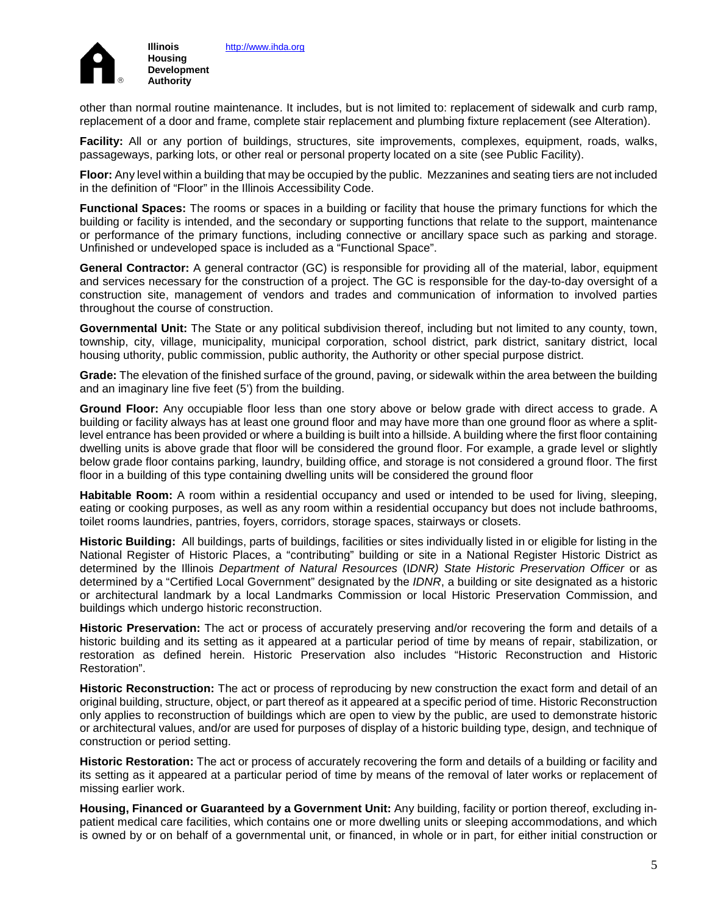other than normal routine maintenance. It includes, but is not limited to: replacement of sidewalk and curb ramp, replacement of a door and frame, complete stair replacement and plumbing fixture replacement (see Alteration).

**Facility:** All or any portion of buildings, structures, site improvements, complexes, equipment, roads, walks, passageways, parking lots, or other real or personal property located on a site (see Public Facility).

**Floor:** Any level within a building that may be occupied by the public. Mezzanines and seating tiers are not included in the definition of "Floor" in the Illinois Accessibility Code.

**Functional Spaces:** The rooms or spaces in a building or facility that house the primary functions for which the building or facility is intended, and the secondary or supporting functions that relate to the support, maintenance or performance of the primary functions, including connective or ancillary space such as parking and storage. Unfinished or undeveloped space is included as a "Functional Space".

**General Contractor:** A general contractor (GC) is responsible for providing all of the material, labor, equipment and services necessary for the construction of a project. The GC is responsible for the day-to-day oversight of a construction site, management of vendors and trades and communication of information to involved parties throughout the course of construction.

**Governmental Unit:** The State or any political subdivision thereof, including but not limited to any county, town, township, city, village, municipality, municipal corporation, school district, park district, sanitary district, local housing uthority, public commission, public authority, the Authority or other special purpose district.

**Grade:** The elevation of the finished surface of the ground, paving, or sidewalk within the area between the building and an imaginary line five feet (5') from the building.

**Ground Floor:** Any occupiable floor less than one story above or below grade with direct access to grade. A building or facility always has at least one ground floor and may have more than one ground floor as where a split-level entrance has been provided or where a building is built into a hillside. A building where the first floor containing dwelling units is above grade that floor will be considered the ground floor. For example, a grade level or slightly below grade floor contains parking, laundry, building office, and storage is not considered a ground floor. The first floor in a building of this type containing dwelling units will be considered the ground floor

**Habitable Room:** A room within a residential occupancy and used or intended to be used for living, sleeping, eating or cooking purposes, as well as any room within a residential occupancy but does not include bathrooms, toilet rooms laundries, pantries, foyers, corridors, storage spaces, stairways or closets.

**Historic Building:** All buildings, parts of buildings, facilities or sites individually listed in or eligible for listing in the National Register of Historic Places, a "contributing" building or site in a National Register Historic District as determined by the Illinois *Department of Natural Resources* (*IDNR) State Historic Preservation Officer* or as determined by a "Certified Local Government" designated by the *IDNR*, a building or site designated as a historic or architectural landmark by a local Landmarks Commission or local Historic Preservation Commission, and buildings which undergo historic reconstruction.

**Historic Preservation:** The act or process of accurately preserving and/or recovering the form and details of a historic building and its setting as it appeared at a particular period of time by means of repair, stabilization, or restoration as defined herein. Historic Preservation also includes "Historic Reconstruction and Historic Restoration".

**Historic Reconstruction:** The act or process of reproducing by new construction the exact form and detail of an original building, structure, object, or part thereof as it appeared at a specific period of time. Historic Reconstruction only applies to reconstruction of buildings which are open to view by the public, are used to demonstrate historic or architectural values, and/or are used for purposes of display of a historic building type, design, and technique of construction or period setting.

**Historic Restoration:** The act or process of accurately recovering the form and details of a building or facility and its setting as it appeared at a particular period of time by means of the removal of later works or replacement of missing earlier work.

**Housing, Financed or Guaranteed by a Government Unit:** Any building, facility or portion thereof, excluding in-patient medical care facilities, which contains one or more dwelling units or sleeping accommodations, and which is owned by or on behalf of a governmental unit, or financed, in whole or in part, for either initial construction or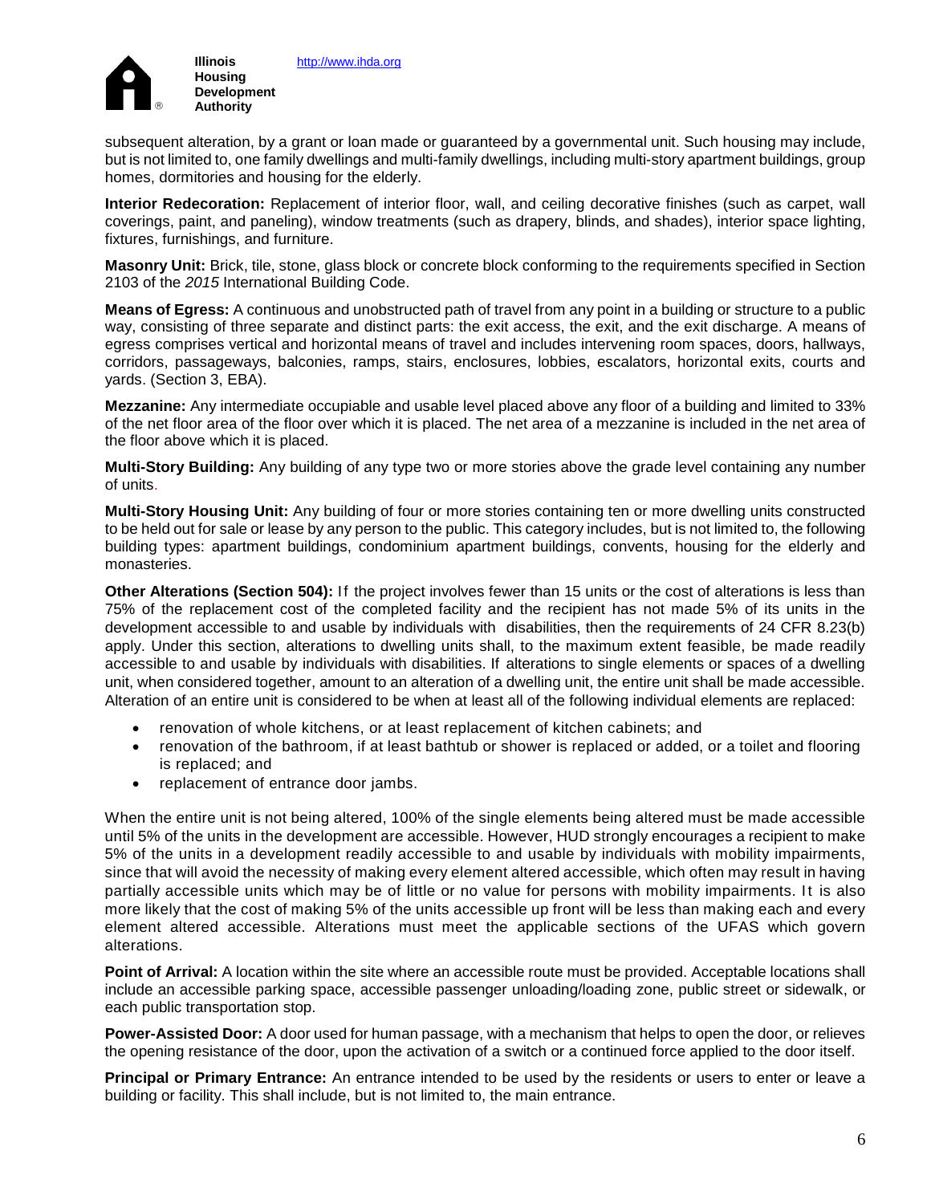subsequent alteration, by a grant or loan made or guaranteed by a governmental unit. Such housing may include, but is not limited to, one family dwellings and multi-family dwellings, including multi-story apartment buildings, group homes, dormitories and housing for the elderly.

**Interior Redecoration:** Replacement of interior floor, wall, and ceiling decorative finishes (such as carpet, wall coverings, paint, and paneling), window treatments (such as drapery, blinds, and shades), interior space lighting, fixtures, furnishings, and furniture.

**Masonry Unit:** Brick, tile, stone, glass block or concrete block conforming to the requirements specified in Section 2103 of the *2015* International Building Code.

**Means of Egress:** A continuous and unobstructed path of travel from any point in a building or structure to a public way, consisting of three separate and distinct parts: the exit access, the exit, and the exit discharge. A means of egress comprises vertical and horizontal means of travel and includes intervening room spaces, doors, hallways, corridors, passageways, balconies, ramps, stairs, enclosures, lobbies, escalators, horizontal exits, courts and yards. (Section 3, EBA).

**Mezzanine:** Any intermediate occupiable and usable level placed above any floor of a building and limited to 33% of the net floor area of the floor over which it is placed. The net area of a mezzanine is included in the net area of the floor above which it is placed.

**Multi-Story Building:** Any building of any type two or more stories above the grade level containing any number of units.

**Multi-Story Housing Unit:** Any building of four or more stories containing ten or more dwelling units constructed to be held out for sale or lease by any person to the public. This category includes, but is not limited to, the following building types: apartment buildings, condominium apartment buildings, convents, housing for the elderly and monasteries.

**Other Alterations (Section 504):** If the project involves fewer than 15 units or the cost of alterations is less than 75% of the replacement cost of the completed facility and the recipient has not made 5% of its units in the development accessible to and usable by individuals with disabilities, then the requirements of 24 CFR 8.23(b) apply. Under this section, alterations to dwelling units shall, to the maximum extent feasible, be made readily accessible to and usable by individuals with disabilities. If alterations to single elements or spaces of a dwelling unit, when considered together, amount to an alteration of a dwelling unit, the entire unit shall be made accessible. Alteration of an entire unit is considered to be when at least all of the following individual elements are replaced:

- renovation of whole kitchens, or at least replacement of kitchen cabinets; and
- renovation of the bathroom, if at least bathtub or shower is replaced or added, or a toilet and flooring is replaced; and
- replacement of entrance door jambs.

When the entire unit is not being altered, 100% of the single elements being altered must be made accessible until 5% of the units in the development are accessible. However, HUD strongly encourages a recipient to make 5% of the units in a development readily accessible to and usable by individuals with mobility impairments, since that will avoid the necessity of making every element altered accessible, which often may result in having partially accessible units which may be of little or no value for persons with mobility impairments. It is also more likely that the cost of making 5% of the units accessible up front will be less than making each and every element altered accessible. Alterations must meet the applicable sections of the UFAS which govern alterations.

**Point of Arrival:** A location within the site where an accessible route must be provided. Acceptable locations shall include an accessible parking space, accessible passenger unloading/loading zone, public street or sidewalk, or each public transportation stop.

**Power-Assisted Door:** A door used for human passage, with a mechanism that helps to open the door, or relieves the opening resistance of the door, upon the activation of a switch or a continued force applied to the door itself.

**Principal or Primary Entrance:** An entrance intended to be used by the residents or users to enter or leave a building or facility. This shall include, but is not limited to, the main entrance.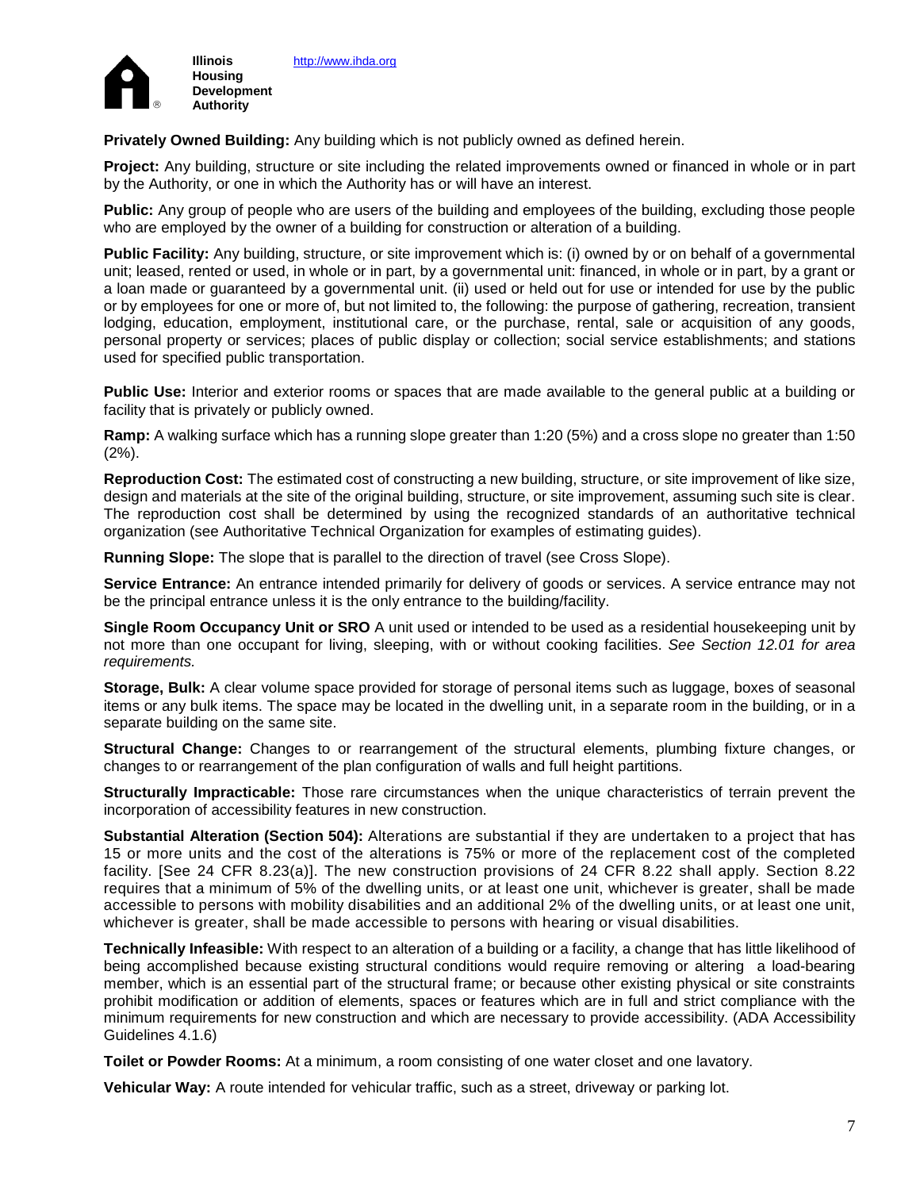**Privately Owned Building:** Any building which is not publicly owned as defined herein.

**Project:** Any building, structure or site including the related improvements owned or financed in whole or in part by the Authority, or one in which the Authority has or will have an interest.

**Public:** Any group of people who are users of the building and employees of the building, excluding those people who are employed by the owner of a building for construction or alteration of a building.

**Public Facility:** Any building, structure, or site improvement which is: (i) owned by or on behalf of a governmental unit; leased, rented or used, in whole or in part, by a governmental unit: financed, in whole or in part, by a grant or a loan made or guaranteed by a governmental unit. (ii) used or held out for use or intended for use by the public or by employees for one or more of, but not limited to, the following: the purpose of gathering, recreation, transient lodging, education, employment, institutional care, or the purchase, rental, sale or acquisition of any goods, personal property or services; places of public display or collection; social service establishments; and stations used for specified public transportation.

**Public Use:** Interior and exterior rooms or spaces that are made available to the general public at a building or facility that is privately or publicly owned.

**Ramp:** A walking surface which has a running slope greater than 1:20 (5%) and a cross slope no greater than 1:50 (2%).

**Reproduction Cost:** The estimated cost of constructing a new building, structure, or site improvement of like size, design and materials at the site of the original building, structure, or site improvement, assuming such site is clear. The reproduction cost shall be determined by using the recognized standards of an authoritative technical organization (see Authoritative Technical Organization for examples of estimating guides).

**Running Slope:** The slope that is parallel to the direction of travel (see Cross Slope).

**Service Entrance:** An entrance intended primarily for delivery of goods or services. A service entrance may not be the principal entrance unless it is the only entrance to the building/facility.

**Single Room Occupancy Unit or SRO** A unit used or intended to be used as a residential housekeeping unit by not more than one occupant for living, sleeping, with or without cooking facilities. *See Section 12.01 for area requirements.*

**Storage, Bulk:** A clear volume space provided for storage of personal items such as luggage, boxes of seasonal items or any bulk items. The space may be located in the dwelling unit, in a separate room in the building, or in a separate building on the same site.

**Structural Change:** Changes to or rearrangement of the structural elements, plumbing fixture changes, or changes to or rearrangement of the plan configuration of walls and full height partitions.

**Structurally Impracticable:** Those rare circumstances when the unique characteristics of terrain prevent the incorporation of accessibility features in new construction.

**Substantial Alteration (Section 504):** Alterations are substantial if they are undertaken to a project that has 15 or more units and the cost of the alterations is 75% or more of the replacement cost of the completed facility. [See 24 CFR 8.23(a)]. The new construction provisions of 24 CFR 8.22 shall apply. Section 8.22 requires that a minimum of 5% of the dwelling units, or at least one unit, whichever is greater, shall be made accessible to persons with mobility disabilities and an additional 2% of the dwelling units, or at least one unit, whichever is greater, shall be made accessible to persons with hearing or visual disabilities.

**Technically Infeasible:** With respect to an alteration of a building or a facility, a change that has little likelihood of being accomplished because existing structural conditions would require removing or altering a load-bearing member, which is an essential part of the structural frame; or because other existing physical or site constraints prohibit modification or addition of elements, spaces or features which are in full and strict compliance with the minimum requirements for new construction and which are necessary to provide accessibility. (ADA Accessibility Guidelines 4.1.6)

**Toilet or Powder Rooms:** At a minimum, a room consisting of one water closet and one lavatory.

**Vehicular Way:** A route intended for vehicular traffic, such as a street, driveway or parking lot.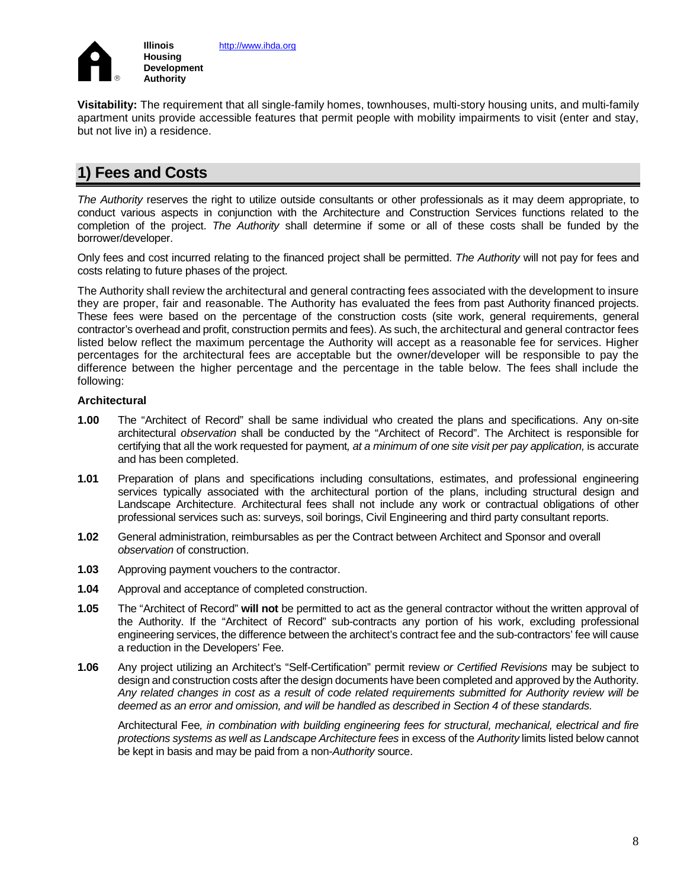**Visitability:** The requirement that all single-family homes, townhouses, multi-story housing units, and multi-family apartment units provide accessible features that permit people with mobility impairments to visit (enter and stay, but not live in) a residence.

## 1) Fees and Costs

*The Authority* reserves the right to utilize outside consultants or other professionals as it may deem appropriate, to conduct various aspects in conjunction with the Architecture and Construction Services functions related to the completion of the project. *The Authority* shall determine if some or all of these costs shall be funded by the borrower/developer.

Only fees and cost incurred relating to the financed project shall be permitted. *The Authority* will not pay for fees and costs relating to future phases of the project.

The Authority shall review the architectural and general contracting fees associated with the development to insure they are proper, fair and reasonable. The Authority has evaluated the fees from past Authority financed projects. These fees were based on the percentage of the construction costs (site work, general requirements, general contractor's overhead and profit, construction permits and fees). As such, the architectural and general contractor fees listed below reflect the maximum percentage the Authority will accept as a reasonable fee for services. Higher percentages for the architectural fees are acceptable but the owner/developer will be responsible to pay the difference between the higher percentage and the percentage in the table below. The fees shall include the following:

**Architectural**

**1.00** The "Architect of Record" shall be same individual who created the plans and specifications. Any on-site architectural *observation* shall be conducted by the "Architect of Record". The Architect is responsible for certifying that all the work requested for payment*, at a minimum of one site visit per pay application,* is accurate and has been completed.

**1.01** Preparation of plans and specifications including consultations, estimates, and professional engineering services typically associated with the architectural portion of the plans, including structural design and Landscape Architecture. Architectural fees shall not include any work or contractual obligations of other professional services such as: surveys, soil borings, Civil Engineering and third party consultant reports.

**1.02** General administration, reimbursables as per the Contract between Architect and Sponsor and overall *observation* of construction.

**1.03** Approving payment vouchers to the contractor.

**1.04** Approval and acceptance of completed construction.

**1.05** The "Architect of Record" **will not** be permitted to act as the general contractor without the written approval of the Authority. If the "Architect of Record" sub-contracts any portion of his work, excluding professional engineering services, the difference between the architect's contract fee and the sub-contractors' fee will cause a reduction in the Developers' Fee.

**1.06** Any project utilizing an Architect's "Self-Certification" permit review *or Certified Revisions* may be subject to design and construction costs after the design documents have been completed and approved by the Authority. *Any related changes in cost as a result of code related requirements submitted for Authority review will be deemed as an error and omission, and will be handled as described in Section 4 of these standards.*

Architectural Fee*, in combination with building engineering fees for structural, mechanical, electrical and fire protections systems as well as Landscape Architecture fees* in excess of the *Authority* limits listed below cannot be kept in basis and may be paid from a non-*Authority* source.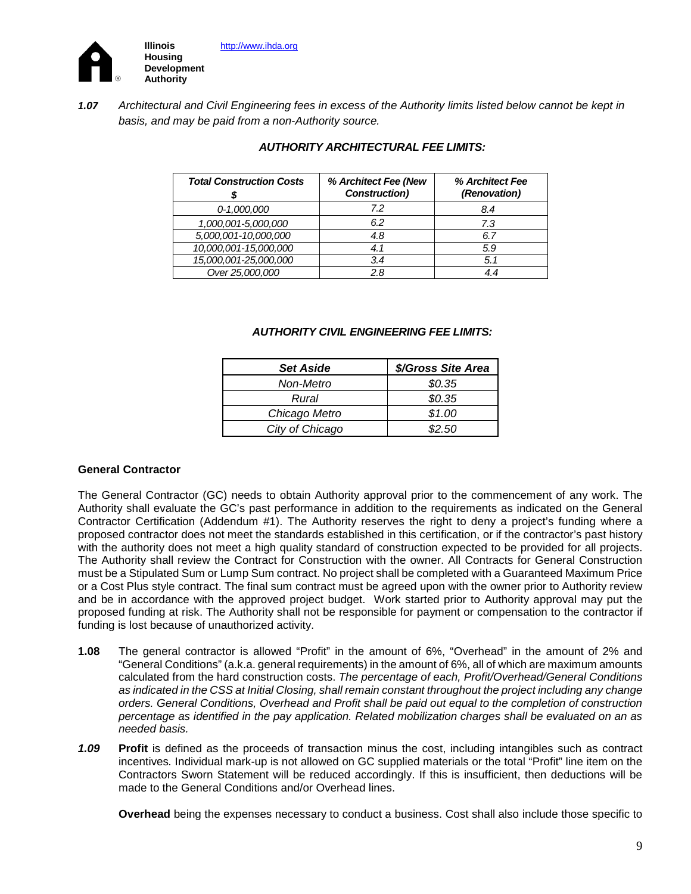**Illinois Housing Development Authority** http://www.ihda.org

***1.07*** *Architectural and Civil Engineering fees in excess of the Authority limits listed below cannot be kept in basis, and may be paid from a non-Authority source.*

***AUTHORITY ARCHITECTURAL FEE LIMITS:***

| *Total Construction Costs $* | *% Architect Fee (New Construction)* | *% Architect Fee (Renovation)* |
|---|---|---|
| *0-1,000,000* | *7.2* | *8.4* |
| *1,000,001-5,000,000* | *6.2* | *7.3* |
| *5,000,001-10,000,000* | *4.8* | *6.7* |
| *10,000,001-15,000,000* | *4.1* | *5.9* |
| *15,000,001-25,000,000* | *3.4* | *5.1* |
| *Over 25,000,000* | *2.8* | *4.4* |

***AUTHORITY CIVIL ENGINEERING FEE LIMITS:***

| *Set Aside* | *$/Gross Site Area* |
|---|---|
| *Non-Metro* | *$0.35* |
| *Rural* | *$0.35* |
| *Chicago Metro* | *$1.00* |
| *City of Chicago* | *$2.50* |

**General Contractor**

The General Contractor (GC) needs to obtain Authority approval prior to the commencement of any work. The Authority shall evaluate the GC's past performance in addition to the requirements as indicated on the General Contractor Certification (Addendum #1). The Authority reserves the right to deny a project's funding where a proposed contractor does not meet the standards established in this certification, or if the contractor's past history with the authority does not meet a high quality standard of construction expected to be provided for all projects. The Authority shall review the Contract for Construction with the owner. All Contracts for General Construction must be a Stipulated Sum or Lump Sum contract. No project shall be completed with a Guaranteed Maximum Price or a Cost Plus style contract. The final sum contract must be agreed upon with the owner prior to Authority review and be in accordance with the approved project budget. Work started prior to Authority approval may put the proposed funding at risk. The Authority shall not be responsible for payment or compensation to the contractor if funding is lost because of unauthorized activity.

**1.08** The general contractor is allowed "Profit" in the amount of 6%, "Overhead" in the amount of 2% and "General Conditions" (a.k.a. general requirements) in the amount of 6%, all of which are maximum amounts calculated from the hard construction costs. *The percentage of each, Profit/Overhead/General Conditions as indicated in the CSS at Initial Closing, shall remain constant throughout the project including any change orders. General Conditions, Overhead and Profit shall be paid out equal to the completion of construction percentage as identified in the pay application. Related mobilization charges shall be evaluated on an as needed basis.*

***1.09*** **Profit** is defined as the proceeds of transaction minus the cost, including intangibles such as contract incentives*.* Individual mark-up is not allowed on GC supplied materials or the total "Profit" line item on the Contractors Sworn Statement will be reduced accordingly. If this is insufficient, then deductions will be made to the General Conditions and/or Overhead lines.

**Overhead** being the expenses necessary to conduct a business. Cost shall also include those specific to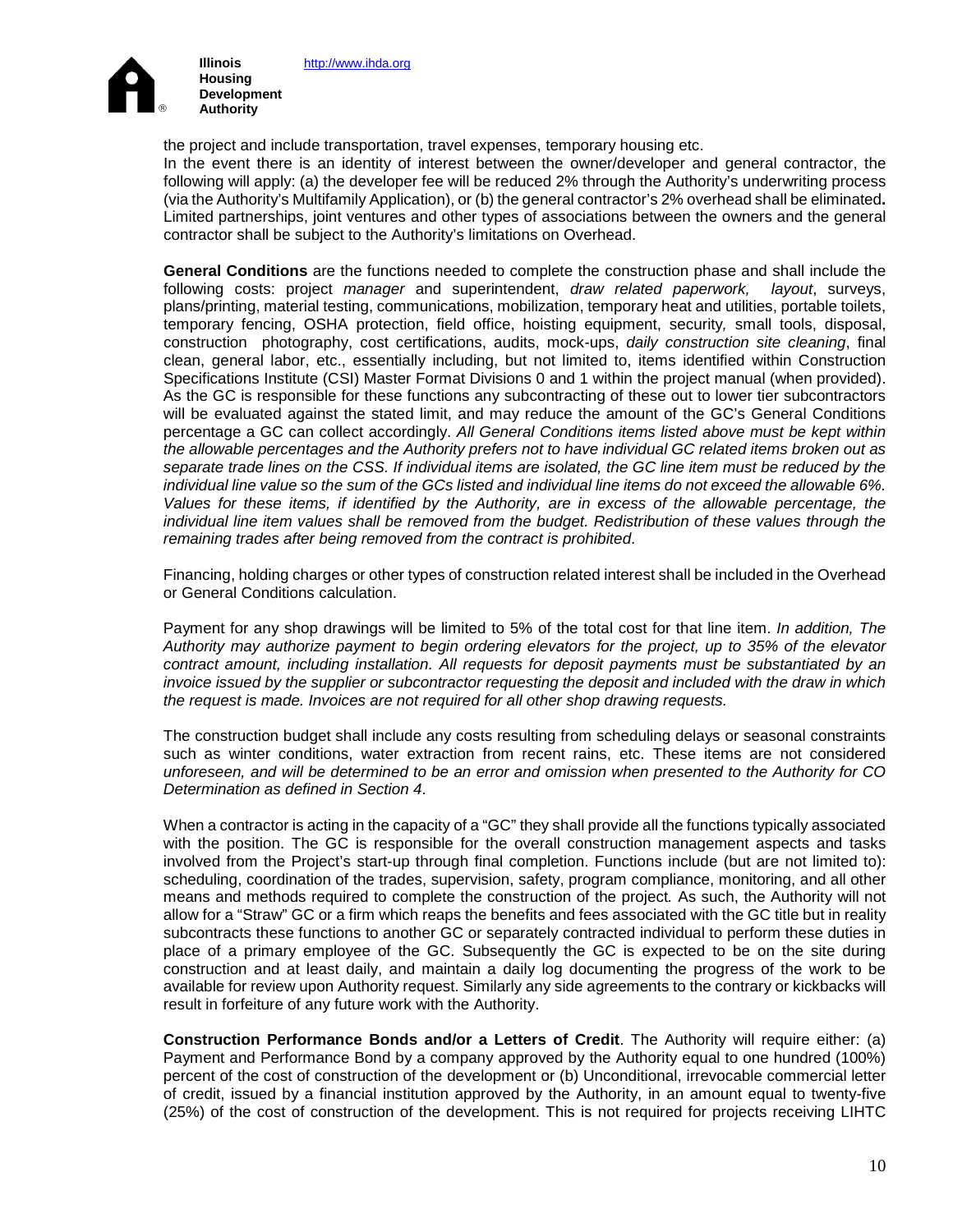the project and include transportation, travel expenses, temporary housing etc.
In the event there is an identity of interest between the owner/developer and general contractor, the following will apply: (a) the developer fee will be reduced 2% through the Authority's underwriting process (via the Authority's Multifamily Application), or (b) the general contractor's 2% overhead shall be eliminated**.** Limited partnerships, joint ventures and other types of associations between the owners and the general contractor shall be subject to the Authority's limitations on Overhead.

**General Conditions** are the functions needed to complete the construction phase and shall include the following costs: project *manager* and superintendent, *draw related paperwork, layout*, surveys, plans/printing, material testing, communications, mobilization, temporary heat and utilities, portable toilets, temporary fencing, OSHA protection, field office, hoisting equipment, security*,* small tools, disposal, construction photography, cost certifications, audits, mock-ups, *daily construction site cleaning*, final clean, general labor, etc., essentially including, but not limited to, items identified within Construction Specifications Institute (CSI) Master Format Divisions 0 and 1 within the project manual (when provided). As the GC is responsible for these functions any subcontracting of these out to lower tier subcontractors will be evaluated against the stated limit, and may reduce the amount of the GC's General Conditions percentage a GC can collect accordingly. *All General Conditions items listed above must be kept within the allowable percentages and the Authority prefers not to have individual GC related items broken out as separate trade lines on the CSS. If individual items are isolated, the GC line item must be reduced by the individual line value so the sum of the GCs listed and individual line items do not exceed the allowable 6%. Values for these items, if identified by the Authority, are in excess of the allowable percentage, the individual line item values shall be removed from the budget. Redistribution of these values through the remaining trades after being removed from the contract is prohibited*.

Financing, holding charges or other types of construction related interest shall be included in the Overhead or General Conditions calculation.

Payment for any shop drawings will be limited to 5% of the total cost for that line item. *In addition, The Authority may authorize payment to begin ordering elevators for the project, up to 35% of the elevator contract amount, including installation. All requests for deposit payments must be substantiated by an invoice issued by the supplier or subcontractor requesting the deposit and included with the draw in which the request is made. Invoices are not required for all other shop drawing requests.*

The construction budget shall include any costs resulting from scheduling delays or seasonal constraints such as winter conditions, water extraction from recent rains, etc. These items are not considered *unforeseen, and will be determined to be an error and omission when presented to the Authority for CO Determination as defined in Section 4*.

When a contractor is acting in the capacity of a "GC" they shall provide all the functions typically associated with the position. The GC is responsible for the overall construction management aspects and tasks involved from the Project's start-up through final completion. Functions include (but are not limited to): scheduling, coordination of the trades, supervision, safety, program compliance, monitoring, and all other means and methods required to complete the construction of the project*.* As such, the Authority will not allow for a "Straw" GC or a firm which reaps the benefits and fees associated with the GC title but in reality subcontracts these functions to another GC or separately contracted individual to perform these duties in place of a primary employee of the GC. Subsequently the GC is expected to be on the site during construction and at least daily, and maintain a daily log documenting the progress of the work to be available for review upon Authority request. Similarly any side agreements to the contrary or kickbacks will result in forfeiture of any future work with the Authority.

**Construction Performance Bonds and/or a Letters of Credit**. The Authority will require either: (a) Payment and Performance Bond by a company approved by the Authority equal to one hundred (100%) percent of the cost of construction of the development or (b) Unconditional, irrevocable commercial letter of credit, issued by a financial institution approved by the Authority, in an amount equal to twenty-five (25%) of the cost of construction of the development. This is not required for projects receiving LIHTC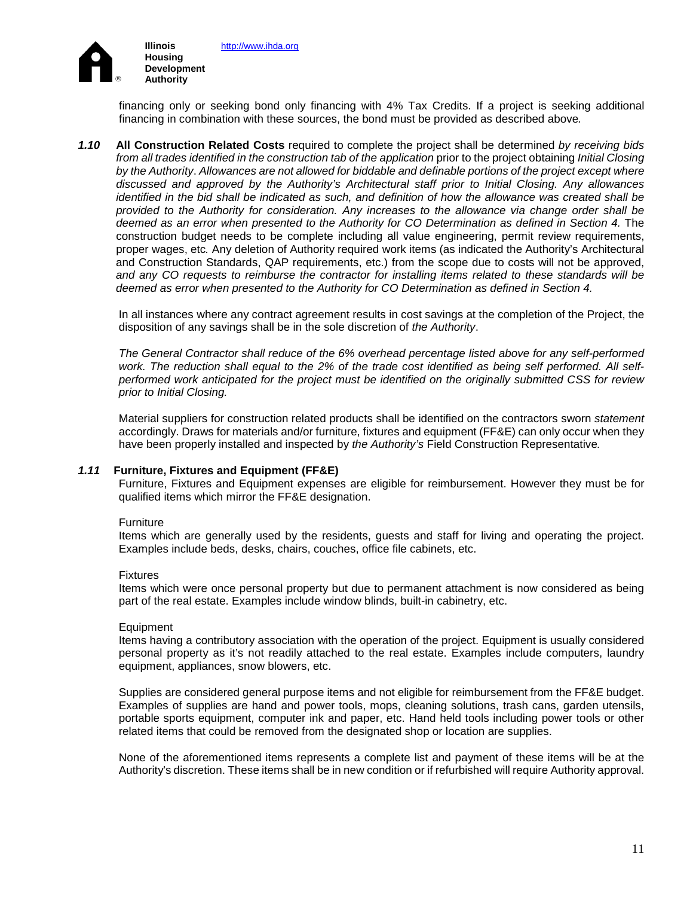financing only or seeking bond only financing with 4% Tax Credits. If a project is seeking additional financing in combination with these sources, the bond must be provided as described above*.*

***1.10*** **All Construction Related Costs** required to complete the project shall be determined *by receiving bids from all trades identified in the construction tab of the application* prior to the project obtaining *Initial Closing by the Authority*. *Allowances are not allowed for biddable and definable portions of the project except where discussed and approved by the Authority's Architectural staff prior to Initial Closing. Any allowances identified in the bid shall be indicated as such, and definition of how the allowance was created shall be provided to the Authority for consideration. Any increases to the allowance via change order shall be deemed as an error when presented to the Authority for CO Determination as defined in Section 4.* The construction budget needs to be complete including all value engineering, permit review requirements, proper wages, etc*.* Any deletion of Authority required work items (as indicated the Authority's Architectural and Construction Standards, QAP requirements, etc.) from the scope due to costs will not be approved, *and any CO requests to reimburse the contractor for installing items related to these standards will be deemed as error when presented to the Authority for CO Determination as defined in Section 4.*

In all instances where any contract agreement results in cost savings at the completion of the Project, the disposition of any savings shall be in the sole discretion of *the Authority*.

*The General Contractor shall reduce of the 6% overhead percentage listed above for any self-performed work. The reduction shall equal to the 2% of the trade cost identified as being self performed. All self-performed work anticipated for the project must be identified on the originally submitted CSS for review prior to Initial Closing.*

Material suppliers for construction related products shall be identified on the contractors sworn *statement* accordingly. Draws for materials and/or furniture, fixtures and equipment (FF&E) can only occur when they have been properly installed and inspected by *the Authority's* Field Construction Representative*.*

***1.11*** **Furniture, Fixtures and Equipment (FF&E)**

Furniture, Fixtures and Equipment expenses are eligible for reimbursement. However they must be for qualified items which mirror the FF&E designation.

Furniture

Items which are generally used by the residents, guests and staff for living and operating the project. Examples include beds, desks, chairs, couches, office file cabinets, etc.

Fixtures

Items which were once personal property but due to permanent attachment is now considered as being part of the real estate. Examples include window blinds, built-in cabinetry, etc.

Equipment

Items having a contributory association with the operation of the project. Equipment is usually considered personal property as it's not readily attached to the real estate. Examples include computers, laundry equipment, appliances, snow blowers, etc.

Supplies are considered general purpose items and not eligible for reimbursement from the FF&E budget. Examples of supplies are hand and power tools, mops, cleaning solutions, trash cans, garden utensils, portable sports equipment, computer ink and paper, etc. Hand held tools including power tools or other related items that could be removed from the designated shop or location are supplies.

None of the aforementioned items represents a complete list and payment of these items will be at the Authority's discretion. These items shall be in new condition or if refurbished will require Authority approval.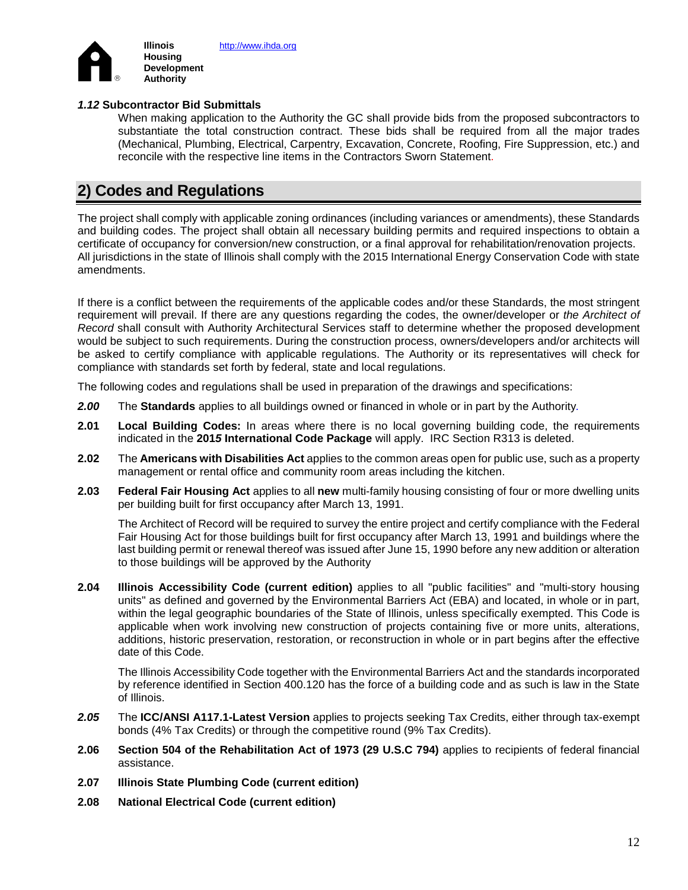***1.12* Subcontractor Bid Submittals**

When making application to the Authority the GC shall provide bids from the proposed subcontractors to substantiate the total construction contract. These bids shall be required from all the major trades (Mechanical, Plumbing, Electrical, Carpentry, Excavation, Concrete, Roofing, Fire Suppression, etc.) and reconcile with the respective line items in the Contractors Sworn Statement.

## 2) Codes and Regulations

The project shall comply with applicable zoning ordinances (including variances or amendments), these Standards and building codes. The project shall obtain all necessary building permits and required inspections to obtain a certificate of occupancy for conversion/new construction, or a final approval for rehabilitation/renovation projects. All jurisdictions in the state of Illinois shall comply with the 2015 International Energy Conservation Code with state amendments.

If there is a conflict between the requirements of the applicable codes and/or these Standards, the most stringent requirement will prevail. If there are any questions regarding the codes, the owner/developer or *the Architect of Record* shall consult with Authority Architectural Services staff to determine whether the proposed development would be subject to such requirements. During the construction process, owners/developers and/or architects will be asked to certify compliance with applicable regulations. The Authority or its representatives will check for compliance with standards set forth by federal, state and local regulations.

The following codes and regulations shall be used in preparation of the drawings and specifications:

***2.00*** The **Standards** applies to all buildings owned or financed in whole or in part by the Authority.

**2.01** **Local Building Codes:** In areas where there is no local governing building code, the requirements indicated in the **2015 International Code Package** will apply. IRC Section R313 is deleted.

**2.02** The **Americans with Disabilities Act** applies to the common areas open for public use, such as a property management or rental office and community room areas including the kitchen.

**2.03** **Federal Fair Housing Act** applies to all **new** multi-family housing consisting of four or more dwelling units per building built for first occupancy after March 13, 1991.

The Architect of Record will be required to survey the entire project and certify compliance with the Federal Fair Housing Act for those buildings built for first occupancy after March 13, 1991 and buildings where the last building permit or renewal thereof was issued after June 15, 1990 before any new addition or alteration to those buildings will be approved by the Authority

**2.04** **Illinois Accessibility Code (current edition)** applies to all "public facilities" and "multi-story housing units" as defined and governed by the Environmental Barriers Act (EBA) and located, in whole or in part, within the legal geographic boundaries of the State of Illinois, unless specifically exempted. This Code is applicable when work involving new construction of projects containing five or more units, alterations, additions, historic preservation, restoration, or reconstruction in whole or in part begins after the effective date of this Code.

The Illinois Accessibility Code together with the Environmental Barriers Act and the standards incorporated by reference identified in Section 400.120 has the force of a building code and as such is law in the State of Illinois.

***2.05*** The **ICC/ANSI A117.1-Latest Version** applies to projects seeking Tax Credits, either through tax-exempt bonds (4% Tax Credits) or through the competitive round (9% Tax Credits).

**2.06** **Section 504 of the Rehabilitation Act of 1973 (29 U.S.C 794)** applies to recipients of federal financial assistance.

**2.07** **Illinois State Plumbing Code (current edition)**

**2.08** **National Electrical Code (current edition)**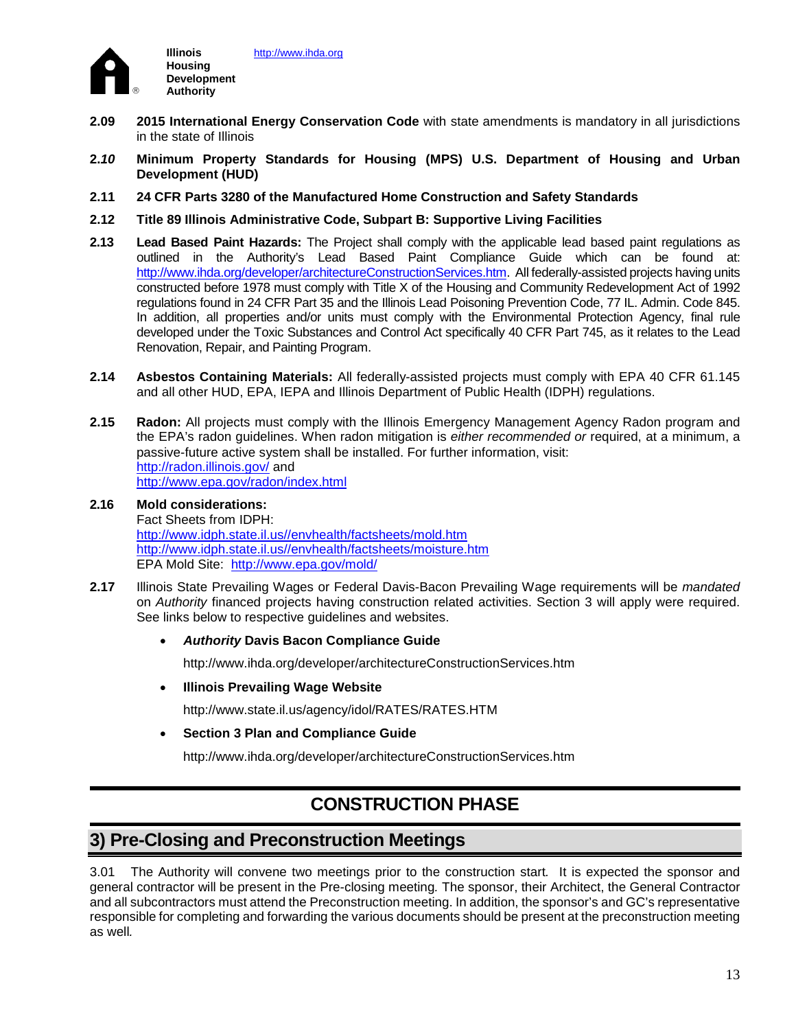**2.09** **2015 International Energy Conservation Code** with state amendments is mandatory in all jurisdictions in the state of Illinois

**2.*10*** **Minimum Property Standards for Housing (MPS) U.S. Department of Housing and Urban Development (HUD)**

**2.11** **24 CFR Parts 3280 of the Manufactured Home Construction and Safety Standards**

**2.12** **Title 89 Illinois Administrative Code, Subpart B: Supportive Living Facilities**

**2.13** **Lead Based Paint Hazards:** The Project shall comply with the applicable lead based paint regulations as outlined in the Authority's Lead Based Paint Compliance Guide which can be found at: http://www.ihda.org/developer/architectureConstructionServices.htm. All federally-assisted projects having units constructed before 1978 must comply with Title X of the Housing and Community Redevelopment Act of 1992 regulations found in 24 CFR Part 35 and the Illinois Lead Poisoning Prevention Code, 77 IL. Admin. Code 845. In addition, all properties and/or units must comply with the Environmental Protection Agency, final rule developed under the Toxic Substances and Control Act specifically 40 CFR Part 745, as it relates to the Lead Renovation, Repair, and Painting Program.

**2.14** **Asbestos Containing Materials:** All federally-assisted projects must comply with EPA 40 CFR 61.145 and all other HUD, EPA, IEPA and Illinois Department of Public Health (IDPH) regulations.

**2.15** **Radon:** All projects must comply with the Illinois Emergency Management Agency Radon program and the EPA's radon guidelines. When radon mitigation is *either recommended or* required, at a minimum, a passive-future active system shall be installed. For further information, visit:
http://radon.illinois.gov/ and
http://www.epa.gov/radon/index.html

**2.16** **Mold considerations:**
Fact Sheets from IDPH:
http://www.idph.state.il.us//envhealth/factsheets/mold.htm
http://www.idph.state.il.us//envhealth/factsheets/moisture.htm
EPA Mold Site: http://www.epa.gov/mold/

**2.17** Illinois State Prevailing Wages or Federal Davis-Bacon Prevailing Wage requirements will be *mandated* on *Authority* financed projects having construction related activities. Section 3 will apply were required. See links below to respective guidelines and websites.

- ***Authority*** **Davis Bacon Compliance Guide**

  http://www.ihda.org/developer/architectureConstructionServices.htm

- **Illinois Prevailing Wage Website**

  http://www.state.il.us/agency/idol/RATES/RATES.HTM

- **Section 3 Plan and Compliance Guide**

  http://www.ihda.org/developer/architectureConstructionServices.htm

# CONSTRUCTION PHASE

## 3) Pre-Closing and Preconstruction Meetings

3.01 The Authority will convene two meetings prior to the construction start. It is expected the sponsor and general contractor will be present in the Pre-closing meeting*.* The sponsor, their Architect, the General Contractor and all subcontractors must attend the Preconstruction meeting. In addition, the sponsor's and GC's representative responsible for completing and forwarding the various documents should be present at the preconstruction meeting as well*.*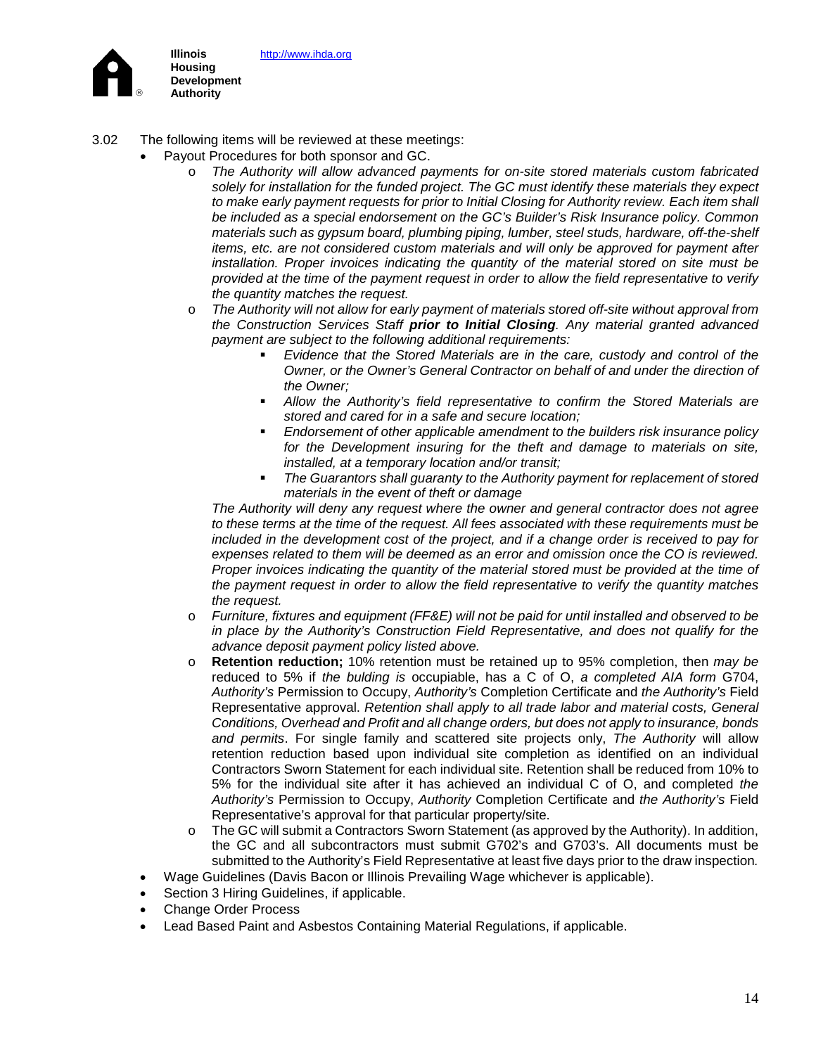3.02 The following items will be reviewed at these meetings:

- Payout Procedures for both sponsor and GC.
  - *The Authority will allow advanced payments for on-site stored materials custom fabricated solely for installation for the funded project. The GC must identify these materials they expect to make early payment requests for prior to Initial Closing for Authority review. Each item shall be included as a special endorsement on the GC's Builder's Risk Insurance policy. Common materials such as gypsum board, plumbing piping, lumber, steel studs, hardware, off-the-shelf items, etc. are not considered custom materials and will only be approved for payment after installation. Proper invoices indicating the quantity of the material stored on site must be provided at the time of the payment request in order to allow the field representative to verify the quantity matches the request.*
  - *The Authority will not allow for early payment of materials stored off-site without approval from the Construction Services Staff* ***prior to Initial Closing****. Any material granted advanced payment are subject to the following additional requirements:*
    - *Evidence that the Stored Materials are in the care, custody and control of the Owner, or the Owner's General Contractor on behalf of and under the direction of the Owner;*
    - *Allow the Authority's field representative to confirm the Stored Materials are stored and cared for in a safe and secure location;*
    - *Endorsement of other applicable amendment to the builders risk insurance policy for the Development insuring for the theft and damage to materials on site, installed, at a temporary location and/or transit;*
    - *The Guarantors shall guaranty to the Authority payment for replacement of stored materials in the event of theft or damage*

    *The Authority will deny any request where the owner and general contractor does not agree to these terms at the time of the request. All fees associated with these requirements must be included in the development cost of the project, and if a change order is received to pay for expenses related to them will be deemed as an error and omission once the CO is reviewed. Proper invoices indicating the quantity of the material stored must be provided at the time of the payment request in order to allow the field representative to verify the quantity matches the request.*
  - *Furniture, fixtures and equipment (FF&E) will not be paid for until installed and observed to be in place by the Authority's Construction Field Representative, and does not qualify for the advance deposit payment policy listed above.*
  - **Retention reduction;** 10% retention must be retained up to 95% completion, then *may be* reduced to 5% if *the bulding is* occupiable, has a C of O, *a completed AIA form* G704, *Authority's* Permission to Occupy, *Authority's* Completion Certificate and *the Authority's* Field Representative approval. *Retention shall apply to all trade labor and material costs, General Conditions, Overhead and Profit and all change orders, but does not apply to insurance, bonds and permits*. For single family and scattered site projects only, *The Authority* will allow retention reduction based upon individual site completion as identified on an individual Contractors Sworn Statement for each individual site. Retention shall be reduced from 10% to 5% for the individual site after it has achieved an individual C of O, and completed *the Authority's* Permission to Occupy, *Authority* Completion Certificate and *the Authority's* Field Representative's approval for that particular property/site.
  - The GC will submit a Contractors Sworn Statement (as approved by the Authority). In addition, the GC and all subcontractors must submit G702's and G703's. All documents must be submitted to the Authority's Field Representative at least five days prior to the draw inspection*.*
- Wage Guidelines (Davis Bacon or Illinois Prevailing Wage whichever is applicable).
- Section 3 Hiring Guidelines, if applicable.
- Change Order Process
- Lead Based Paint and Asbestos Containing Material Regulations, if applicable.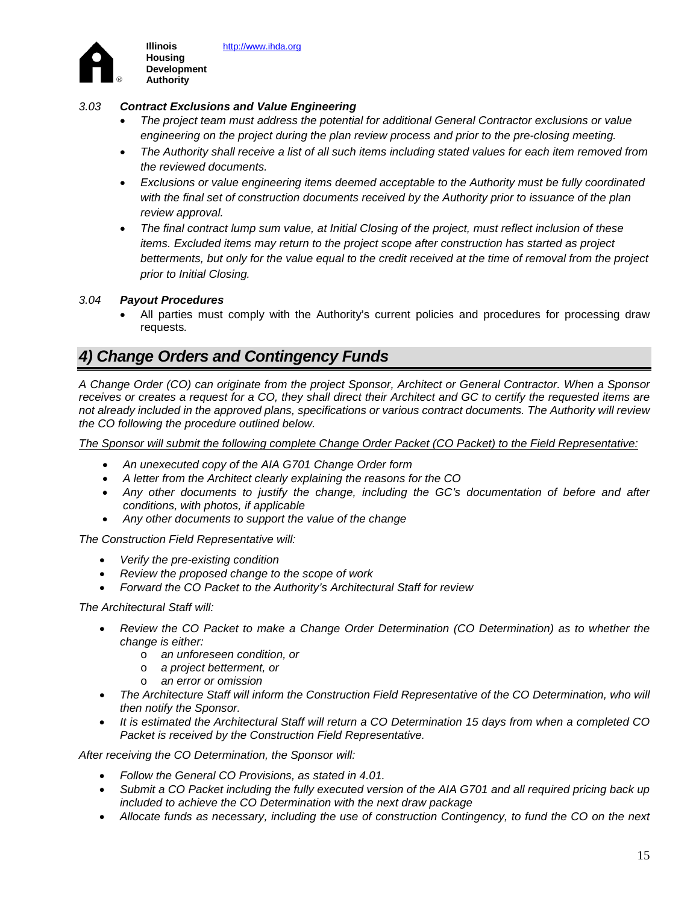3.03 ***Contract Exclusions and Value Engineering***

- *The project team must address the potential for additional General Contractor exclusions or value engineering on the project during the plan review process and prior to the pre-closing meeting.*
- *The Authority shall receive a list of all such items including stated values for each item removed from the reviewed documents.*
- *Exclusions or value engineering items deemed acceptable to the Authority must be fully coordinated with the final set of construction documents received by the Authority prior to issuance of the plan review approval.*
- *The final contract lump sum value, at Initial Closing of the project, must reflect inclusion of these items. Excluded items may return to the project scope after construction has started as project betterments, but only for the value equal to the credit received at the time of removal from the project prior to Initial Closing.*

3.04 ***Payout Procedures***

- All parties must comply with the Authority's current policies and procedures for processing draw requests.

## *4) Change Orders and Contingency Funds*

*A Change Order (CO) can originate from the project Sponsor, Architect or General Contractor. When a Sponsor receives or creates a request for a CO, they shall direct their Architect and GC to certify the requested items are not already included in the approved plans, specifications or various contract documents. The Authority will review the CO following the procedure outlined below.*

*<u>The Sponsor will submit the following complete Change Order Packet (CO Packet) to the Field Representative:</u>*

- *An unexecuted copy of the AIA G701 Change Order form*
- *A letter from the Architect clearly explaining the reasons for the CO*
- *Any other documents to justify the change, including the GC's documentation of before and after conditions, with photos, if applicable*
- *Any other documents to support the value of the change*

*The Construction Field Representative will:*

- *Verify the pre-existing condition*
- *Review the proposed change to the scope of work*
- *Forward the CO Packet to the Authority's Architectural Staff for review*

*The Architectural Staff will:*

- *Review the CO Packet to make a Change Order Determination (CO Determination) as to whether the change is either:*
  - *an unforeseen condition, or*
  - *a project betterment, or*
  - *an error or omission*
- *The Architecture Staff will inform the Construction Field Representative of the CO Determination, who will then notify the Sponsor.*
- *It is estimated the Architectural Staff will return a CO Determination 15 days from when a completed CO Packet is received by the Construction Field Representative.*

*After receiving the CO Determination, the Sponsor will:*

- *Follow the General CO Provisions, as stated in 4.01.*
- *Submit a CO Packet including the fully executed version of the AIA G701 and all required pricing back up included to achieve the CO Determination with the next draw package*
- *Allocate funds as necessary, including the use of construction Contingency, to fund the CO on the next*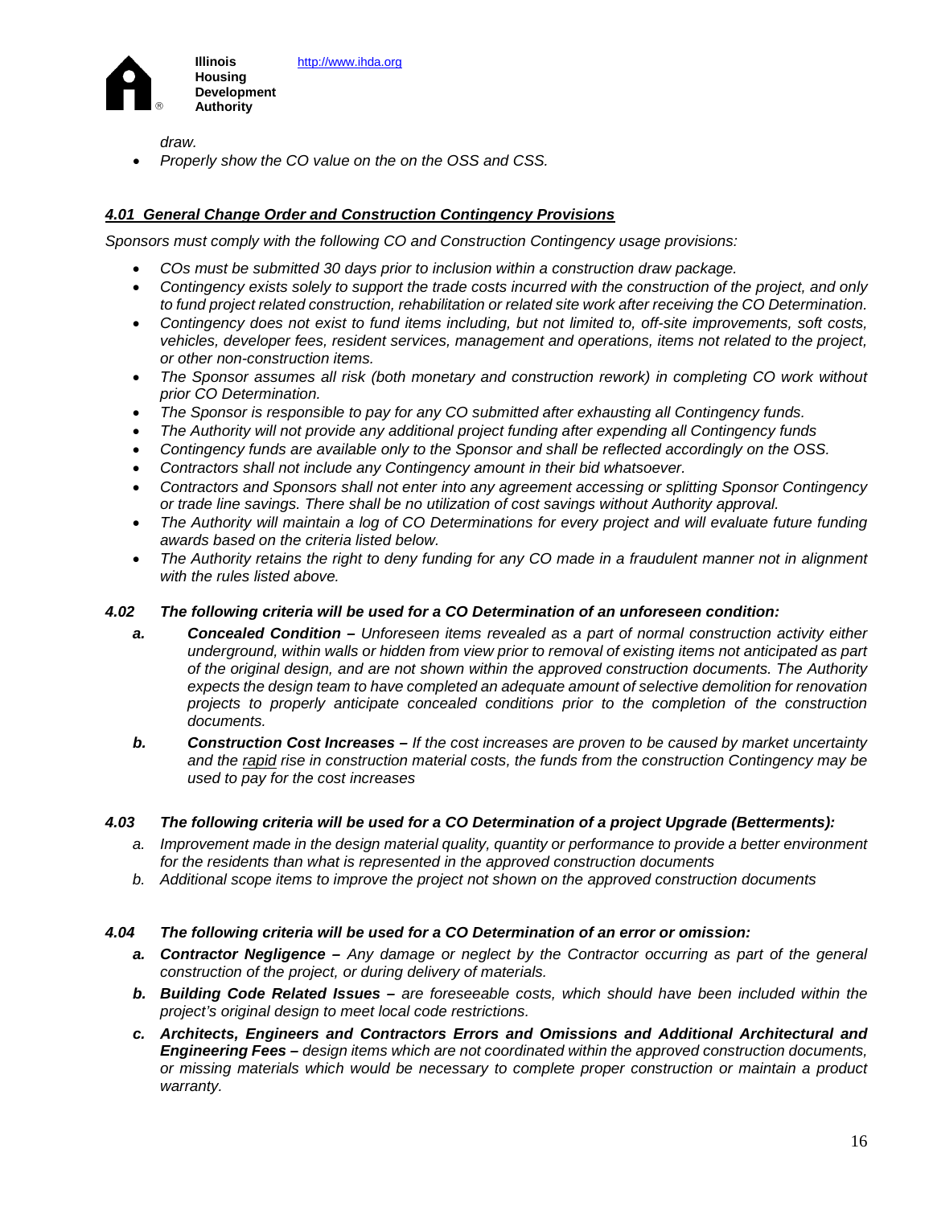*draw.*

- *Properly show the CO value on the on the OSS and CSS.*

### ***4.01 General Change Order and Construction Contingency Provisions***

*Sponsors must comply with the following CO and Construction Contingency usage provisions:*

- *COs must be submitted 30 days prior to inclusion within a construction draw package.*
- *Contingency exists solely to support the trade costs incurred with the construction of the project, and only to fund project related construction, rehabilitation or related site work after receiving the CO Determination.*
- *Contingency does not exist to fund items including, but not limited to, off-site improvements, soft costs, vehicles, developer fees, resident services, management and operations, items not related to the project, or other non-construction items.*
- *The Sponsor assumes all risk (both monetary and construction rework) in completing CO work without prior CO Determination.*
- *The Sponsor is responsible to pay for any CO submitted after exhausting all Contingency funds.*
- *The Authority will not provide any additional project funding after expending all Contingency funds*
- *Contingency funds are available only to the Sponsor and shall be reflected accordingly on the OSS.*
- *Contractors shall not include any Contingency amount in their bid whatsoever.*
- *Contractors and Sponsors shall not enter into any agreement accessing or splitting Sponsor Contingency or trade line savings. There shall be no utilization of cost savings without Authority approval.*
- *The Authority will maintain a log of CO Determinations for every project and will evaluate future funding awards based on the criteria listed below.*
- *The Authority retains the right to deny funding for any CO made in a fraudulent manner not in alignment with the rules listed above.*

### ***4.02 The following criteria will be used for a CO Determination of an unforeseen condition:***

**a.** ***Concealed Condition –*** *Unforeseen items revealed as a part of normal construction activity either underground, within walls or hidden from view prior to removal of existing items not anticipated as part of the original design, and are not shown within the approved construction documents. The Authority expects the design team to have completed an adequate amount of selective demolition for renovation projects to properly anticipate concealed conditions prior to the completion of the construction documents.*

**b.** ***Construction Cost Increases –*** *If the cost increases are proven to be caused by market uncertainty and the <u>rapid</u> rise in construction material costs, the funds from the construction Contingency may be used to pay for the cost increases*

### ***4.03 The following criteria will be used for a CO Determination of a project Upgrade (Betterments):***

*a. Improvement made in the design material quality, quantity or performance to provide a better environment for the residents than what is represented in the approved construction documents*

*b. Additional scope items to improve the project not shown on the approved construction documents*

### ***4.04 The following criteria will be used for a CO Determination of an error or omission:***

**a.** ***Contractor Negligence –*** *Any damage or neglect by the Contractor occurring as part of the general construction of the project, or during delivery of materials.*

**b.** ***Building Code Related Issues –*** *are foreseeable costs, which should have been included within the project's original design to meet local code restrictions.*

**c.** ***Architects, Engineers and Contractors Errors and Omissions and Additional Architectural and Engineering Fees –*** *design items which are not coordinated within the approved construction documents, or missing materials which would be necessary to complete proper construction or maintain a product warranty.*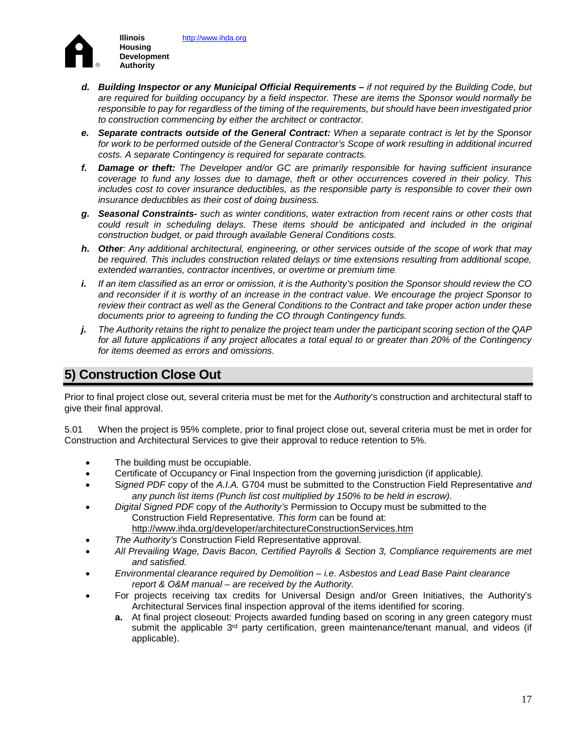- ***d. Building Inspector or any Municipal Official Requirements –** if not required by the Building Code, but are required for building occupancy by a field inspector. These are items the Sponsor would normally be responsible to pay for regardless of the timing of the requirements, but should have been investigated prior to construction commencing by either the architect or contractor.*
- ***e. Separate contracts outside of the General Contract:** When a separate contract is let by the Sponsor for work to be performed outside of the General Contractor's Scope of work resulting in additional incurred costs. A separate Contingency is required for separate contracts.*
- ***f. Damage or theft:** The Developer and/or GC are primarily responsible for having sufficient insurance coverage to fund any losses due to damage, theft or other occurrences covered in their policy. This includes cost to cover insurance deductibles, as the responsible party is responsible to cover their own insurance deductibles as their cost of doing business.*
- ***g. Seasonal Constraints-** such as winter conditions, water extraction from recent rains or other costs that could result in scheduling delays. These items should be anticipated and included in the original construction budget, or paid through available General Conditions costs.*
- ***h. Other**: Any additional architectural, engineering, or other services outside of the scope of work that may be required. This includes construction related delays or time extensions resulting from additional scope, extended warranties, contractor incentives, or overtime or premium time.*
- ***i.** If an item classified as an error or omission, it is the Authority's position the Sponsor should review the CO and reconsider if it is worthy of an increase in the contract value. We encourage the project Sponsor to review their contract as well as the General Conditions to the Contract and take proper action under these documents prior to agreeing to funding the CO through Contingency funds.*
- ***j.** The Authority retains the right to penalize the project team under the participant scoring section of the QAP for all future applications if any project allocates a total equal to or greater than 20% of the Contingency for items deemed as errors and omissions.*

## 5) Construction Close Out

Prior to final project close out, several criteria must be met for the *Authority*'s construction and architectural staff to give their final approval.

5.01 When the project is 95% complete, prior to final project close out, several criteria must be met in order for Construction and Architectural Services to give their approval to reduce retention to 5%.

- The building must be occupiable.
- Certificate of Occupancy or Final Inspection from the governing jurisdiction (if applicable*).*
- S*igned PDF* copy of the *A.I.A.* G704 must be submitted to the Construction Field Representative *and any punch list items (Punch list cost multiplied by 150% to be held in escrow).*
- *Digital Signed PDF* copy of *the Authority's* Permission to Occupy must be submitted to the Construction Field Representative. *This form* can be found at: http://www.ihda.org/developer/architectureConstructionServices.htm
- *The Authority's* Construction Field Representative approval.
- *All Prevailing Wage, Davis Bacon, Certified Payrolls & Section 3, Compliance requirements are met and satisfied.*
- *Environmental clearance required by Demolition – i.e. Asbestos and Lead Base Paint clearance report & O&M manual – are received by the Authority.*
- For projects receiving tax credits for Universal Design and/or Green Initiatives, the Authority's Architectural Services final inspection approval of the items identified for scoring.
  - **a.** At final project closeout: Projects awarded funding based on scoring in any green category must submit the applicable 3rd party certification, green maintenance/tenant manual, and videos (if applicable).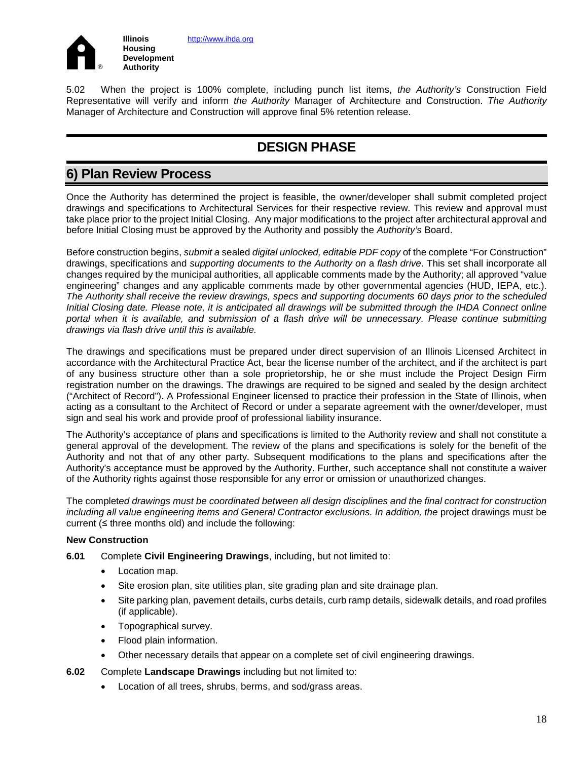5.02 When the project is 100% complete, including punch list items, *the Authority's* Construction Field Representative will verify and inform *the Authority* Manager of Architecture and Construction. *The Authority* Manager of Architecture and Construction will approve final 5% retention release.

# DESIGN PHASE

## 6) Plan Review Process

Once the Authority has determined the project is feasible, the owner/developer shall submit completed project drawings and specifications to Architectural Services for their respective review. This review and approval must take place prior to the project Initial Closing. Any major modifications to the project after architectural approval and before Initial Closing must be approved by the Authority and possibly the *Authority's* Board.

Before construction begins, *submit a* sealed *digital unlocked, editable PDF copy* of the complete "For Construction" drawings, specifications and *supporting documents to the Authority on* a *flash drive*. This set shall incorporate all changes required by the municipal authorities, all applicable comments made by the Authority; all approved "value engineering" changes and any applicable comments made by other governmental agencies (HUD, IEPA, etc.). *The Authority shall receive the review drawings, specs and supporting documents 60 days prior to the scheduled Initial Closing date. Please note, it is anticipated all drawings will be submitted through the IHDA Connect online portal when it is available, and submission of a flash drive will be unnecessary. Please continue submitting drawings via flash drive until this is available.*

The drawings and specifications must be prepared under direct supervision of an Illinois Licensed Architect in accordance with the Architectural Practice Act, bear the license number of the architect, and if the architect is part of any business structure other than a sole proprietorship, he or she must include the Project Design Firm registration number on the drawings. The drawings are required to be signed and sealed by the design architect ("Architect of Record"). A Professional Engineer licensed to practice their profession in the State of Illinois, when acting as a consultant to the Architect of Record or under a separate agreement with the owner/developer, must sign and seal his work and provide proof of professional liability insurance.

The Authority's acceptance of plans and specifications is limited to the Authority review and shall not constitute a general approval of the development. The review of the plans and specifications is solely for the benefit of the Authority and not that of any other party. Subsequent modifications to the plans and specifications after the Authority's acceptance must be approved by the Authority. Further, such acceptance shall not constitute a waiver of the Authority rights against those responsible for any error or omission or unauthorized changes.

The complete*d drawings must be coordinated between all design disciplines and the final contract for construction including all value engineering items and General Contractor exclusions. In addition, the* project drawings must be current (≤ three months old) and include the following:

**New Construction**

**6.01** Complete **Civil Engineering Drawings**, including, but not limited to:

- Location map.
- Site erosion plan, site utilities plan, site grading plan and site drainage plan.
- Site parking plan, pavement details, curbs details, curb ramp details, sidewalk details, and road profiles (if applicable).
- Topographical survey.
- Flood plain information.
- Other necessary details that appear on a complete set of civil engineering drawings.

**6.02** Complete **Landscape Drawings** including but not limited to:

- Location of all trees, shrubs, berms, and sod/grass areas.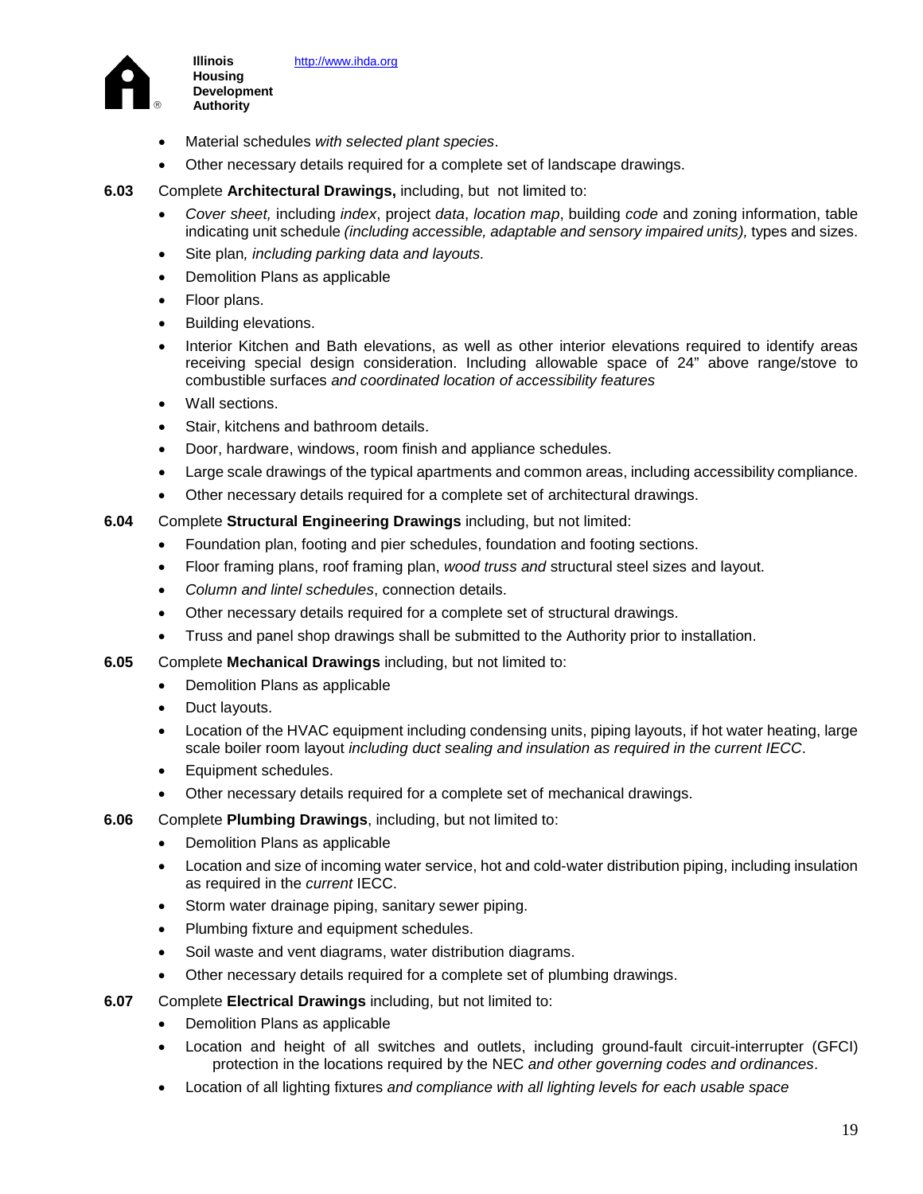- Material schedules *with selected plant species*.
- Other necessary details required for a complete set of landscape drawings.

**6.03** Complete **Architectural Drawings,** including, but not limited to:

- *Cover sheet,* including *index*, project *data*, *location map*, building *code* and zoning information, table indicating unit schedule *(including accessible, adaptable and sensory impaired units),* types and sizes.
- Site plan*, including parking data and layouts.*
- Demolition Plans as applicable
- Floor plans.
- Building elevations.
- Interior Kitchen and Bath elevations, as well as other interior elevations required to identify areas receiving special design consideration. Including allowable space of 24" above range/stove to combustible surfaces *and coordinated location of accessibility features*
- Wall sections.
- Stair, kitchens and bathroom details.
- Door, hardware, windows, room finish and appliance schedules.
- Large scale drawings of the typical apartments and common areas, including accessibility compliance.
- Other necessary details required for a complete set of architectural drawings.

**6.04** Complete **Structural Engineering Drawings** including, but not limited:

- Foundation plan, footing and pier schedules, foundation and footing sections.
- Floor framing plans, roof framing plan, *wood truss and* structural steel sizes and layout.
- *Column and lintel schedules*, connection details.
- Other necessary details required for a complete set of structural drawings.
- Truss and panel shop drawings shall be submitted to the Authority prior to installation.

**6.05** Complete **Mechanical Drawings** including, but not limited to:

- Demolition Plans as applicable
- Duct layouts.
- Location of the HVAC equipment including condensing units, piping layouts, if hot water heating, large scale boiler room layout *including duct sealing and insulation as required in the current IECC*.
- Equipment schedules.
- Other necessary details required for a complete set of mechanical drawings.

**6.06** Complete **Plumbing Drawings**, including, but not limited to:

- Demolition Plans as applicable
- Location and size of incoming water service, hot and cold-water distribution piping, including insulation as required in the *current* IECC.
- Storm water drainage piping, sanitary sewer piping.
- Plumbing fixture and equipment schedules.
- Soil waste and vent diagrams, water distribution diagrams.
- Other necessary details required for a complete set of plumbing drawings.

**6.07** Complete **Electrical Drawings** including, but not limited to:

- Demolition Plans as applicable
- Location and height of all switches and outlets, including ground-fault circuit-interrupter (GFCI) protection in the locations required by the NEC *and other governing codes and ordinances*.
- Location of all lighting fixtures *and compliance with all lighting levels for each usable space*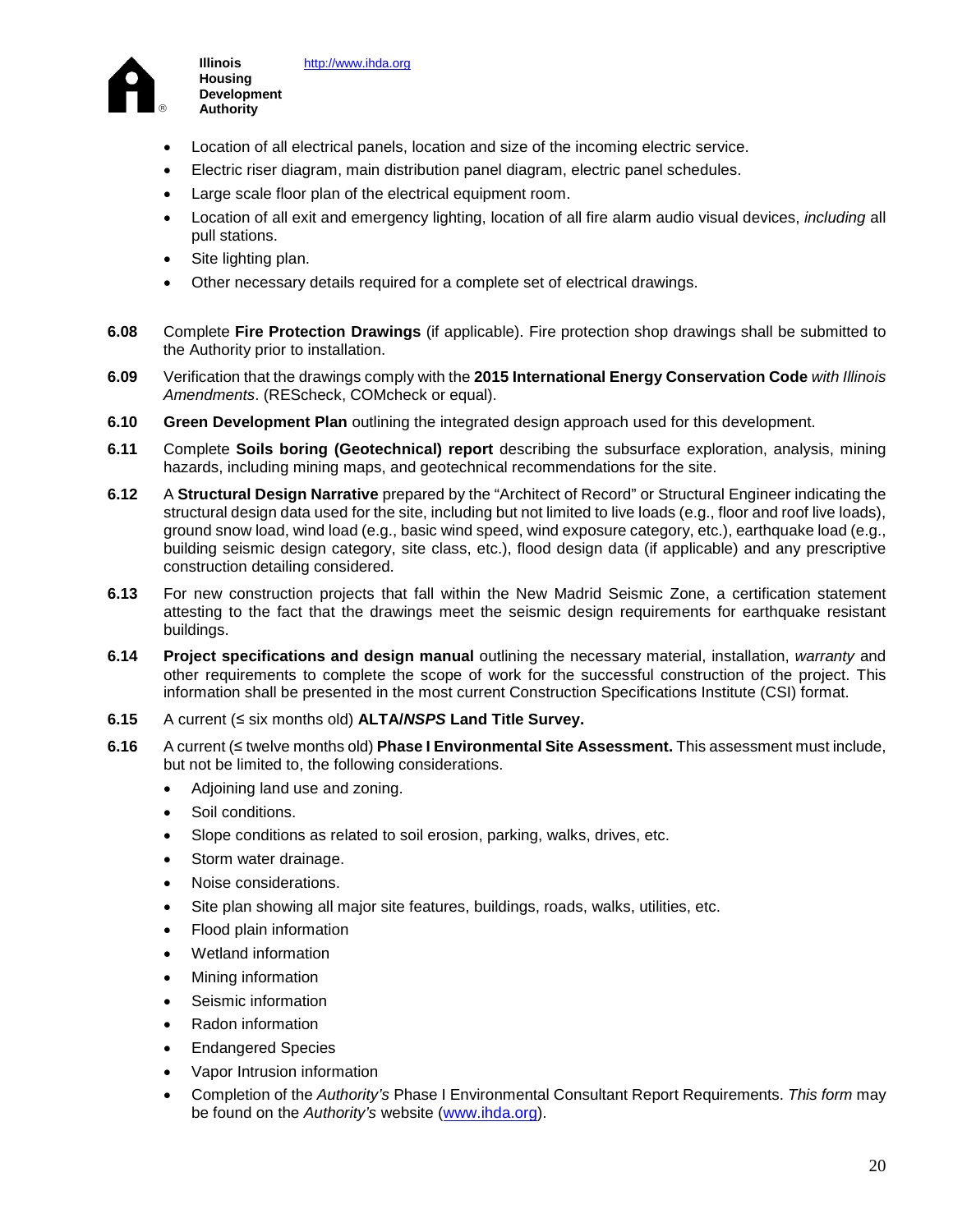- Location of all electrical panels, location and size of the incoming electric service.
- Electric riser diagram, main distribution panel diagram, electric panel schedules.
- Large scale floor plan of the electrical equipment room.
- Location of all exit and emergency lighting, location of all fire alarm audio visual devices, *including* all pull stations.
- Site lighting plan.
- Other necessary details required for a complete set of electrical drawings.

**6.08** Complete **Fire Protection Drawings** (if applicable). Fire protection shop drawings shall be submitted to the Authority prior to installation.

**6.09** Verification that the drawings comply with the **2015 International Energy Conservation Code** *with Illinois Amendments*. (REScheck, COMcheck or equal).

**6.10** **Green Development Plan** outlining the integrated design approach used for this development.

**6.11** Complete **Soils boring (Geotechnical) report** describing the subsurface exploration, analysis, mining hazards, including mining maps, and geotechnical recommendations for the site.

**6.12** A **Structural Design Narrative** prepared by the “Architect of Record” or Structural Engineer indicating the structural design data used for the site, including but not limited to live loads (e.g., floor and roof live loads), ground snow load, wind load (e.g., basic wind speed, wind exposure category, etc.), earthquake load (e.g., building seismic design category, site class, etc.), flood design data (if applicable) and any prescriptive construction detailing considered.

**6.13** For new construction projects that fall within the New Madrid Seismic Zone, a certification statement attesting to the fact that the drawings meet the seismic design requirements for earthquake resistant buildings.

**6.14** **Project specifications and design manual** outlining the necessary material, installation, *warranty* and other requirements to complete the scope of work for the successful construction of the project. This information shall be presented in the most current Construction Specifications Institute (CSI) format.

**6.15** A current (≤ six months old) **ALTA/*NSPS* Land Title Survey.**

**6.16** A current (≤ twelve months old) **Phase I Environmental Site Assessment.** This assessment must include, but not be limited to, the following considerations.

- Adjoining land use and zoning.
- Soil conditions.
- Slope conditions as related to soil erosion, parking, walks, drives, etc.
- Storm water drainage.
- Noise considerations.
- Site plan showing all major site features, buildings, roads, walks, utilities, etc.
- Flood plain information
- Wetland information
- Mining information
- Seismic information
- Radon information
- Endangered Species
- Vapor Intrusion information
- Completion of the *Authority's* Phase I Environmental Consultant Report Requirements. *This form* may be found on the *Authority's* website (www.ihda.org).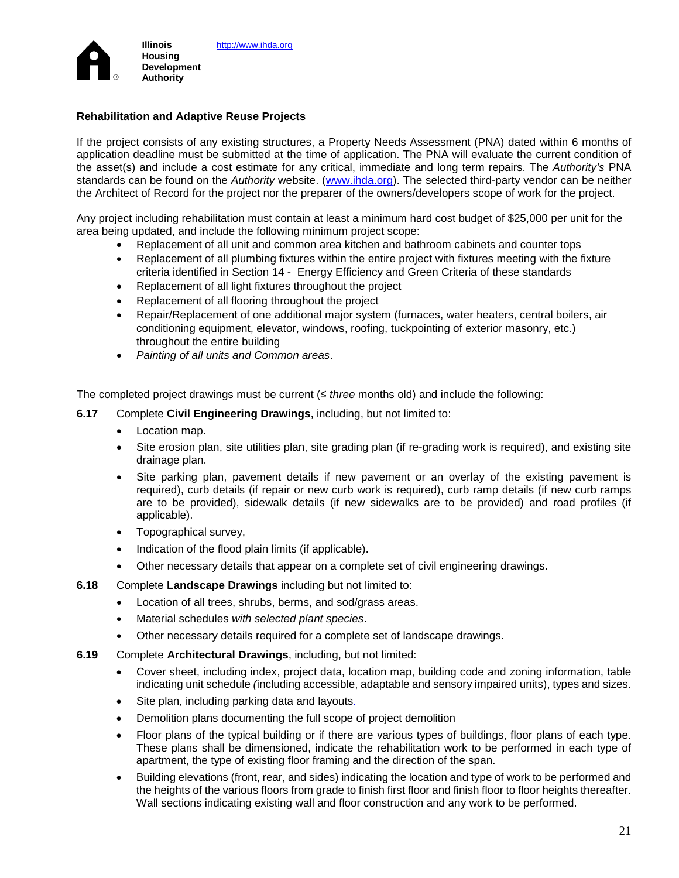## Rehabilitation and Adaptive Reuse Projects

If the project consists of any existing structures, a Property Needs Assessment (PNA) dated within 6 months of application deadline must be submitted at the time of application. The PNA will evaluate the current condition of the asset(s) and include a cost estimate for any critical, immediate and long term repairs. The *Authority's* PNA standards can be found on the *Authority* website. (www.ihda.org). The selected third-party vendor can be neither the Architect of Record for the project nor the preparer of the owners/developers scope of work for the project.

Any project including rehabilitation must contain at least a minimum hard cost budget of $25,000 per unit for the area being updated, and include the following minimum project scope:

- Replacement of all unit and common area kitchen and bathroom cabinets and counter tops
- Replacement of all plumbing fixtures within the entire project with fixtures meeting with the fixture criteria identified in Section 14 - Energy Efficiency and Green Criteria of these standards
- Replacement of all light fixtures throughout the project
- Replacement of all flooring throughout the project
- Repair/Replacement of one additional major system (furnaces, water heaters, central boilers, air conditioning equipment, elevator, windows, roofing, tuckpointing of exterior masonry, etc.) throughout the entire building
- *Painting of all units and Common areas*.

The completed project drawings must be current (≤ *three* months old) and include the following:

**6.17** Complete **Civil Engineering Drawings**, including, but not limited to:

- Location map.
- Site erosion plan, site utilities plan, site grading plan (if re-grading work is required), and existing site drainage plan.
- Site parking plan, pavement details if new pavement or an overlay of the existing pavement is required), curb details (if repair or new curb work is required), curb ramp details (if new curb ramps are to be provided), sidewalk details (if new sidewalks are to be provided) and road profiles (if applicable).
- Topographical survey,
- Indication of the flood plain limits (if applicable).
- Other necessary details that appear on a complete set of civil engineering drawings.

**6.18** Complete **Landscape Drawings** including but not limited to:

- Location of all trees, shrubs, berms, and sod/grass areas.
- Material schedules *with selected plant species*.
- Other necessary details required for a complete set of landscape drawings.

**6.19** Complete **Architectural Drawings**, including, but not limited:

- Cover sheet, including index, project data, location map, building code and zoning information, table indicating unit schedule *(*including accessible, adaptable and sensory impaired units), types and sizes.
- Site plan, including parking data and layouts.
- Demolition plans documenting the full scope of project demolition
- Floor plans of the typical building or if there are various types of buildings, floor plans of each type. These plans shall be dimensioned, indicate the rehabilitation work to be performed in each type of apartment, the type of existing floor framing and the direction of the span.
- Building elevations (front, rear, and sides) indicating the location and type of work to be performed and the heights of the various floors from grade to finish first floor and finish floor to floor heights thereafter. Wall sections indicating existing wall and floor construction and any work to be performed.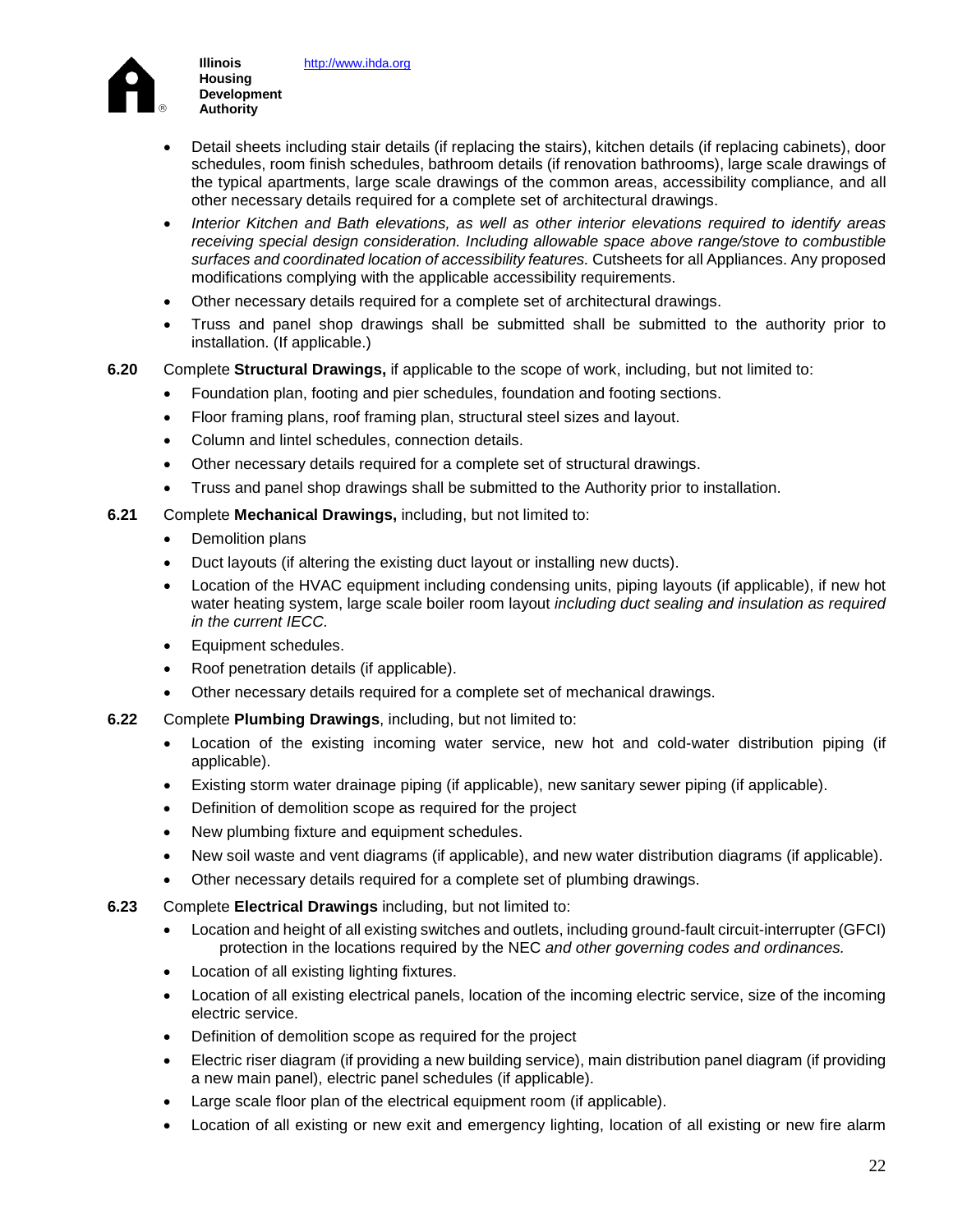- Detail sheets including stair details (if replacing the stairs), kitchen details (if replacing cabinets), door schedules, room finish schedules, bathroom details (if renovation bathrooms), large scale drawings of the typical apartments, large scale drawings of the common areas, accessibility compliance, and all other necessary details required for a complete set of architectural drawings.
- *Interior Kitchen and Bath elevations, as well as other interior elevations required to identify areas receiving special design consideration. Including allowable space above range/stove to combustible surfaces and coordinated location of accessibility features.* Cutsheets for all Appliances. Any proposed modifications complying with the applicable accessibility requirements.
- Other necessary details required for a complete set of architectural drawings.
- Truss and panel shop drawings shall be submitted shall be submitted to the authority prior to installation. (If applicable.)

**6.20** Complete **Structural Drawings,** if applicable to the scope of work, including, but not limited to:

- Foundation plan, footing and pier schedules, foundation and footing sections.
- Floor framing plans, roof framing plan, structural steel sizes and layout.
- Column and lintel schedules, connection details.
- Other necessary details required for a complete set of structural drawings.
- Truss and panel shop drawings shall be submitted to the Authority prior to installation.

**6.21** Complete **Mechanical Drawings,** including, but not limited to:

- Demolition plans
- Duct layouts (if altering the existing duct layout or installing new ducts).
- Location of the HVAC equipment including condensing units, piping layouts (if applicable), if new hot water heating system, large scale boiler room layout *including duct sealing and insulation as required in the current IECC.*
- Equipment schedules.
- Roof penetration details (if applicable).
- Other necessary details required for a complete set of mechanical drawings.

**6.22** Complete **Plumbing Drawings**, including, but not limited to:

- Location of the existing incoming water service, new hot and cold-water distribution piping (if applicable).
- Existing storm water drainage piping (if applicable), new sanitary sewer piping (if applicable).
- Definition of demolition scope as required for the project
- New plumbing fixture and equipment schedules.
- New soil waste and vent diagrams (if applicable), and new water distribution diagrams (if applicable).
- Other necessary details required for a complete set of plumbing drawings.

**6.23** Complete **Electrical Drawings** including, but not limited to:

- Location and height of all existing switches and outlets, including ground-fault circuit-interrupter (GFCI) protection in the locations required by the NEC *and other governing codes and ordinances.*
- Location of all existing lighting fixtures.
- Location of all existing electrical panels, location of the incoming electric service, size of the incoming electric service.
- Definition of demolition scope as required for the project
- Electric riser diagram (if providing a new building service), main distribution panel diagram (if providing a new main panel), electric panel schedules (if applicable).
- Large scale floor plan of the electrical equipment room (if applicable).
- Location of all existing or new exit and emergency lighting, location of all existing or new fire alarm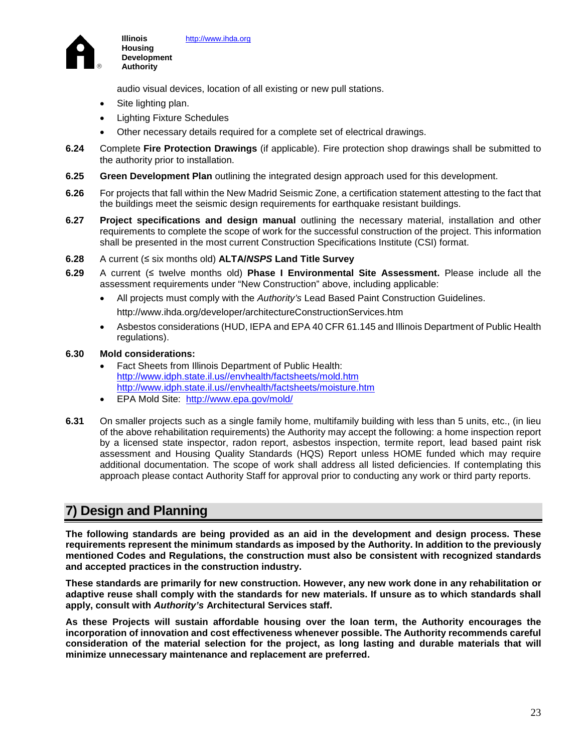audio visual devices, location of all existing or new pull stations.

- Site lighting plan.
- Lighting Fixture Schedules
- Other necessary details required for a complete set of electrical drawings.

**6.24** Complete **Fire Protection Drawings** (if applicable). Fire protection shop drawings shall be submitted to the authority prior to installation.

**6.25** **Green Development Plan** outlining the integrated design approach used for this development.

**6.26** For projects that fall within the New Madrid Seismic Zone, a certification statement attesting to the fact that the buildings meet the seismic design requirements for earthquake resistant buildings.

**6.27** **Project specifications and design manual** outlining the necessary material, installation and other requirements to complete the scope of work for the successful construction of the project. This information shall be presented in the most current Construction Specifications Institute (CSI) format.

**6.28** A current (≤ six months old) **ALTA/*NSPS* Land Title Survey**

**6.29** A current (≤ twelve months old) **Phase I Environmental Site Assessment.** Please include all the assessment requirements under "New Construction" above, including applicable:

- All projects must comply with the *Authority's* Lead Based Paint Construction Guidelines. http://www.ihda.org/developer/architectureConstructionServices.htm
- Asbestos considerations (HUD, IEPA and EPA 40 CFR 61.145 and Illinois Department of Public Health regulations).

**6.30** **Mold considerations:**

- Fact Sheets from Illinois Department of Public Health:
  http://www.idph.state.il.us//envhealth/factsheets/mold.htm
  http://www.idph.state.il.us//envhealth/factsheets/moisture.htm
- EPA Mold Site: http://www.epa.gov/mold/

**6.31** On smaller projects such as a single family home, multifamily building with less than 5 units, etc., (in lieu of the above rehabilitation requirements) the Authority may accept the following: a home inspection report by a licensed state inspector, radon report, asbestos inspection, termite report, lead based paint risk assessment and Housing Quality Standards (HQS) Report unless HOME funded which may require additional documentation. The scope of work shall address all listed deficiencies. If contemplating this approach please contact Authority Staff for approval prior to conducting any work or third party reports.

## 7) Design and Planning

**The following standards are being provided as an aid in the development and design process. These requirements represent the minimum standards as imposed by the Authority. In addition to the previously mentioned Codes and Regulations, the construction must also be consistent with recognized standards and accepted practices in the construction industry.**

**These standards are primarily for new construction. However, any new work done in any rehabilitation or adaptive reuse shall comply with the standards for new materials. If unsure as to which standards shall apply, consult with *Authority's* Architectural Services staff.**

**As these Projects will sustain affordable housing over the loan term, the Authority encourages the incorporation of innovation and cost effectiveness whenever possible. The Authority recommends careful consideration of the material selection for the project, as long lasting and durable materials that will minimize unnecessary maintenance and replacement are preferred.**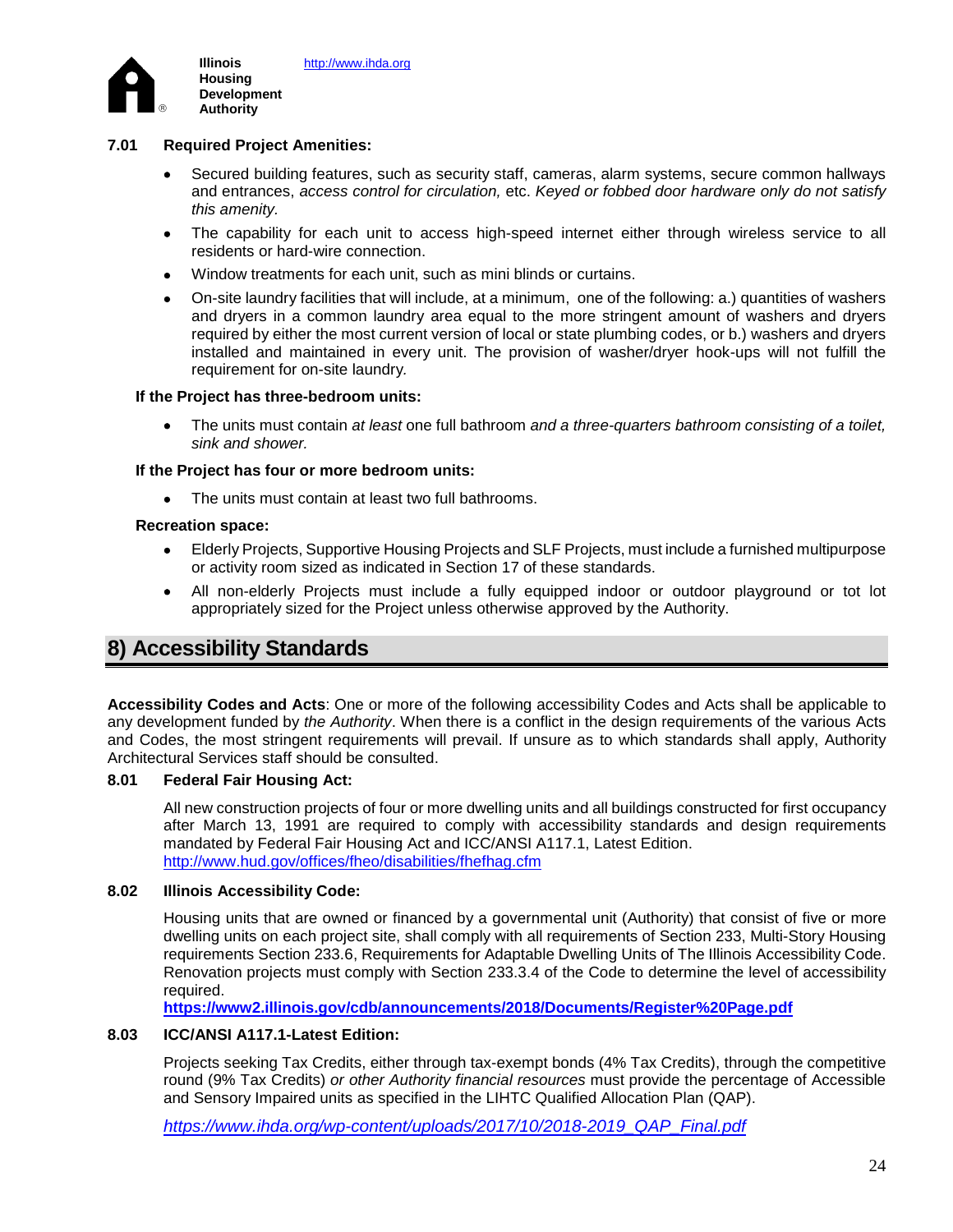**7.01 Required Project Amenities:**

- Secured building features, such as security staff, cameras, alarm systems, secure common hallways and entrances, *access control for circulation,* etc. *Keyed or fobbed door hardware only do not satisfy this amenity.*
- The capability for each unit to access high-speed internet either through wireless service to all residents or hard-wire connection.
- Window treatments for each unit, such as mini blinds or curtains.
- On-site laundry facilities that will include, at a minimum, one of the following: a.) quantities of washers and dryers in a common laundry area equal to the more stringent amount of washers and dryers required by either the most current version of local or state plumbing codes, or b.) washers and dryers installed and maintained in every unit. The provision of washer/dryer hook-ups will not fulfill the requirement for on-site laundry*.*

**If the Project has three-bedroom units:**

- The units must contain *at least* one full bathroom *and a three-quarters bathroom consisting of a toilet, sink and shower.*

**If the Project has four or more bedroom units:**

- The units must contain at least two full bathrooms.

**Recreation space:**

- Elderly Projects, Supportive Housing Projects and SLF Projects, must include a furnished multipurpose or activity room sized as indicated in Section 17 of these standards.
- All non-elderly Projects must include a fully equipped indoor or outdoor playground or tot lot appropriately sized for the Project unless otherwise approved by the Authority.

## 8) Accessibility Standards

**Accessibility Codes and Acts**: One or more of the following accessibility Codes and Acts shall be applicable to any development funded by *the Authority*. When there is a conflict in the design requirements of the various Acts and Codes, the most stringent requirements will prevail. If unsure as to which standards shall apply, Authority Architectural Services staff should be consulted.

**8.01 Federal Fair Housing Act:**

All new construction projects of four or more dwelling units and all buildings constructed for first occupancy after March 13, 1991 are required to comply with accessibility standards and design requirements mandated by Federal Fair Housing Act and ICC/ANSI A117.1, Latest Edition.
http://www.hud.gov/offices/fheo/disabilities/fhefhag.cfm

**8.02 Illinois Accessibility Code:**

Housing units that are owned or financed by a governmental unit (Authority) that consist of five or more dwelling units on each project site, shall comply with all requirements of Section 233, Multi-Story Housing requirements Section 233.6, Requirements for Adaptable Dwelling Units of The Illinois Accessibility Code. Renovation projects must comply with Section 233.3.4 of the Code to determine the level of accessibility required.
**https://www2.illinois.gov/cdb/announcements/2018/Documents/Register%20Page.pdf**

**8.03 ICC/ANSI A117.1-Latest Edition:**

Projects seeking Tax Credits, either through tax-exempt bonds (4% Tax Credits), through the competitive round (9% Tax Credits) *or other Authority financial resources* must provide the percentage of Accessible and Sensory Impaired units as specified in the LIHTC Qualified Allocation Plan (QAP).

*https://www.ihda.org/wp-content/uploads/2017/10/2018-2019_QAP_Final.pdf*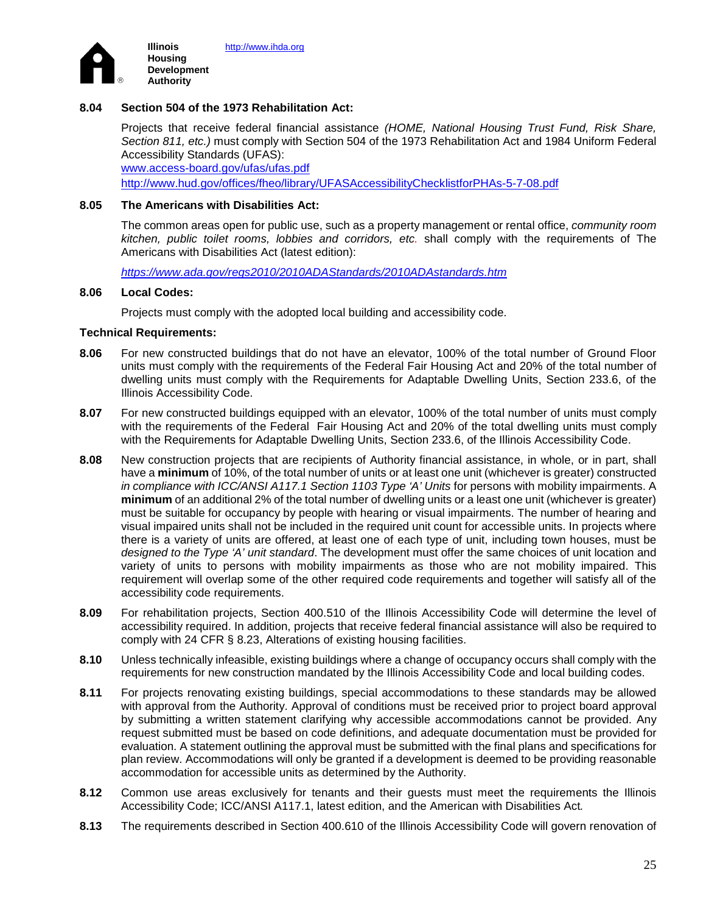**8.04 Section 504 of the 1973 Rehabilitation Act:**

Projects that receive federal financial assistance *(HOME, National Housing Trust Fund, Risk Share, Section 811, etc.)* must comply with Section 504 of the 1973 Rehabilitation Act and 1984 Uniform Federal Accessibility Standards (UFAS):
www.access-board.gov/ufas/ufas.pdf
http://www.hud.gov/offices/fheo/library/UFASAccessibilityChecklistforPHAs-5-7-08.pdf

**8.05 The Americans with Disabilities Act:**

The common areas open for public use, such as a property management or rental office, *community room kitchen, public toilet rooms, lobbies and corridors, etc.* shall comply with the requirements of The Americans with Disabilities Act (latest edition):

*https://www.ada.gov/regs2010/2010ADAStandards/2010ADAstandards.htm*

**8.06 Local Codes:**

Projects must comply with the adopted local building and accessibility code.

**Technical Requirements:**

**8.06** For new constructed buildings that do not have an elevator, 100% of the total number of Ground Floor units must comply with the requirements of the Federal Fair Housing Act and 20% of the total number of dwelling units must comply with the Requirements for Adaptable Dwelling Units, Section 233.6, of the Illinois Accessibility Code.

**8.07** For new constructed buildings equipped with an elevator, 100% of the total number of units must comply with the requirements of the Federal Fair Housing Act and 20% of the total dwelling units must comply with the Requirements for Adaptable Dwelling Units, Section 233.6, of the Illinois Accessibility Code.

**8.08** New construction projects that are recipients of Authority financial assistance, in whole, or in part, shall have a **minimum** of 10%, of the total number of units or at least one unit (whichever is greater) constructed *in compliance with ICC/ANSI A117.1 Section 1103 Type 'A' Units* for persons with mobility impairments. A **minimum** of an additional 2% of the total number of dwelling units or a least one unit (whichever is greater) must be suitable for occupancy by people with hearing or visual impairments. The number of hearing and visual impaired units shall not be included in the required unit count for accessible units. In projects where there is a variety of units are offered, at least one of each type of unit, including town houses, must be *designed to the Type 'A' unit standard*. The development must offer the same choices of unit location and variety of units to persons with mobility impairments as those who are not mobility impaired. This requirement will overlap some of the other required code requirements and together will satisfy all of the accessibility code requirements.

**8.09** For rehabilitation projects, Section 400.510 of the Illinois Accessibility Code will determine the level of accessibility required. In addition, projects that receive federal financial assistance will also be required to comply with 24 CFR § 8.23, Alterations of existing housing facilities.

**8.10** Unless technically infeasible, existing buildings where a change of occupancy occurs shall comply with the requirements for new construction mandated by the Illinois Accessibility Code and local building codes.

**8.11** For projects renovating existing buildings, special accommodations to these standards may be allowed with approval from the Authority. Approval of conditions must be received prior to project board approval by submitting a written statement clarifying why accessible accommodations cannot be provided. Any request submitted must be based on code definitions, and adequate documentation must be provided for evaluation. A statement outlining the approval must be submitted with the final plans and specifications for plan review. Accommodations will only be granted if a development is deemed to be providing reasonable accommodation for accessible units as determined by the Authority.

**8.12** Common use areas exclusively for tenants and their guests must meet the requirements the Illinois Accessibility Code; ICC/ANSI A117.1, latest edition, and the American with Disabilities Act.

**8.13** The requirements described in Section 400.610 of the Illinois Accessibility Code will govern renovation of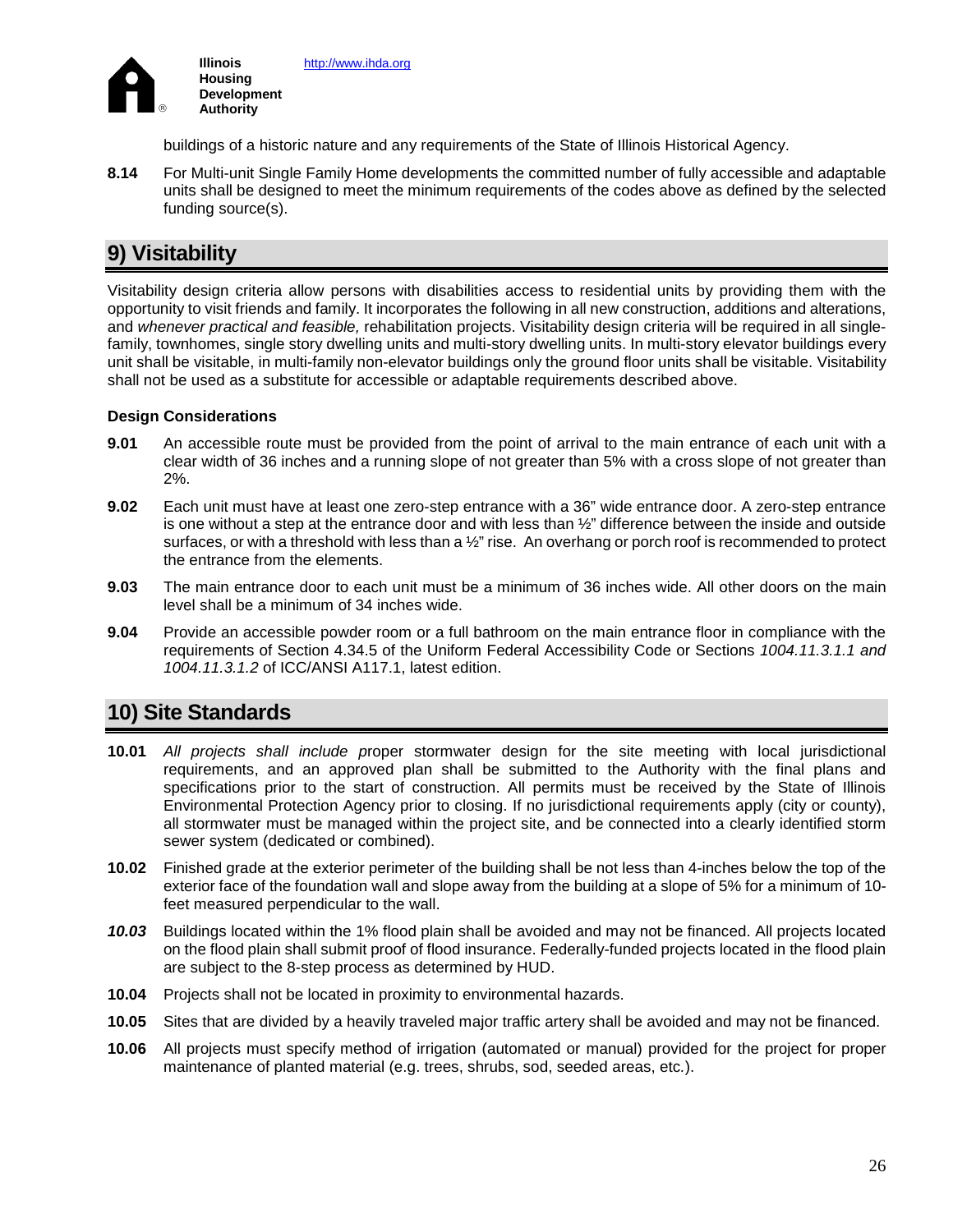buildings of a historic nature and any requirements of the State of Illinois Historical Agency.

**8.14** For Multi-unit Single Family Home developments the committed number of fully accessible and adaptable units shall be designed to meet the minimum requirements of the codes above as defined by the selected funding source(s).

## 9) Visitability

Visitability design criteria allow persons with disabilities access to residential units by providing them with the opportunity to visit friends and family. It incorporates the following in all new construction, additions and alterations, and *whenever practical and feasible,* rehabilitation projects. Visitability design criteria will be required in all single-family, townhomes, single story dwelling units and multi-story dwelling units. In multi-story elevator buildings every unit shall be visitable, in multi-family non-elevator buildings only the ground floor units shall be visitable. Visitability shall not be used as a substitute for accessible or adaptable requirements described above.

**Design Considerations**

**9.01** An accessible route must be provided from the point of arrival to the main entrance of each unit with a clear width of 36 inches and a running slope of not greater than 5% with a cross slope of not greater than 2%.

**9.02** Each unit must have at least one zero-step entrance with a 36" wide entrance door. A zero-step entrance is one without a step at the entrance door and with less than ½" difference between the inside and outside surfaces, or with a threshold with less than a ½" rise. An overhang or porch roof is recommended to protect the entrance from the elements.

**9.03** The main entrance door to each unit must be a minimum of 36 inches wide. All other doors on the main level shall be a minimum of 34 inches wide.

**9.04** Provide an accessible powder room or a full bathroom on the main entrance floor in compliance with the requirements of Section 4.34.5 of the Uniform Federal Accessibility Code or Sections *1004.11.3.1.1 and 1004.11.3.1.2* of ICC/ANSI A117.1, latest edition.

## 10) Site Standards

**10.01** *All projects shall include p*roper stormwater design for the site meeting with local jurisdictional requirements, and an approved plan shall be submitted to the Authority with the final plans and specifications prior to the start of construction. All permits must be received by the State of Illinois Environmental Protection Agency prior to closing. If no jurisdictional requirements apply (city or county), all stormwater must be managed within the project site, and be connected into a clearly identified storm sewer system (dedicated or combined).

**10.02** Finished grade at the exterior perimeter of the building shall be not less than 4-inches below the top of the exterior face of the foundation wall and slope away from the building at a slope of 5% for a minimum of 10-feet measured perpendicular to the wall.

***10.03*** Buildings located within the 1% flood plain shall be avoided and may not be financed. All projects located on the flood plain shall submit proof of flood insurance. Federally-funded projects located in the flood plain are subject to the 8-step process as determined by HUD.

**10.04** Projects shall not be located in proximity to environmental hazards.

**10.05** Sites that are divided by a heavily traveled major traffic artery shall be avoided and may not be financed.

**10.06** All projects must specify method of irrigation (automated or manual) provided for the project for proper maintenance of planted material (e.g. trees, shrubs, sod, seeded areas, etc.).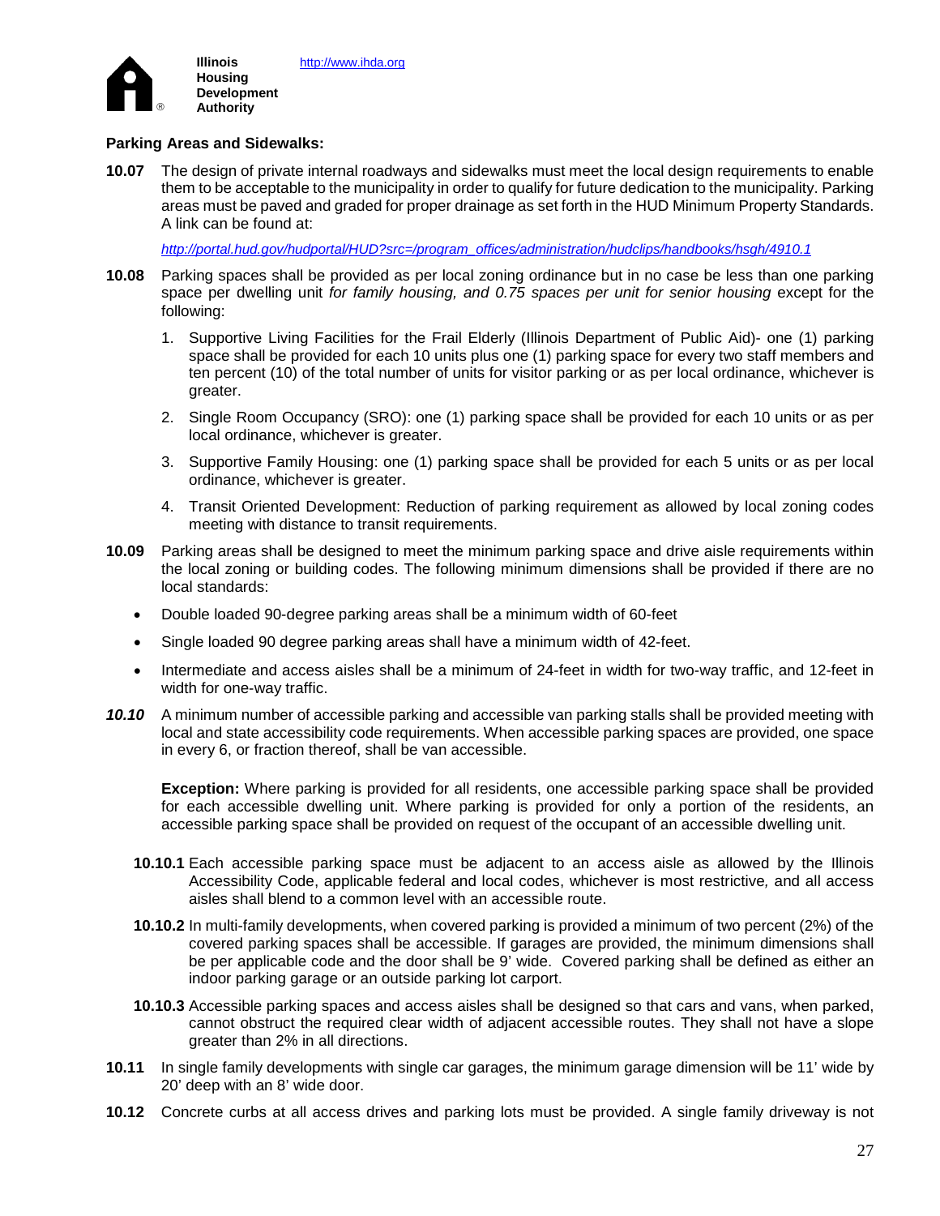**Parking Areas and Sidewalks:**

**10.07** The design of private internal roadways and sidewalks must meet the local design requirements to enable them to be acceptable to the municipality in order to qualify for future dedication to the municipality. Parking areas must be paved and graded for proper drainage as set forth in the HUD Minimum Property Standards. A link can be found at:

*http://portal.hud.gov/hudportal/HUD?src=/program_offices/administration/hudclips/handbooks/hsgh/4910.1*

**10.08** Parking spaces shall be provided as per local zoning ordinance but in no case be less than one parking space per dwelling unit *for family housing, and 0.75 spaces per unit for senior housing* except for the following:

1. Supportive Living Facilities for the Frail Elderly (Illinois Department of Public Aid)- one (1) parking space shall be provided for each 10 units plus one (1) parking space for every two staff members and ten percent (10) of the total number of units for visitor parking or as per local ordinance, whichever is greater.
2. Single Room Occupancy (SRO): one (1) parking space shall be provided for each 10 units or as per local ordinance, whichever is greater.
3. Supportive Family Housing: one (1) parking space shall be provided for each 5 units or as per local ordinance, whichever is greater.
4. Transit Oriented Development: Reduction of parking requirement as allowed by local zoning codes meeting with distance to transit requirements.

**10.09** Parking areas shall be designed to meet the minimum parking space and drive aisle requirements within the local zoning or building codes. The following minimum dimensions shall be provided if there are no local standards:

- Double loaded 90-degree parking areas shall be a minimum width of 60-feet
- Single loaded 90 degree parking areas shall have a minimum width of 42-feet.
- Intermediate and access aisles shall be a minimum of 24-feet in width for two-way traffic, and 12-feet in width for one-way traffic.

***10.10*** A minimum number of accessible parking and accessible van parking stalls shall be provided meeting with local and state accessibility code requirements. When accessible parking spaces are provided, one space in every 6, or fraction thereof, shall be van accessible.

**Exception:** Where parking is provided for all residents, one accessible parking space shall be provided for each accessible dwelling unit. Where parking is provided for only a portion of the residents, an accessible parking space shall be provided on request of the occupant of an accessible dwelling unit.

**10.10.1** Each accessible parking space must be adjacent to an access aisle as allowed by the Illinois Accessibility Code, applicable federal and local codes, whichever is most restrictive*,* and all access aisles shall blend to a common level with an accessible route.

**10.10.2** In multi-family developments, when covered parking is provided a minimum of two percent (2%) of the covered parking spaces shall be accessible. If garages are provided, the minimum dimensions shall be per applicable code and the door shall be 9' wide. Covered parking shall be defined as either an indoor parking garage or an outside parking lot carport.

**10.10.3** Accessible parking spaces and access aisles shall be designed so that cars and vans, when parked, cannot obstruct the required clear width of adjacent accessible routes. They shall not have a slope greater than 2% in all directions.

**10.11** In single family developments with single car garages, the minimum garage dimension will be 11' wide by 20' deep with an 8' wide door.

**10.12** Concrete curbs at all access drives and parking lots must be provided. A single family driveway is not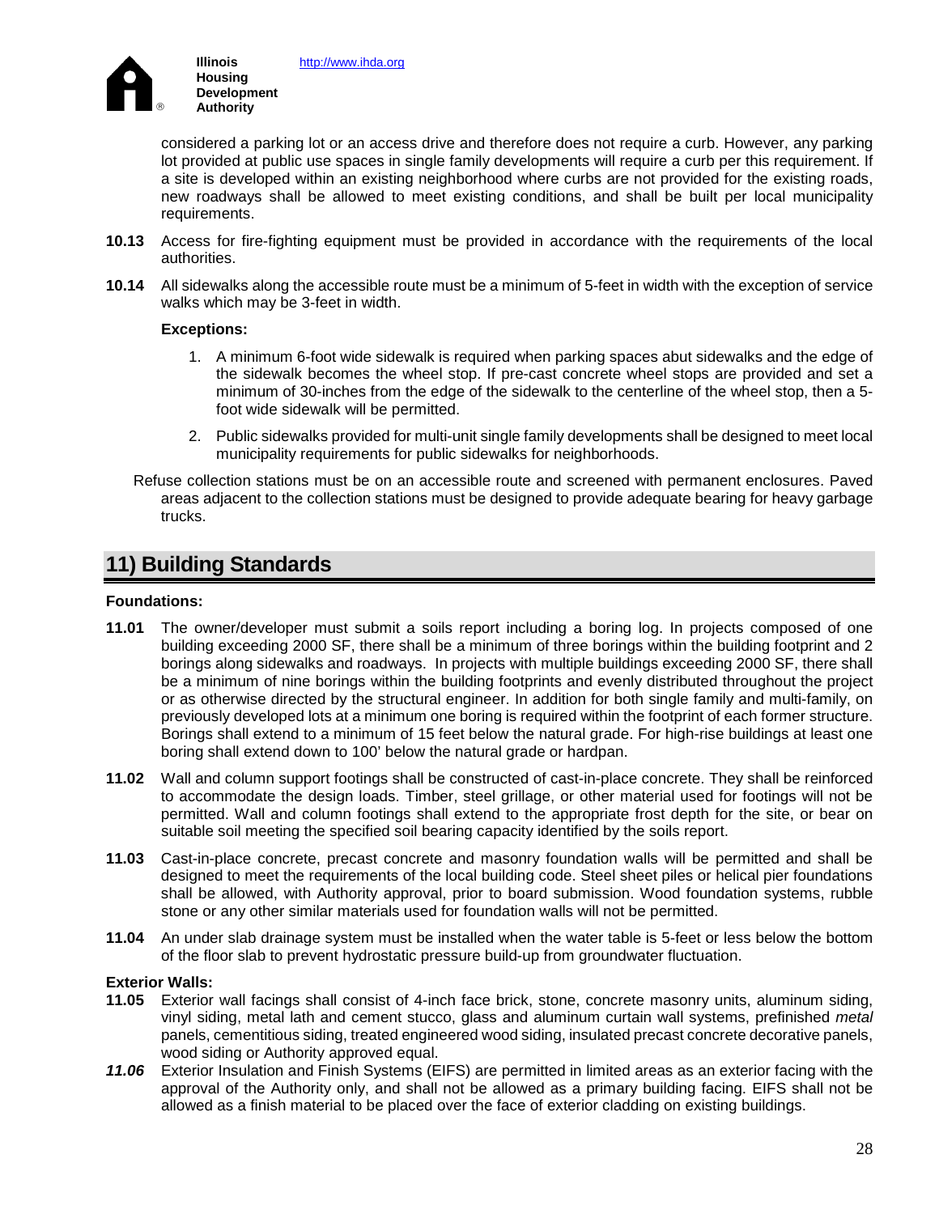considered a parking lot or an access drive and therefore does not require a curb. However, any parking lot provided at public use spaces in single family developments will require a curb per this requirement. If a site is developed within an existing neighborhood where curbs are not provided for the existing roads, new roadways shall be allowed to meet existing conditions, and shall be built per local municipality requirements.

**10.13** Access for fire-fighting equipment must be provided in accordance with the requirements of the local authorities.

**10.14** All sidewalks along the accessible route must be a minimum of 5-feet in width with the exception of service walks which may be 3-feet in width.

**Exceptions:**

1. A minimum 6-foot wide sidewalk is required when parking spaces abut sidewalks and the edge of the sidewalk becomes the wheel stop. If pre-cast concrete wheel stops are provided and set a minimum of 30-inches from the edge of the sidewalk to the centerline of the wheel stop, then a 5-foot wide sidewalk will be permitted.
2. Public sidewalks provided for multi-unit single family developments shall be designed to meet local municipality requirements for public sidewalks for neighborhoods.

Refuse collection stations must be on an accessible route and screened with permanent enclosures. Paved areas adjacent to the collection stations must be designed to provide adequate bearing for heavy garbage trucks.

## 11) Building Standards

**Foundations:**

**11.01** The owner/developer must submit a soils report including a boring log. In projects composed of one building exceeding 2000 SF, there shall be a minimum of three borings within the building footprint and 2 borings along sidewalks and roadways. In projects with multiple buildings exceeding 2000 SF, there shall be a minimum of nine borings within the building footprints and evenly distributed throughout the project or as otherwise directed by the structural engineer. In addition for both single family and multi-family, on previously developed lots at a minimum one boring is required within the footprint of each former structure. Borings shall extend to a minimum of 15 feet below the natural grade. For high-rise buildings at least one boring shall extend down to 100' below the natural grade or hardpan.

**11.02** Wall and column support footings shall be constructed of cast-in-place concrete. They shall be reinforced to accommodate the design loads. Timber, steel grillage, or other material used for footings will not be permitted. Wall and column footings shall extend to the appropriate frost depth for the site, or bear on suitable soil meeting the specified soil bearing capacity identified by the soils report.

**11.03** Cast-in-place concrete, precast concrete and masonry foundation walls will be permitted and shall be designed to meet the requirements of the local building code. Steel sheet piles or helical pier foundations shall be allowed, with Authority approval, prior to board submission. Wood foundation systems, rubble stone or any other similar materials used for foundation walls will not be permitted.

**11.04** An under slab drainage system must be installed when the water table is 5-feet or less below the bottom of the floor slab to prevent hydrostatic pressure build-up from groundwater fluctuation.

**Exterior Walls:**

**11.05** Exterior wall facings shall consist of 4-inch face brick, stone, concrete masonry units, aluminum siding, vinyl siding, metal lath and cement stucco, glass and aluminum curtain wall systems, prefinished *metal* panels, cementitious siding, treated engineered wood siding, insulated precast concrete decorative panels, wood siding or Authority approved equal.

***11.06*** Exterior Insulation and Finish Systems (EIFS) are permitted in limited areas as an exterior facing with the approval of the Authority only, and shall not be allowed as a primary building facing. EIFS shall not be allowed as a finish material to be placed over the face of exterior cladding on existing buildings.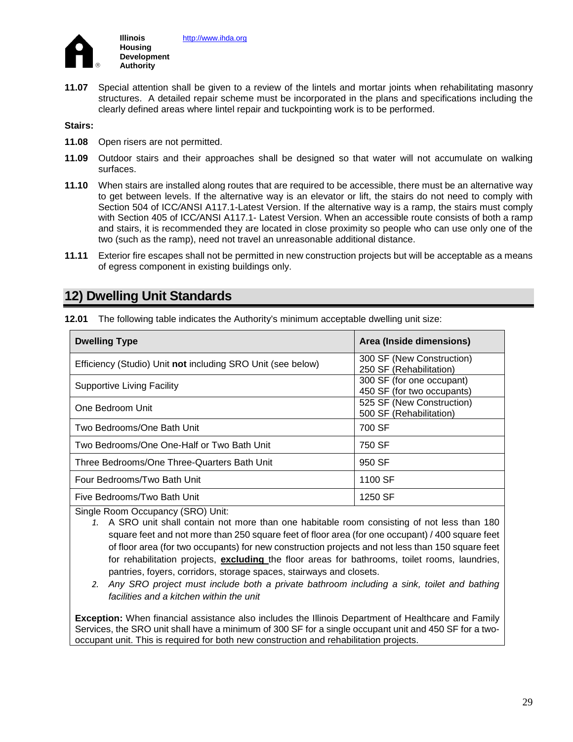**11.07** Special attention shall be given to a review of the lintels and mortar joints when rehabilitating masonry structures. A detailed repair scheme must be incorporated in the plans and specifications including the clearly defined areas where lintel repair and tuckpointing work is to be performed.

**Stairs:**

**11.08** Open risers are not permitted.

**11.09** Outdoor stairs and their approaches shall be designed so that water will not accumulate on walking surfaces.

**11.10** When stairs are installed along routes that are required to be accessible, there must be an alternative way to get between levels. If the alternative way is an elevator or lift, the stairs do not need to comply with Section 504 of ICC/ANSI A117.1-Latest Version. If the alternative way is a ramp, the stairs must comply with Section 405 of ICC/ANSI A117.1- Latest Version. When an accessible route consists of both a ramp and stairs, it is recommended they are located in close proximity so people who can use only one of the two (such as the ramp), need not travel an unreasonable additional distance.

**11.11** Exterior fire escapes shall not be permitted in new construction projects but will be acceptable as a means of egress component in existing buildings only.

## 12) Dwelling Unit Standards

**12.01** The following table indicates the Authority's minimum acceptable dwelling unit size:

| Dwelling Type | Area (Inside dimensions) |
|---|---|
| Efficiency (Studio) Unit **not** including SRO Unit (see below) | 300 SF (New Construction)<br>250 SF (Rehabilitation) |
| Supportive Living Facility | 300 SF (for one occupant)<br>450 SF (for two occupants) |
| One Bedroom Unit | 525 SF (New Construction)<br>500 SF (Rehabilitation) |
| Two Bedrooms/One Bath Unit | 700 SF |
| Two Bedrooms/One One-Half or Two Bath Unit | 750 SF |
| Three Bedrooms/One Three-Quarters Bath Unit | 950 SF |
| Four Bedrooms/Two Bath Unit | 1100 SF |
| Five Bedrooms/Two Bath Unit | 1250 SF |

Single Room Occupancy (SRO) Unit:

1. A SRO unit shall contain not more than one habitable room consisting of not less than 180 square feet and not more than 250 square feet of floor area (for one occupant) / 400 square feet of floor area (for two occupants) for new construction projects and not less than 150 square feet for rehabilitation projects, **excluding** the floor areas for bathrooms, toilet rooms, laundries, pantries, foyers, corridors, storage spaces, stairways and closets.
2. *Any SRO project must include both a private bathroom including a sink, toilet and bathing facilities and a kitchen within the unit*

**Exception:** When financial assistance also includes the Illinois Department of Healthcare and Family Services, the SRO unit shall have a minimum of 300 SF for a single occupant unit and 450 SF for a two-occupant unit. This is required for both new construction and rehabilitation projects.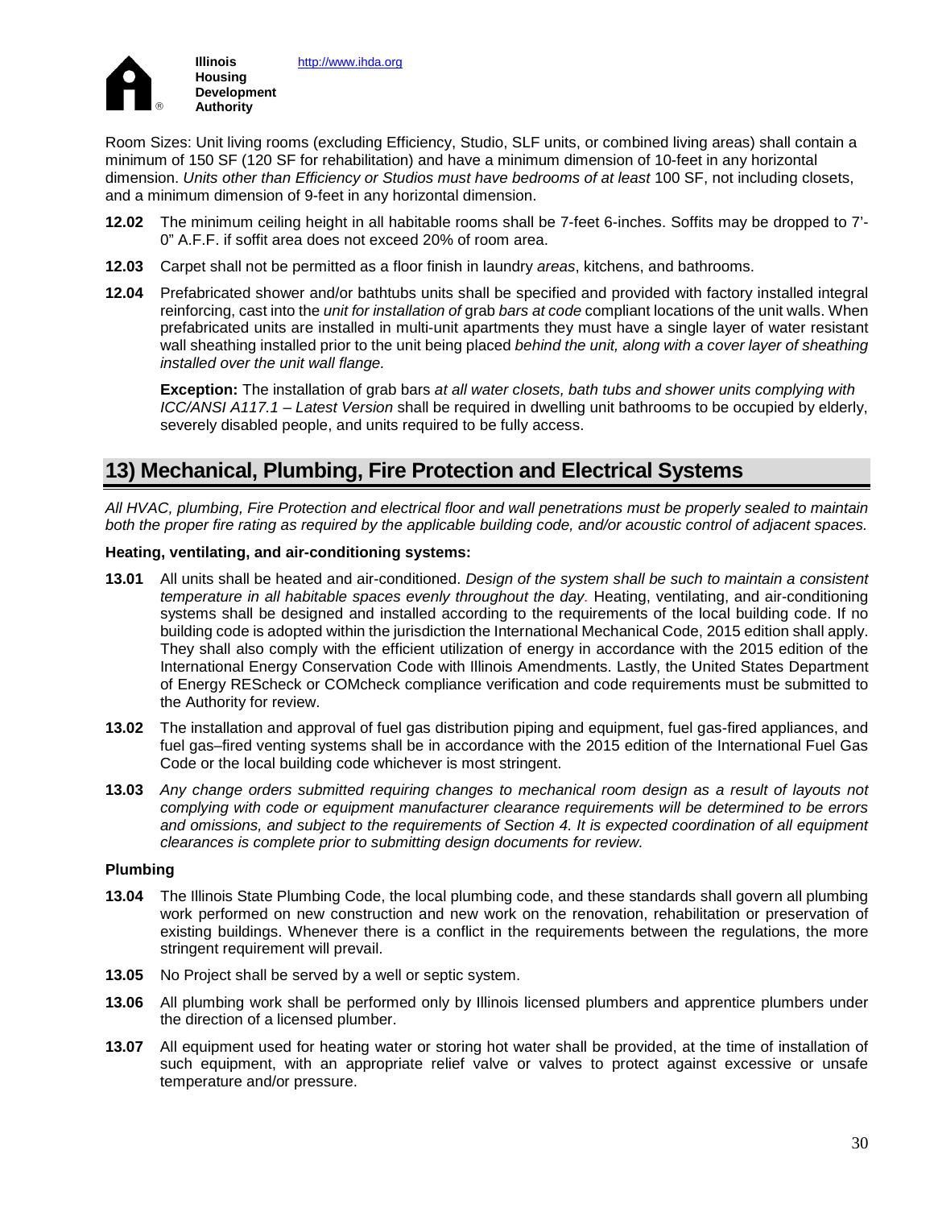Room Sizes: Unit living rooms (excluding Efficiency, Studio, SLF units, or combined living areas) shall contain a minimum of 150 SF (120 SF for rehabilitation) and have a minimum dimension of 10-feet in any horizontal dimension. *Units other than Efficiency or Studios must have bedrooms of at least* 100 SF, not including closets, and a minimum dimension of 9-feet in any horizontal dimension.

**12.02** The minimum ceiling height in all habitable rooms shall be 7-feet 6-inches. Soffits may be dropped to 7'-0" A.F.F. if soffit area does not exceed 20% of room area.

**12.03** Carpet shall not be permitted as a floor finish in laundry *areas*, kitchens, and bathrooms.

**12.04** Prefabricated shower and/or bathtubs units shall be specified and provided with factory installed integral reinforcing, cast into the *unit for installation of* grab *bars at code* compliant locations of the unit walls. When prefabricated units are installed in multi-unit apartments they must have a single layer of water resistant wall sheathing installed prior to the unit being placed *behind the unit, along with a cover layer of sheathing installed over the unit wall flange.*

**Exception:** The installation of grab bars *at all water closets, bath tubs and shower units complying with ICC/ANSI A117.1 – Latest Version* shall be required in dwelling unit bathrooms to be occupied by elderly, severely disabled people, and units required to be fully access.

## 13) Mechanical, Plumbing, Fire Protection and Electrical Systems

*All HVAC, plumbing, Fire Protection and electrical floor and wall penetrations must be properly sealed to maintain both the proper fire rating as required by the applicable building code, and/or acoustic control of adjacent spaces.*

**Heating, ventilating, and air-conditioning systems:**

**13.01** All units shall be heated and air-conditioned. *Design of the system shall be such to maintain a consistent temperature in all habitable spaces evenly throughout the day.* Heating, ventilating, and air-conditioning systems shall be designed and installed according to the requirements of the local building code. If no building code is adopted within the jurisdiction the International Mechanical Code, 2015 edition shall apply. They shall also comply with the efficient utilization of energy in accordance with the 2015 edition of the International Energy Conservation Code with Illinois Amendments. Lastly, the United States Department of Energy REScheck or COMcheck compliance verification and code requirements must be submitted to the Authority for review.

**13.02** The installation and approval of fuel gas distribution piping and equipment, fuel gas-fired appliances, and fuel gas–fired venting systems shall be in accordance with the 2015 edition of the International Fuel Gas Code or the local building code whichever is most stringent.

**13.03** *Any change orders submitted requiring changes to mechanical room design as a result of layouts not complying with code or equipment manufacturer clearance requirements will be determined to be errors and omissions, and subject to the requirements of Section 4. It is expected coordination of all equipment clearances is complete prior to submitting design documents for review.*

**Plumbing**

**13.04** The Illinois State Plumbing Code, the local plumbing code, and these standards shall govern all plumbing work performed on new construction and new work on the renovation, rehabilitation or preservation of existing buildings. Whenever there is a conflict in the requirements between the regulations, the more stringent requirement will prevail.

**13.05** No Project shall be served by a well or septic system.

**13.06** All plumbing work shall be performed only by Illinois licensed plumbers and apprentice plumbers under the direction of a licensed plumber.

**13.07** All equipment used for heating water or storing hot water shall be provided, at the time of installation of such equipment, with an appropriate relief valve or valves to protect against excessive or unsafe temperature and/or pressure.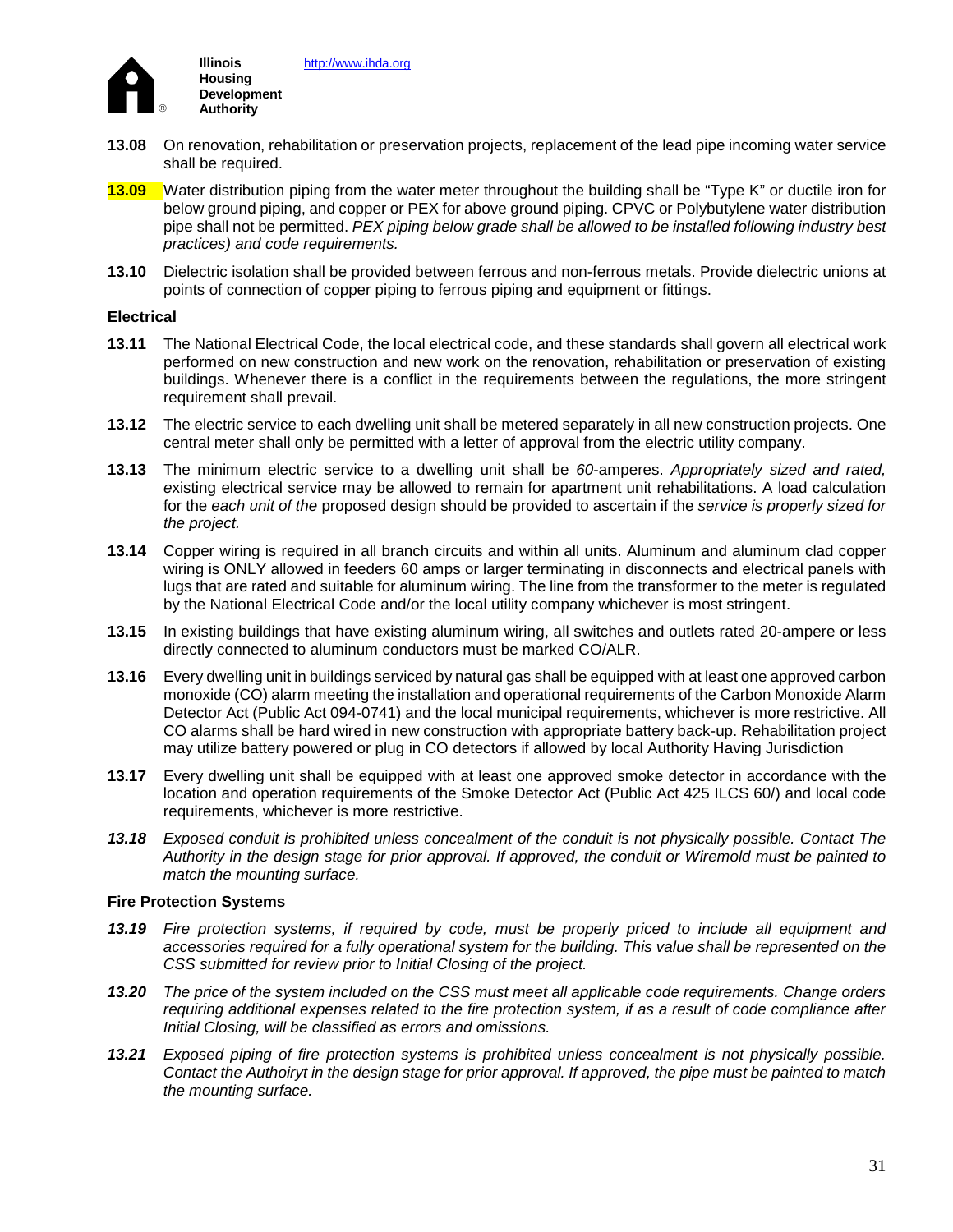**13.08** On renovation, rehabilitation or preservation projects, replacement of the lead pipe incoming water service shall be required.

**13.09** Water distribution piping from the water meter throughout the building shall be "Type K" or ductile iron for below ground piping, and copper or PEX for above ground piping. CPVC or Polybutylene water distribution pipe shall not be permitted. *PEX piping below grade shall be allowed to be installed following industry best practices) and code requirements.*

**13.10** Dielectric isolation shall be provided between ferrous and non-ferrous metals. Provide dielectric unions at points of connection of copper piping to ferrous piping and equipment or fittings.

**Electrical**

**13.11** The National Electrical Code, the local electrical code, and these standards shall govern all electrical work performed on new construction and new work on the renovation, rehabilitation or preservation of existing buildings. Whenever there is a conflict in the requirements between the regulations, the more stringent requirement shall prevail.

**13.12** The electric service to each dwelling unit shall be metered separately in all new construction projects. One central meter shall only be permitted with a letter of approval from the electric utility company.

**13.13** The minimum electric service to a dwelling unit shall be *60*-amperes. *Appropriately sized and rated, e*xisting electrical service may be allowed to remain for apartment unit rehabilitations. A load calculation for the *each unit of the* proposed design should be provided to ascertain if the *service is properly sized for the project.*

**13.14** Copper wiring is required in all branch circuits and within all units. Aluminum and aluminum clad copper wiring is ONLY allowed in feeders 60 amps or larger terminating in disconnects and electrical panels with lugs that are rated and suitable for aluminum wiring. The line from the transformer to the meter is regulated by the National Electrical Code and/or the local utility company whichever is most stringent.

**13.15** In existing buildings that have existing aluminum wiring, all switches and outlets rated 20-ampere or less directly connected to aluminum conductors must be marked CO/ALR.

**13.16** Every dwelling unit in buildings serviced by natural gas shall be equipped with at least one approved carbon monoxide (CO) alarm meeting the installation and operational requirements of the Carbon Monoxide Alarm Detector Act (Public Act 094-0741) and the local municipal requirements, whichever is more restrictive. All CO alarms shall be hard wired in new construction with appropriate battery back-up. Rehabilitation project may utilize battery powered or plug in CO detectors if allowed by local Authority Having Jurisdiction

**13.17** Every dwelling unit shall be equipped with at least one approved smoke detector in accordance with the location and operation requirements of the Smoke Detector Act (Public Act 425 ILCS 60/) and local code requirements, whichever is more restrictive.

***13.18*** *Exposed conduit is prohibited unless concealment of the conduit is not physically possible. Contact The Authority in the design stage for prior approval. If approved, the conduit or Wiremold must be painted to match the mounting surface.*

**Fire Protection Systems**

***13.19*** *Fire protection systems, if required by code, must be properly priced to include all equipment and accessories required for a fully operational system for the building. This value shall be represented on the CSS submitted for review prior to Initial Closing of the project.*

***13.20*** *The price of the system included on the CSS must meet all applicable code requirements. Change orders requiring additional expenses related to the fire protection system, if as a result of code compliance after Initial Closing, will be classified as errors and omissions.*

***13.21*** *Exposed piping of fire protection systems is prohibited unless concealment is not physically possible. Contact the Authoiryt in the design stage for prior approval. If approved, the pipe must be painted to match the mounting surface.*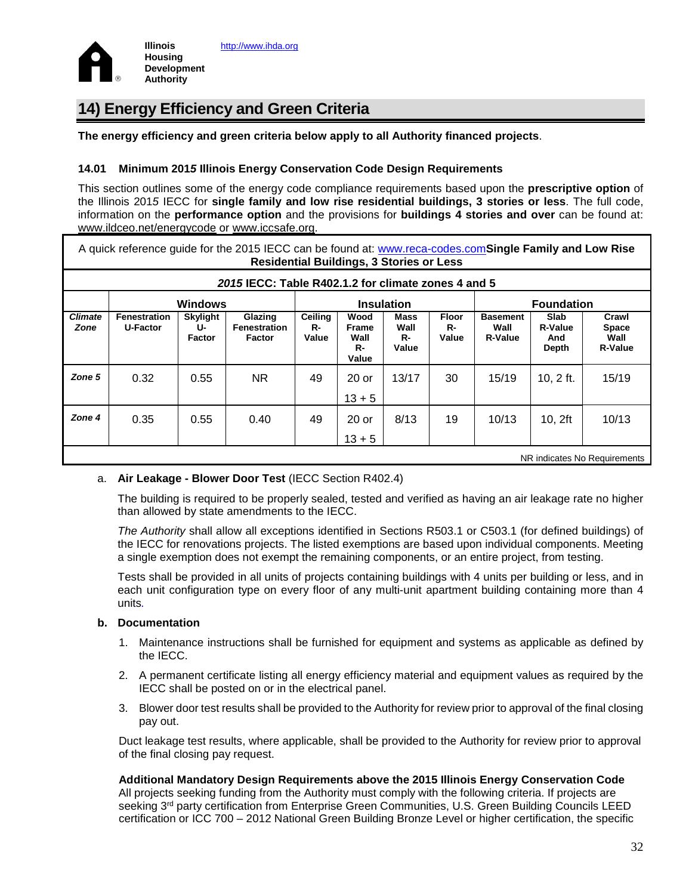**Illinois Housing Development Authority** http://www.ihda.org

## 14) Energy Efficiency and Green Criteria

**The energy efficiency and green criteria below apply to all Authority financed projects**.

### 14.01 Minimum 2015 Illinois Energy Conservation Code Design Requirements

This section outlines some of the energy code compliance requirements based upon the **prescriptive option** of the Illinois 2015 IECC for **single family and low rise residential buildings, 3 stories or less**. The full code, information on the **performance option** and the provisions for **buildings 4 stories and over** can be found at: www.ildceo.net/energycode or www.iccsafe.org.

A quick reference guide for the 2015 IECC can be found at: www.reca-codes.com**Single Family and Low Rise Residential Buildings, 3 Stories or Less**

***2015* IECC: Table R402.1.2 for climate zones 4 and 5**

| | Windows | | | Insulation | | | | Foundation | | |
|---|---|---|---|---|---|---|---|---|---|---|
| ***Climate Zone*** | **Fenestration U-Factor** | **Skylight U-Factor** | **Glazing Fenestration Factor** | **Ceiling R-Value** | **Wood Frame Wall R-Value** | **Mass Wall R-Value** | **Floor R-Value** | **Basement Wall R-Value** | **Slab R-Value And Depth** | **Crawl Space Wall R-Value** |
| ***Zone 5*** | 0.32 | 0.55 | NR | 49 | 20 or 13 + 5 | 13/17 | 30 | 15/19 | 10, 2 ft. | 15/19 |
| ***Zone 4*** | 0.35 | 0.55 | 0.40 | 49 | 20 or 13 + 5 | 8/13 | 19 | 10/13 | 10, 2ft | 10/13 |

NR indicates No Requirements

a. **Air Leakage - Blower Door Test** (IECC Section R402.4)

The building is required to be properly sealed, tested and verified as having an air leakage rate no higher than allowed by state amendments to the IECC.

*The Authority* shall allow all exceptions identified in Sections R503.1 or C503.1 (for defined buildings) of the IECC for renovations projects. The listed exemptions are based upon individual components. Meeting a single exemption does not exempt the remaining components, or an entire project, from testing.

Tests shall be provided in all units of projects containing buildings with 4 units per building or less, and in each unit configuration type on every floor of any multi-unit apartment building containing more than 4 units.

**b. Documentation**

1. Maintenance instructions shall be furnished for equipment and systems as applicable as defined by the IECC.
2. A permanent certificate listing all energy efficiency material and equipment values as required by the IECC shall be posted on or in the electrical panel.
3. Blower door test results shall be provided to the Authority for review prior to approval of the final closing pay out.

Duct leakage test results, where applicable, shall be provided to the Authority for review prior to approval of the final closing pay request.

**Additional Mandatory Design Requirements above the 2015 Illinois Energy Conservation Code**
All projects seeking funding from the Authority must comply with the following criteria. If projects are seeking 3rd party certification from Enterprise Green Communities, U.S. Green Building Councils LEED certification or ICC 700 – 2012 National Green Building Bronze Level or higher certification, the specific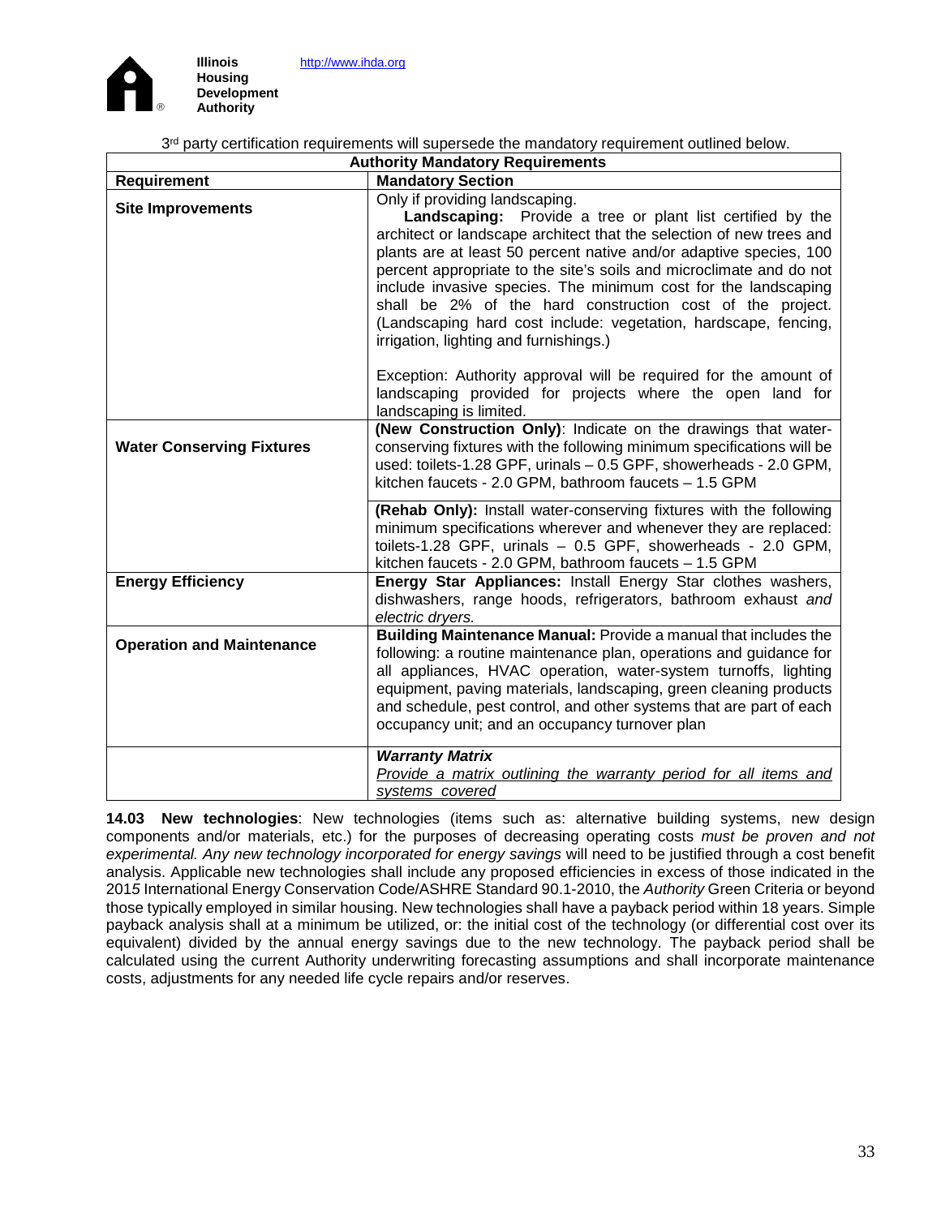3rd party certification requirements will supersede the mandatory requirement outlined below.

| Authority Mandatory Requirements | |
|---|---|
| **Requirement** | **Mandatory Section** |
| **Site Improvements** | Only if providing landscaping. **Landscaping:** Provide a tree or plant list certified by the architect or landscape architect that the selection of new trees and plants are at least 50 percent native and/or adaptive species, 100 percent appropriate to the site's soils and microclimate and do not include invasive species. The minimum cost for the landscaping shall be 2% of the hard construction cost of the project. (Landscaping hard cost include: vegetation, hardscape, fencing, irrigation, lighting and furnishings.)<br><br>Exception: Authority approval will be required for the amount of landscaping provided for projects where the open land for landscaping is limited. |
| **Water Conserving Fixtures** | **(New Construction Only)**: Indicate on the drawings that water-conserving fixtures with the following minimum specifications will be used: toilets-1.28 GPF, urinals – 0.5 GPF, showerheads - 2.0 GPM, kitchen faucets - 2.0 GPM, bathroom faucets – 1.5 GPM |
| | **(Rehab Only):** Install water-conserving fixtures with the following minimum specifications wherever and whenever they are replaced: toilets-1.28 GPF, urinals – 0.5 GPF, showerheads - 2.0 GPM, kitchen faucets - 2.0 GPM, bathroom faucets – 1.5 GPM |
| **Energy Efficiency** | **Energy Star Appliances:** Install Energy Star clothes washers, dishwashers, range hoods, refrigerators, bathroom exhaust *and electric dryers.* |
| **Operation and Maintenance** | **Building Maintenance Manual:** Provide a manual that includes the following: a routine maintenance plan, operations and guidance for all appliances, HVAC operation, water-system turnoffs, lighting equipment, paving materials, landscaping, green cleaning products and schedule, pest control, and other systems that are part of each occupancy unit; and an occupancy turnover plan |
| | ***Warranty Matrix*** <br>*Provide a matrix outlining the warranty period for all items and systems covered* |

**14.03 New technologies**: New technologies (items such as: alternative building systems, new design components and/or materials, etc.) for the purposes of decreasing operating costs *must be proven and not experimental. Any new technology incorporated for energy savings* will need to be justified through a cost benefit analysis. Applicable new technologies shall include any proposed efficiencies in excess of those indicated in the 2015 International Energy Conservation Code/ASHRAE Standard 90.1-2010, the *Authority* Green Criteria or beyond those typically employed in similar housing. New technologies shall have a payback period within 18 years. Simple payback analysis shall at a minimum be utilized, or: the initial cost of the technology (or differential cost over its equivalent) divided by the annual energy savings due to the new technology. The payback period shall be calculated using the current Authority underwriting forecasting assumptions and shall incorporate maintenance costs, adjustments for any needed life cycle repairs and/or reserves.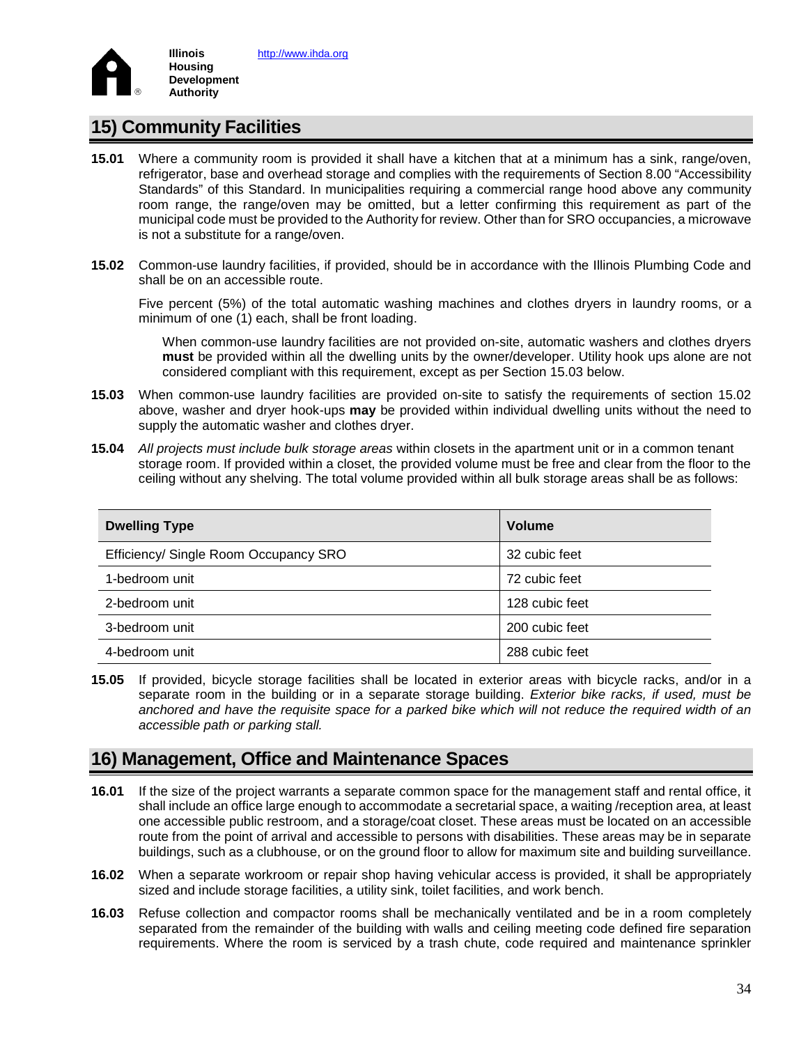## 15) Community Facilities

**15.01** Where a community room is provided it shall have a kitchen that at a minimum has a sink, range/oven, refrigerator, base and overhead storage and complies with the requirements of Section 8.00 "Accessibility Standards" of this Standard. In municipalities requiring a commercial range hood above any community room range, the range/oven may be omitted, but a letter confirming this requirement as part of the municipal code must be provided to the Authority for review. Other than for SRO occupancies, a microwave is not a substitute for a range/oven.

**15.02** Common-use laundry facilities, if provided, should be in accordance with the Illinois Plumbing Code and shall be on an accessible route.

Five percent (5%) of the total automatic washing machines and clothes dryers in laundry rooms, or a minimum of one (1) each, shall be front loading.

When common-use laundry facilities are not provided on-site, automatic washers and clothes dryers **must** be provided within all the dwelling units by the owner/developer. Utility hook ups alone are not considered compliant with this requirement, except as per Section 15.03 below.

**15.03** When common-use laundry facilities are provided on-site to satisfy the requirements of section 15.02 above, washer and dryer hook-ups **may** be provided within individual dwelling units without the need to supply the automatic washer and clothes dryer.

**15.04** *All projects must include bulk storage areas* within closets in the apartment unit or in a common tenant storage room. If provided within a closet, the provided volume must be free and clear from the floor to the ceiling without any shelving. The total volume provided within all bulk storage areas shall be as follows:

| Dwelling Type | Volume |
|---|---|
| Efficiency/ Single Room Occupancy SRO | 32 cubic feet |
| 1-bedroom unit | 72 cubic feet |
| 2-bedroom unit | 128 cubic feet |
| 3-bedroom unit | 200 cubic feet |
| 4-bedroom unit | 288 cubic feet |

**15.05** If provided, bicycle storage facilities shall be located in exterior areas with bicycle racks, and/or in a separate room in the building or in a separate storage building. *Exterior bike racks, if used, must be anchored and have the requisite space for a parked bike which will not reduce the required width of an accessible path or parking stall.*

## 16) Management, Office and Maintenance Spaces

**16.01** If the size of the project warrants a separate common space for the management staff and rental office, it shall include an office large enough to accommodate a secretarial space, a waiting /reception area, at least one accessible public restroom, and a storage/coat closet. These areas must be located on an accessible route from the point of arrival and accessible to persons with disabilities. These areas may be in separate buildings, such as a clubhouse, or on the ground floor to allow for maximum site and building surveillance.

**16.02** When a separate workroom or repair shop having vehicular access is provided, it shall be appropriately sized and include storage facilities, a utility sink, toilet facilities, and work bench.

**16.03** Refuse collection and compactor rooms shall be mechanically ventilated and be in a room completely separated from the remainder of the building with walls and ceiling meeting code defined fire separation requirements. Where the room is serviced by a trash chute, code required and maintenance sprinkler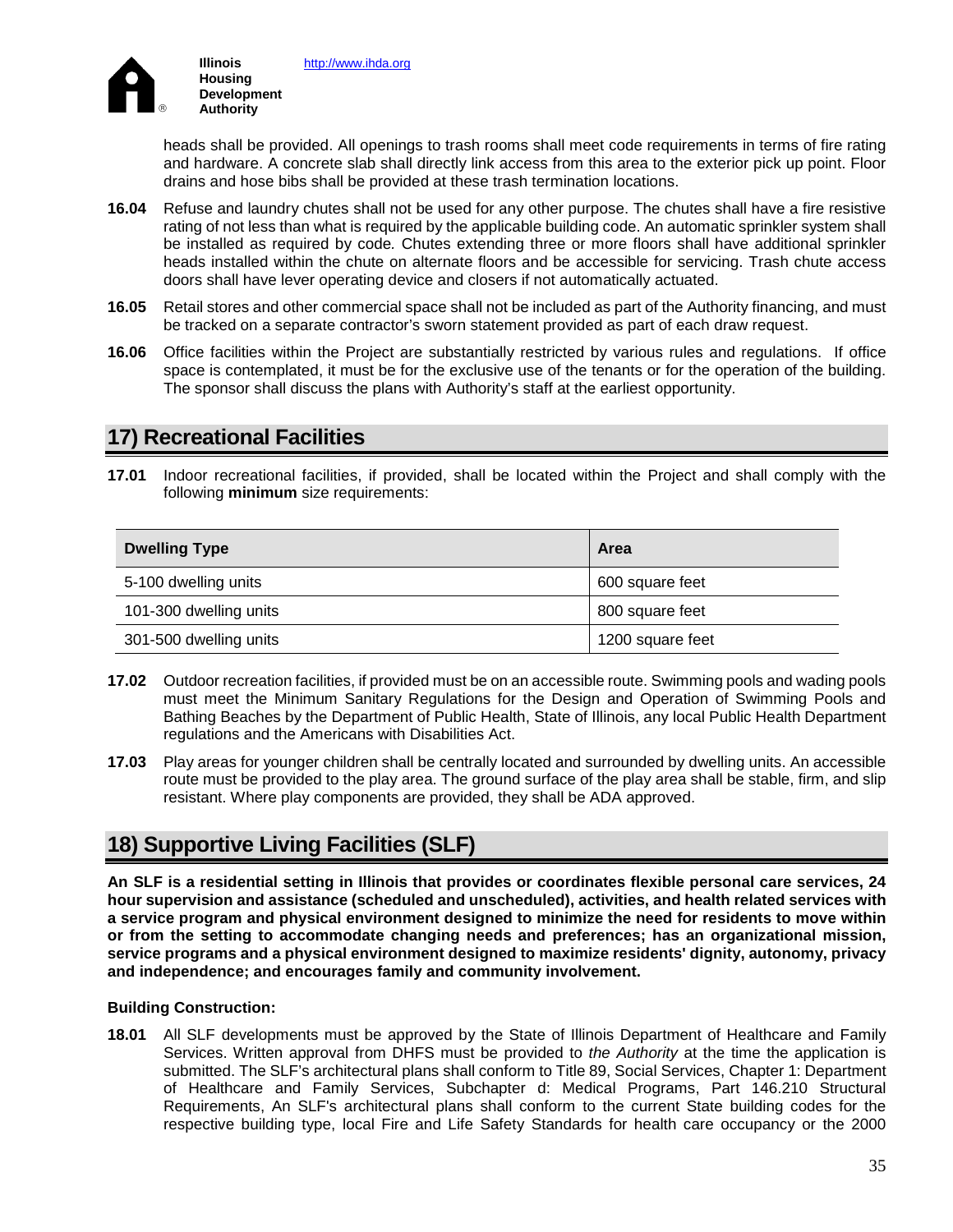heads shall be provided. All openings to trash rooms shall meet code requirements in terms of fire rating and hardware. A concrete slab shall directly link access from this area to the exterior pick up point. Floor drains and hose bibs shall be provided at these trash termination locations.

**16.04** Refuse and laundry chutes shall not be used for any other purpose. The chutes shall have a fire resistive rating of not less than what is required by the applicable building code. An automatic sprinkler system shall be installed as required by code*.* Chutes extending three or more floors shall have additional sprinkler heads installed within the chute on alternate floors and be accessible for servicing. Trash chute access doors shall have lever operating device and closers if not automatically actuated.

**16.05** Retail stores and other commercial space shall not be included as part of the Authority financing, and must be tracked on a separate contractor's sworn statement provided as part of each draw request.

**16.06** Office facilities within the Project are substantially restricted by various rules and regulations. If office space is contemplated, it must be for the exclusive use of the tenants or for the operation of the building. The sponsor shall discuss the plans with Authority's staff at the earliest opportunity.

## 17) Recreational Facilities

**17.01** Indoor recreational facilities, if provided, shall be located within the Project and shall comply with the following **minimum** size requirements:

| Dwelling Type | Area |
|---|---|
| 5-100 dwelling units | 600 square feet |
| 101-300 dwelling units | 800 square feet |
| 301-500 dwelling units | 1200 square feet |

**17.02** Outdoor recreation facilities, if provided must be on an accessible route. Swimming pools and wading pools must meet the Minimum Sanitary Regulations for the Design and Operation of Swimming Pools and Bathing Beaches by the Department of Public Health, State of Illinois, any local Public Health Department regulations and the Americans with Disabilities Act.

**17.03** Play areas for younger children shall be centrally located and surrounded by dwelling units. An accessible route must be provided to the play area. The ground surface of the play area shall be stable, firm, and slip resistant. Where play components are provided, they shall be ADA approved.

## 18) Supportive Living Facilities (SLF)

**An SLF is a residential setting in Illinois that provides or coordinates flexible personal care services, 24 hour supervision and assistance (scheduled and unscheduled), activities, and health related services with a service program and physical environment designed to minimize the need for residents to move within or from the setting to accommodate changing needs and preferences; has an organizational mission, service programs and a physical environment designed to maximize residents' dignity, autonomy, privacy and independence; and encourages family and community involvement.**

**Building Construction:**

**18.01** All SLF developments must be approved by the State of Illinois Department of Healthcare and Family Services. Written approval from DHFS must be provided to *the Authority* at the time the application is submitted. The SLF's architectural plans shall conform to Title 89, Social Services, Chapter 1: Department of Healthcare and Family Services, Subchapter d: Medical Programs, Part 146.210 Structural Requirements, An SLF's architectural plans shall conform to the current State building codes for the respective building type, local Fire and Life Safety Standards for health care occupancy or the 2000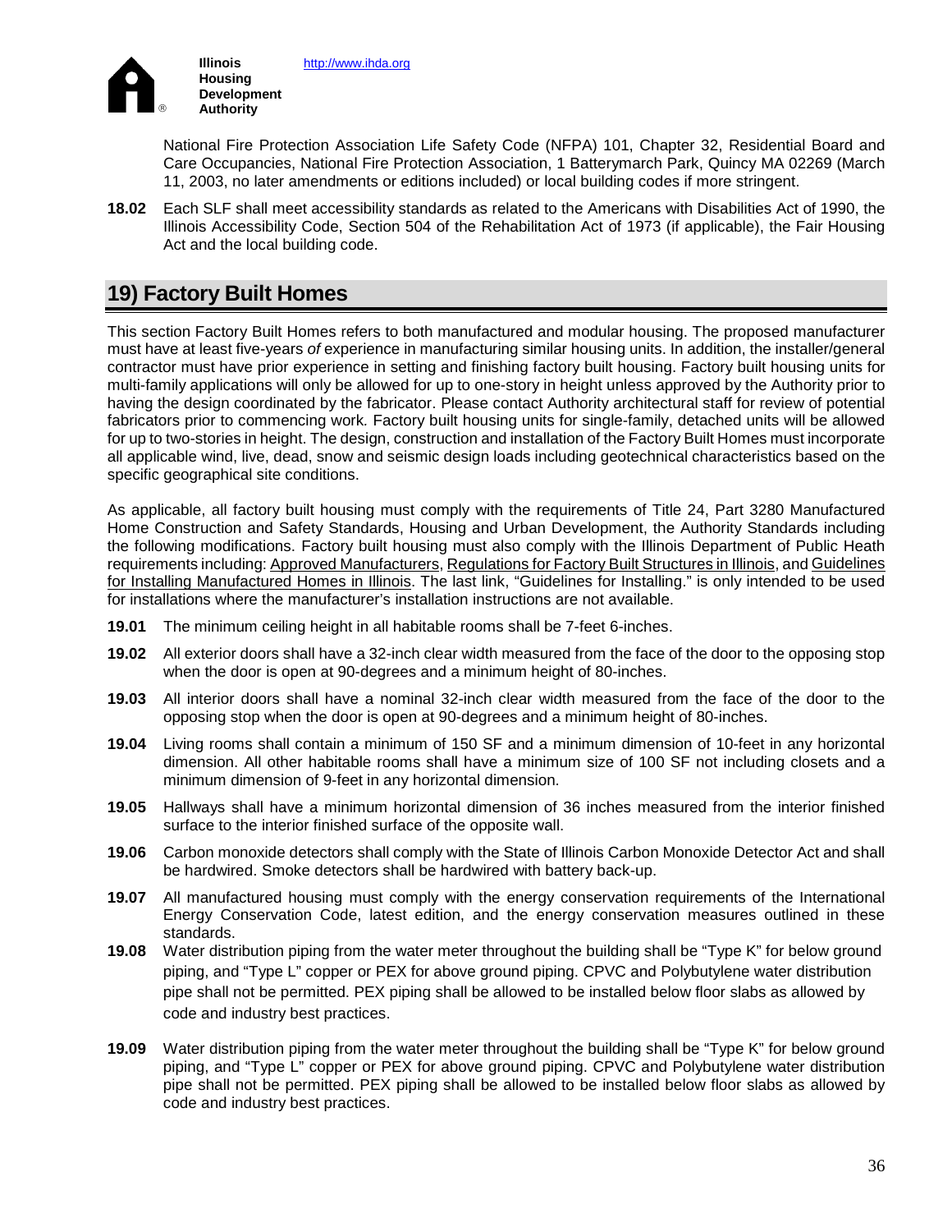National Fire Protection Association Life Safety Code (NFPA) 101, Chapter 32, Residential Board and Care Occupancies, National Fire Protection Association, 1 Batterymarch Park, Quincy MA 02269 (March 11, 2003, no later amendments or editions included) or local building codes if more stringent.

**18.02** Each SLF shall meet accessibility standards as related to the Americans with Disabilities Act of 1990, the Illinois Accessibility Code, Section 504 of the Rehabilitation Act of 1973 (if applicable), the Fair Housing Act and the local building code.

## 19) Factory Built Homes

This section Factory Built Homes refers to both manufactured and modular housing. The proposed manufacturer must have at least five-years *of* experience in manufacturing similar housing units. In addition, the installer/general contractor must have prior experience in setting and finishing factory built housing. Factory built housing units for multi-family applications will only be allowed for up to one-story in height unless approved by the Authority prior to having the design coordinated by the fabricator. Please contact Authority architectural staff for review of potential fabricators prior to commencing work. Factory built housing units for single-family, detached units will be allowed for up to two-stories in height. The design, construction and installation of the Factory Built Homes must incorporate all applicable wind, live, dead, snow and seismic design loads including geotechnical characteristics based on the specific geographical site conditions.

As applicable, all factory built housing must comply with the requirements of Title 24, Part 3280 Manufactured Home Construction and Safety Standards, Housing and Urban Development, the Authority Standards including the following modifications. Factory built housing must also comply with the Illinois Department of Public Heath requirements including: Approved Manufacturers, Regulations for Factory Built Structures in Illinois, and Guidelines for Installing Manufactured Homes in Illinois. The last link, "Guidelines for Installing." is only intended to be used for installations where the manufacturer's installation instructions are not available.

**19.01** The minimum ceiling height in all habitable rooms shall be 7-feet 6-inches.

**19.02** All exterior doors shall have a 32-inch clear width measured from the face of the door to the opposing stop when the door is open at 90-degrees and a minimum height of 80-inches.

**19.03** All interior doors shall have a nominal 32-inch clear width measured from the face of the door to the opposing stop when the door is open at 90-degrees and a minimum height of 80-inches.

**19.04** Living rooms shall contain a minimum of 150 SF and a minimum dimension of 10-feet in any horizontal dimension. All other habitable rooms shall have a minimum size of 100 SF not including closets and a minimum dimension of 9-feet in any horizontal dimension.

**19.05** Hallways shall have a minimum horizontal dimension of 36 inches measured from the interior finished surface to the interior finished surface of the opposite wall.

**19.06** Carbon monoxide detectors shall comply with the State of Illinois Carbon Monoxide Detector Act and shall be hardwired. Smoke detectors shall be hardwired with battery back-up.

**19.07** All manufactured housing must comply with the energy conservation requirements of the International Energy Conservation Code, latest edition, and the energy conservation measures outlined in these standards.

**19.08** Water distribution piping from the water meter throughout the building shall be "Type K" for below ground piping, and "Type L" copper or PEX for above ground piping. CPVC and Polybutylene water distribution pipe shall not be permitted. PEX piping shall be allowed to be installed below floor slabs as allowed by code and industry best practices.

**19.09** Water distribution piping from the water meter throughout the building shall be "Type K" for below ground piping, and "Type L" copper or PEX for above ground piping. CPVC and Polybutylene water distribution pipe shall not be permitted. PEX piping shall be allowed to be installed below floor slabs as allowed by code and industry best practices.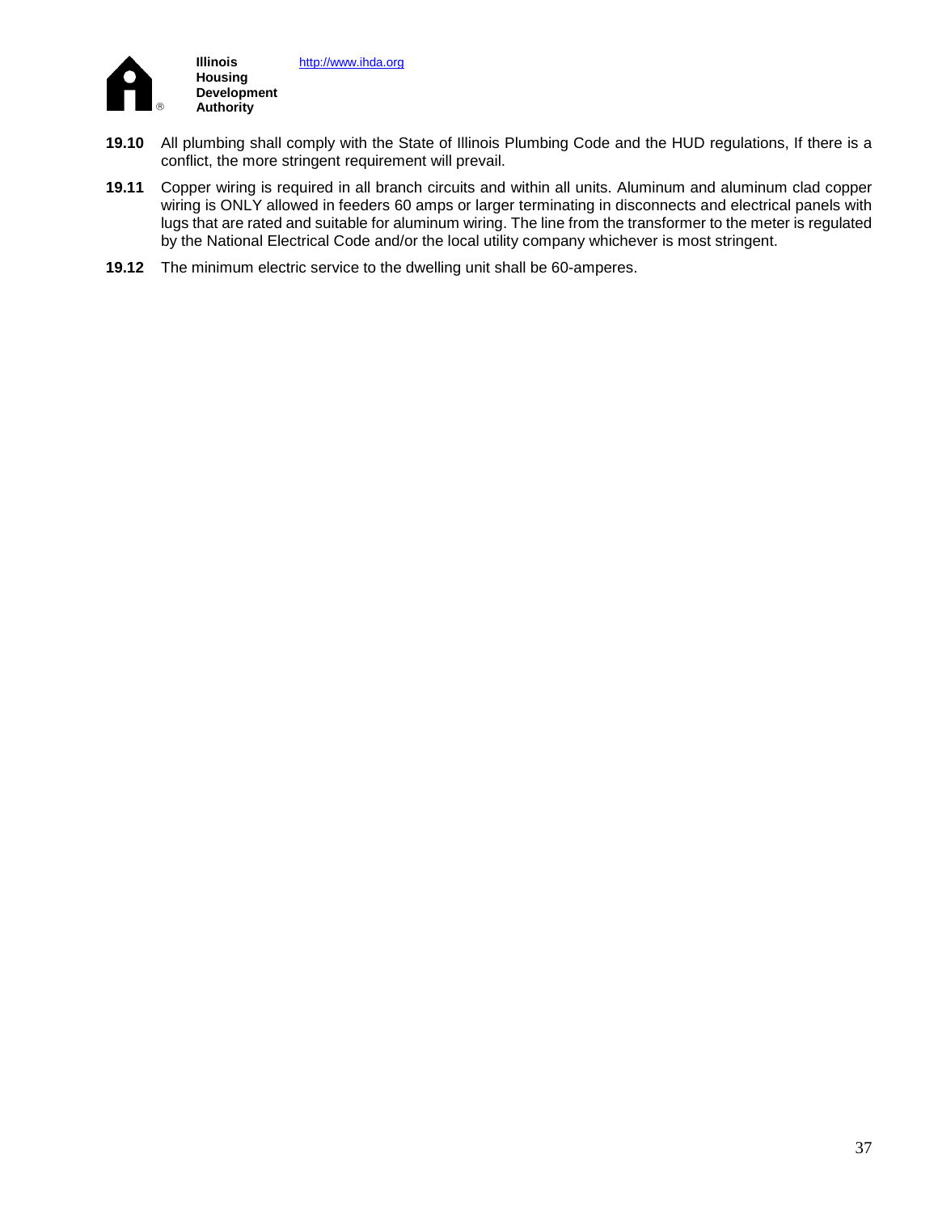**19.10** All plumbing shall comply with the State of Illinois Plumbing Code and the HUD regulations, If there is a conflict, the more stringent requirement will prevail.

**19.11** Copper wiring is required in all branch circuits and within all units. Aluminum and aluminum clad copper wiring is ONLY allowed in feeders 60 amps or larger terminating in disconnects and electrical panels with lugs that are rated and suitable for aluminum wiring. The line from the transformer to the meter is regulated by the National Electrical Code and/or the local utility company whichever is most stringent.

**19.12** The minimum electric service to the dwelling unit shall be 60-amperes.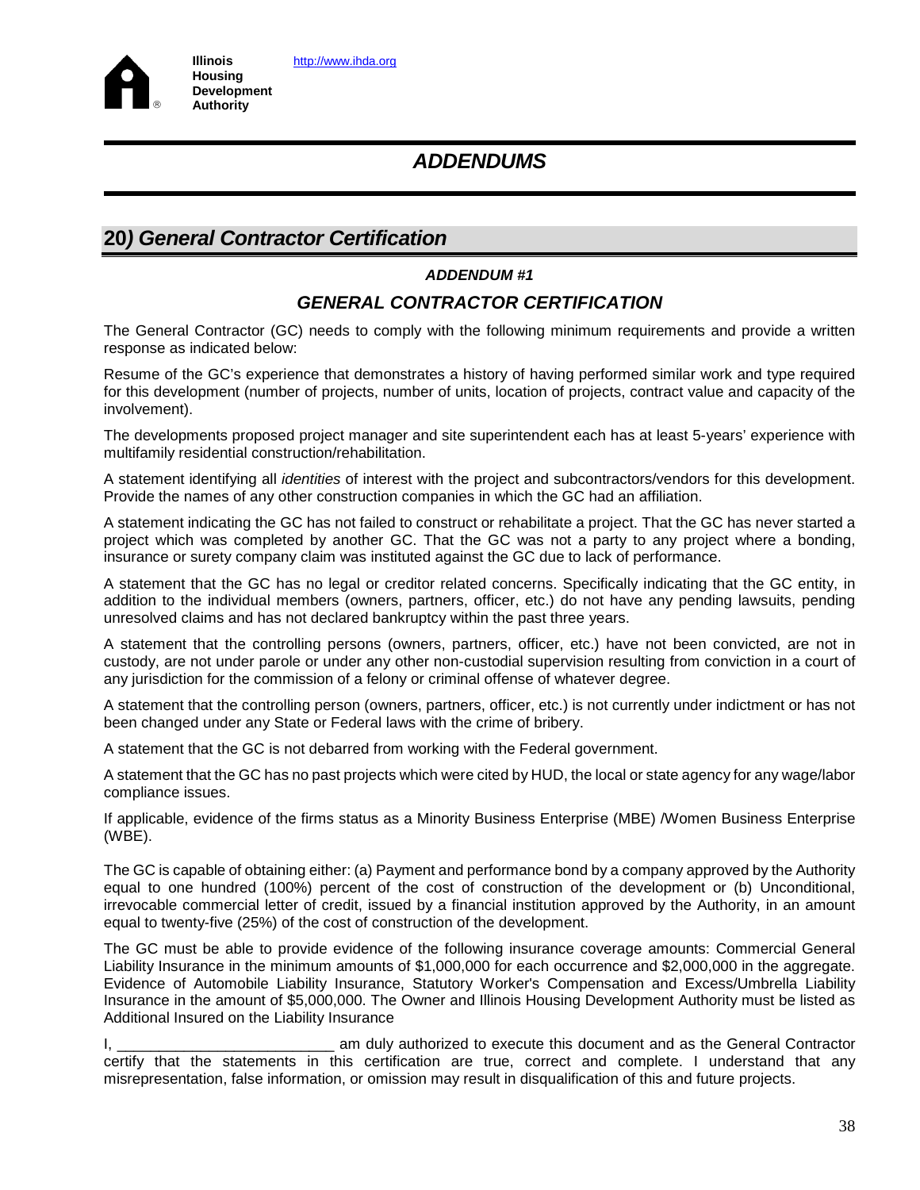Illinois Housing Development Authority http://www.ihda.org

# *ADDENDUMS*

## 20*) General Contractor Certification*

***ADDENDUM #1***

### *GENERAL CONTRACTOR CERTIFICATION*

The General Contractor (GC) needs to comply with the following minimum requirements and provide a written response as indicated below:

Resume of the GC's experience that demonstrates a history of having performed similar work and type required for this development (number of projects, number of units, location of projects, contract value and capacity of the involvement).

The developments proposed project manager and site superintendent each has at least 5-years' experience with multifamily residential construction/rehabilitation.

A statement identifying all *identities* of interest with the project and subcontractors/vendors for this development. Provide the names of any other construction companies in which the GC had an affiliation.

A statement indicating the GC has not failed to construct or rehabilitate a project. That the GC has never started a project which was completed by another GC. That the GC was not a party to any project where a bonding, insurance or surety company claim was instituted against the GC due to lack of performance.

A statement that the GC has no legal or creditor related concerns. Specifically indicating that the GC entity, in addition to the individual members (owners, partners, officer, etc.) do not have any pending lawsuits, pending unresolved claims and has not declared bankruptcy within the past three years.

A statement that the controlling persons (owners, partners, officer, etc.) have not been convicted, are not in custody, are not under parole or under any other non-custodial supervision resulting from conviction in a court of any jurisdiction for the commission of a felony or criminal offense of whatever degree.

A statement that the controlling person (owners, partners, officer, etc.) is not currently under indictment or has not been changed under any State or Federal laws with the crime of bribery.

A statement that the GC is not debarred from working with the Federal government.

A statement that the GC has no past projects which were cited by HUD, the local or state agency for any wage/labor compliance issues.

If applicable, evidence of the firms status as a Minority Business Enterprise (MBE) /Women Business Enterprise (WBE).

The GC is capable of obtaining either: (a) Payment and performance bond by a company approved by the Authority equal to one hundred (100%) percent of the cost of construction of the development or (b) Unconditional, irrevocable commercial letter of credit, issued by a financial institution approved by the Authority, in an amount equal to twenty-five (25%) of the cost of construction of the development.

The GC must be able to provide evidence of the following insurance coverage amounts: Commercial General Liability Insurance in the minimum amounts of $1,000,000 for each occurrence and $2,000,000 in the aggregate. Evidence of Automobile Liability Insurance, Statutory Worker's Compensation and Excess/Umbrella Liability Insurance in the amount of $5,000,000. The Owner and Illinois Housing Development Authority must be listed as Additional Insured on the Liability Insurance

I, __________________________ am duly authorized to execute this document and as the General Contractor certify that the statements in this certification are true, correct and complete. I understand that any misrepresentation, false information, or omission may result in disqualification of this and future projects.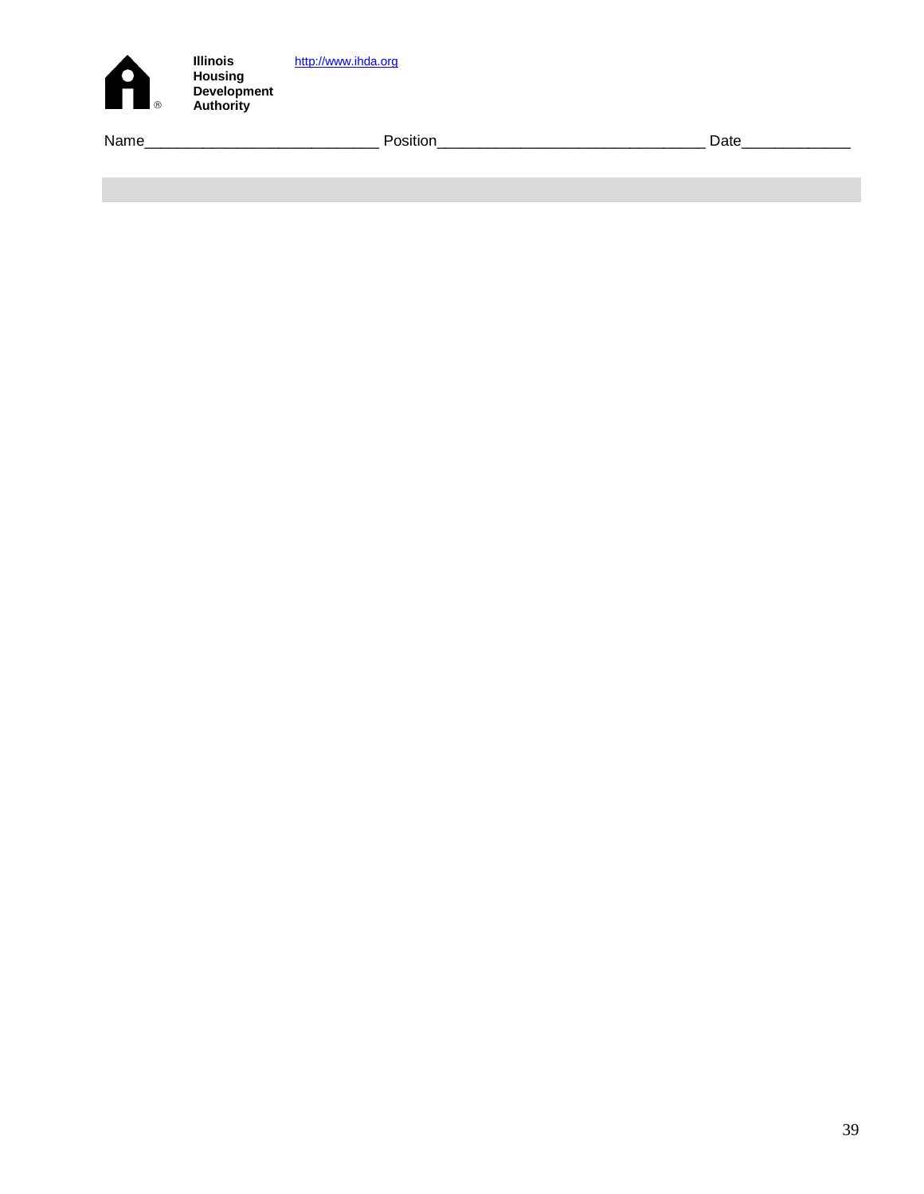**Illinois Housing Development Authority** http://www.ihda.org

Name___________________________ Position_______________________________ Date____________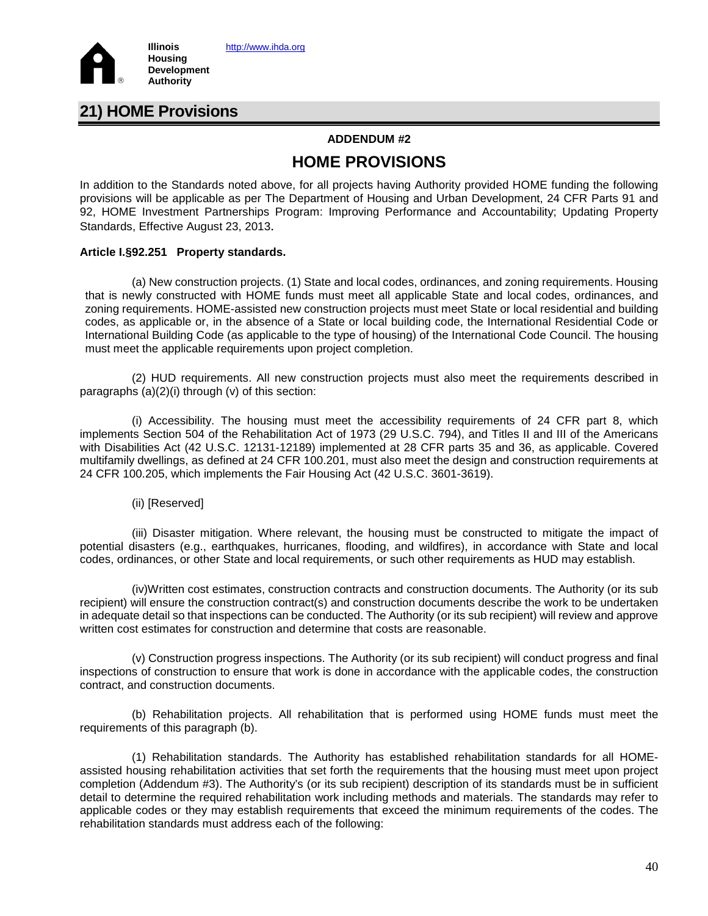## 21) HOME Provisions

**ADDENDUM #2**

# HOME PROVISIONS

In addition to the Standards noted above, for all projects having Authority provided HOME funding the following provisions will be applicable as per The Department of Housing and Urban Development, 24 CFR Parts 91 and 92, HOME Investment Partnerships Program: Improving Performance and Accountability; Updating Property Standards, Effective August 23, 2013.

**Article I.§92.251 Property standards.**

(a) New construction projects. (1) State and local codes, ordinances, and zoning requirements. Housing that is newly constructed with HOME funds must meet all applicable State and local codes, ordinances, and zoning requirements. HOME-assisted new construction projects must meet State or local residential and building codes, as applicable or, in the absence of a State or local building code, the International Residential Code or International Building Code (as applicable to the type of housing) of the International Code Council. The housing must meet the applicable requirements upon project completion.

(2) HUD requirements. All new construction projects must also meet the requirements described in paragraphs (a)(2)(i) through (v) of this section:

(i) Accessibility. The housing must meet the accessibility requirements of 24 CFR part 8, which implements Section 504 of the Rehabilitation Act of 1973 (29 U.S.C. 794), and Titles II and III of the Americans with Disabilities Act (42 U.S.C. 12131-12189) implemented at 28 CFR parts 35 and 36, as applicable. Covered multifamily dwellings, as defined at 24 CFR 100.201, must also meet the design and construction requirements at 24 CFR 100.205, which implements the Fair Housing Act (42 U.S.C. 3601-3619).

(ii) [Reserved]

(iii) Disaster mitigation. Where relevant, the housing must be constructed to mitigate the impact of potential disasters (e.g., earthquakes, hurricanes, flooding, and wildfires), in accordance with State and local codes, ordinances, or other State and local requirements, or such other requirements as HUD may establish.

(iv)Written cost estimates, construction contracts and construction documents. The Authority (or its sub recipient) will ensure the construction contract(s) and construction documents describe the work to be undertaken in adequate detail so that inspections can be conducted. The Authority (or its sub recipient) will review and approve written cost estimates for construction and determine that costs are reasonable.

(v) Construction progress inspections. The Authority (or its sub recipient) will conduct progress and final inspections of construction to ensure that work is done in accordance with the applicable codes, the construction contract, and construction documents.

(b) Rehabilitation projects. All rehabilitation that is performed using HOME funds must meet the requirements of this paragraph (b).

(1) Rehabilitation standards. The Authority has established rehabilitation standards for all HOME-assisted housing rehabilitation activities that set forth the requirements that the housing must meet upon project completion (Addendum #3). The Authority's (or its sub recipient) description of its standards must be in sufficient detail to determine the required rehabilitation work including methods and materials. The standards may refer to applicable codes or they may establish requirements that exceed the minimum requirements of the codes. The rehabilitation standards must address each of the following: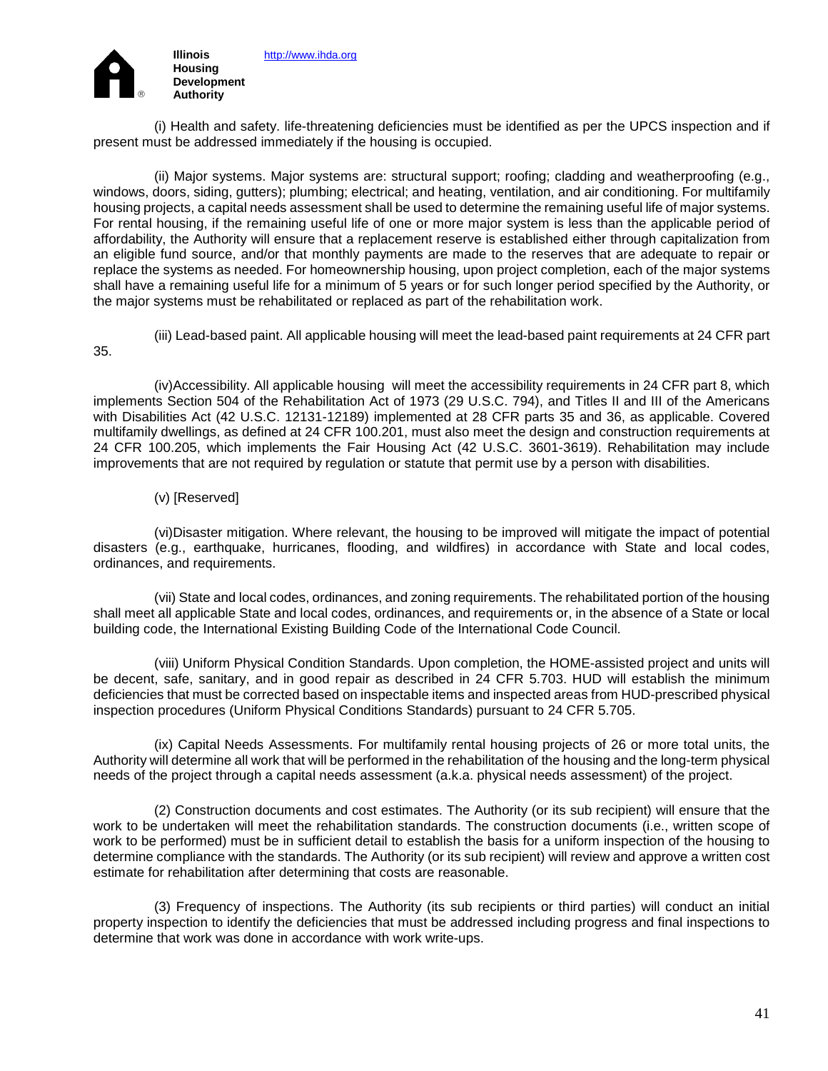(i) Health and safety. life-threatening deficiencies must be identified as per the UPCS inspection and if present must be addressed immediately if the housing is occupied.

(ii) Major systems. Major systems are: structural support; roofing; cladding and weatherproofing (e.g., windows, doors, siding, gutters); plumbing; electrical; and heating, ventilation, and air conditioning. For multifamily housing projects, a capital needs assessment shall be used to determine the remaining useful life of major systems. For rental housing, if the remaining useful life of one or more major system is less than the applicable period of affordability, the Authority will ensure that a replacement reserve is established either through capitalization from an eligible fund source, and/or that monthly payments are made to the reserves that are adequate to repair or replace the systems as needed. For homeownership housing, upon project completion, each of the major systems shall have a remaining useful life for a minimum of 5 years or for such longer period specified by the Authority, or the major systems must be rehabilitated or replaced as part of the rehabilitation work.

(iii) Lead-based paint. All applicable housing will meet the lead-based paint requirements at 24 CFR part 35.

(iv)Accessibility. All applicable housing will meet the accessibility requirements in 24 CFR part 8, which implements Section 504 of the Rehabilitation Act of 1973 (29 U.S.C. 794), and Titles II and III of the Americans with Disabilities Act (42 U.S.C. 12131-12189) implemented at 28 CFR parts 35 and 36, as applicable. Covered multifamily dwellings, as defined at 24 CFR 100.201, must also meet the design and construction requirements at 24 CFR 100.205, which implements the Fair Housing Act (42 U.S.C. 3601-3619). Rehabilitation may include improvements that are not required by regulation or statute that permit use by a person with disabilities.

(v) [Reserved]

(vi)Disaster mitigation. Where relevant, the housing to be improved will mitigate the impact of potential disasters (e.g., earthquake, hurricanes, flooding, and wildfires) in accordance with State and local codes, ordinances, and requirements.

(vii) State and local codes, ordinances, and zoning requirements. The rehabilitated portion of the housing shall meet all applicable State and local codes, ordinances, and requirements or, in the absence of a State or local building code, the International Existing Building Code of the International Code Council.

(viii) Uniform Physical Condition Standards. Upon completion, the HOME-assisted project and units will be decent, safe, sanitary, and in good repair as described in 24 CFR 5.703. HUD will establish the minimum deficiencies that must be corrected based on inspectable items and inspected areas from HUD-prescribed physical inspection procedures (Uniform Physical Conditions Standards) pursuant to 24 CFR 5.705.

(ix) Capital Needs Assessments. For multifamily rental housing projects of 26 or more total units, the Authority will determine all work that will be performed in the rehabilitation of the housing and the long-term physical needs of the project through a capital needs assessment (a.k.a. physical needs assessment) of the project.

(2) Construction documents and cost estimates. The Authority (or its sub recipient) will ensure that the work to be undertaken will meet the rehabilitation standards. The construction documents (i.e., written scope of work to be performed) must be in sufficient detail to establish the basis for a uniform inspection of the housing to determine compliance with the standards. The Authority (or its sub recipient) will review and approve a written cost estimate for rehabilitation after determining that costs are reasonable.

(3) Frequency of inspections. The Authority (its sub recipients or third parties) will conduct an initial property inspection to identify the deficiencies that must be addressed including progress and final inspections to determine that work was done in accordance with work write-ups.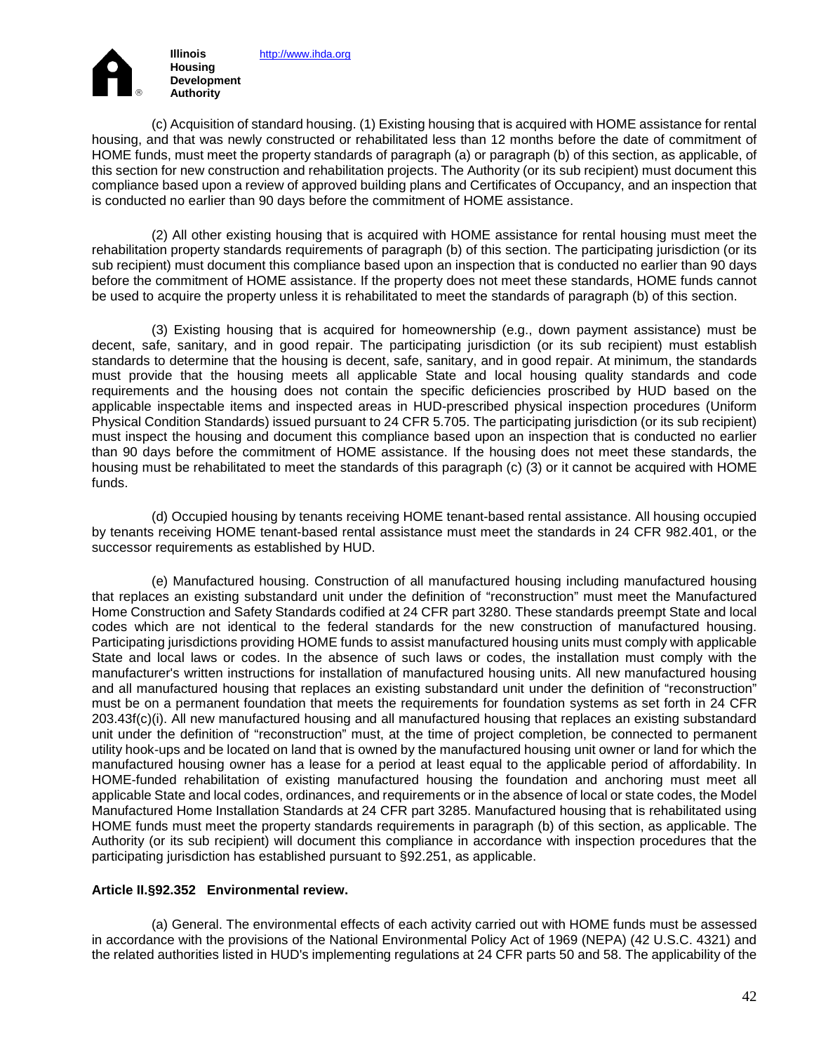(c) Acquisition of standard housing. (1) Existing housing that is acquired with HOME assistance for rental housing, and that was newly constructed or rehabilitated less than 12 months before the date of commitment of HOME funds, must meet the property standards of paragraph (a) or paragraph (b) of this section, as applicable, of this section for new construction and rehabilitation projects. The Authority (or its sub recipient) must document this compliance based upon a review of approved building plans and Certificates of Occupancy, and an inspection that is conducted no earlier than 90 days before the commitment of HOME assistance.

(2) All other existing housing that is acquired with HOME assistance for rental housing must meet the rehabilitation property standards requirements of paragraph (b) of this section. The participating jurisdiction (or its sub recipient) must document this compliance based upon an inspection that is conducted no earlier than 90 days before the commitment of HOME assistance. If the property does not meet these standards, HOME funds cannot be used to acquire the property unless it is rehabilitated to meet the standards of paragraph (b) of this section.

(3) Existing housing that is acquired for homeownership (e.g., down payment assistance) must be decent, safe, sanitary, and in good repair. The participating jurisdiction (or its sub recipient) must establish standards to determine that the housing is decent, safe, sanitary, and in good repair. At minimum, the standards must provide that the housing meets all applicable State and local housing quality standards and code requirements and the housing does not contain the specific deficiencies proscribed by HUD based on the applicable inspectable items and inspected areas in HUD-prescribed physical inspection procedures (Uniform Physical Condition Standards) issued pursuant to 24 CFR 5.705. The participating jurisdiction (or its sub recipient) must inspect the housing and document this compliance based upon an inspection that is conducted no earlier than 90 days before the commitment of HOME assistance. If the housing does not meet these standards, the housing must be rehabilitated to meet the standards of this paragraph (c) (3) or it cannot be acquired with HOME funds.

(d) Occupied housing by tenants receiving HOME tenant-based rental assistance. All housing occupied by tenants receiving HOME tenant-based rental assistance must meet the standards in 24 CFR 982.401, or the successor requirements as established by HUD.

(e) Manufactured housing. Construction of all manufactured housing including manufactured housing that replaces an existing substandard unit under the definition of "reconstruction" must meet the Manufactured Home Construction and Safety Standards codified at 24 CFR part 3280. These standards preempt State and local codes which are not identical to the federal standards for the new construction of manufactured housing. Participating jurisdictions providing HOME funds to assist manufactured housing units must comply with applicable State and local laws or codes. In the absence of such laws or codes, the installation must comply with the manufacturer's written instructions for installation of manufactured housing units. All new manufactured housing and all manufactured housing that replaces an existing substandard unit under the definition of "reconstruction" must be on a permanent foundation that meets the requirements for foundation systems as set forth in 24 CFR 203.43f(c)(i). All new manufactured housing and all manufactured housing that replaces an existing substandard unit under the definition of "reconstruction" must, at the time of project completion, be connected to permanent utility hook-ups and be located on land that is owned by the manufactured housing unit owner or land for which the manufactured housing owner has a lease for a period at least equal to the applicable period of affordability. In HOME-funded rehabilitation of existing manufactured housing the foundation and anchoring must meet all applicable State and local codes, ordinances, and requirements or in the absence of local or state codes, the Model Manufactured Home Installation Standards at 24 CFR part 3285. Manufactured housing that is rehabilitated using HOME funds must meet the property standards requirements in paragraph (b) of this section, as applicable. The Authority (or its sub recipient) will document this compliance in accordance with inspection procedures that the participating jurisdiction has established pursuant to §92.251, as applicable.

**Article II.§92.352 Environmental review.**

(a) General. The environmental effects of each activity carried out with HOME funds must be assessed in accordance with the provisions of the National Environmental Policy Act of 1969 (NEPA) (42 U.S.C. 4321) and the related authorities listed in HUD's implementing regulations at 24 CFR parts 50 and 58. The applicability of the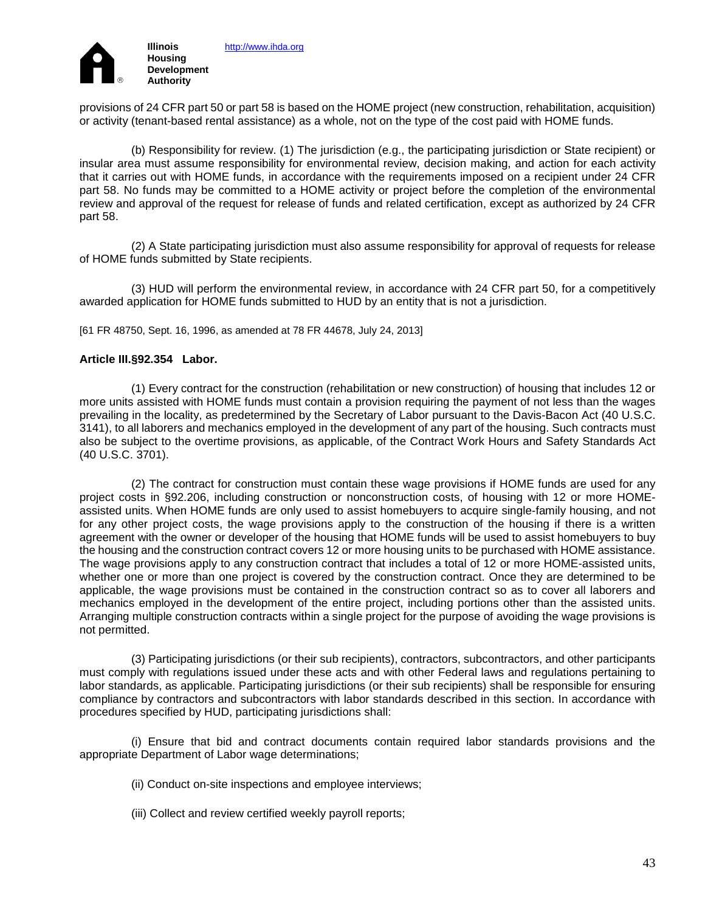provisions of 24 CFR part 50 or part 58 is based on the HOME project (new construction, rehabilitation, acquisition) or activity (tenant-based rental assistance) as a whole, not on the type of the cost paid with HOME funds.

(b) Responsibility for review. (1) The jurisdiction (e.g., the participating jurisdiction or State recipient) or insular area must assume responsibility for environmental review, decision making, and action for each activity that it carries out with HOME funds, in accordance with the requirements imposed on a recipient under 24 CFR part 58. No funds may be committed to a HOME activity or project before the completion of the environmental review and approval of the request for release of funds and related certification, except as authorized by 24 CFR part 58.

(2) A State participating jurisdiction must also assume responsibility for approval of requests for release of HOME funds submitted by State recipients.

(3) HUD will perform the environmental review, in accordance with 24 CFR part 50, for a competitively awarded application for HOME funds submitted to HUD by an entity that is not a jurisdiction.

[61 FR 48750, Sept. 16, 1996, as amended at 78 FR 44678, July 24, 2013]

**Article III.§92.354 Labor.**

(1) Every contract for the construction (rehabilitation or new construction) of housing that includes 12 or more units assisted with HOME funds must contain a provision requiring the payment of not less than the wages prevailing in the locality, as predetermined by the Secretary of Labor pursuant to the Davis-Bacon Act (40 U.S.C. 3141), to all laborers and mechanics employed in the development of any part of the housing. Such contracts must also be subject to the overtime provisions, as applicable, of the Contract Work Hours and Safety Standards Act (40 U.S.C. 3701).

(2) The contract for construction must contain these wage provisions if HOME funds are used for any project costs in §92.206, including construction or nonconstruction costs, of housing with 12 or more HOME-assisted units. When HOME funds are only used to assist homebuyers to acquire single-family housing, and not for any other project costs, the wage provisions apply to the construction of the housing if there is a written agreement with the owner or developer of the housing that HOME funds will be used to assist homebuyers to buy the housing and the construction contract covers 12 or more housing units to be purchased with HOME assistance. The wage provisions apply to any construction contract that includes a total of 12 or more HOME-assisted units, whether one or more than one project is covered by the construction contract. Once they are determined to be applicable, the wage provisions must be contained in the construction contract so as to cover all laborers and mechanics employed in the development of the entire project, including portions other than the assisted units. Arranging multiple construction contracts within a single project for the purpose of avoiding the wage provisions is not permitted.

(3) Participating jurisdictions (or their sub recipients), contractors, subcontractors, and other participants must comply with regulations issued under these acts and with other Federal laws and regulations pertaining to labor standards, as applicable. Participating jurisdictions (or their sub recipients) shall be responsible for ensuring compliance by contractors and subcontractors with labor standards described in this section. In accordance with procedures specified by HUD, participating jurisdictions shall:

(i) Ensure that bid and contract documents contain required labor standards provisions and the appropriate Department of Labor wage determinations;

(ii) Conduct on-site inspections and employee interviews;

(iii) Collect and review certified weekly payroll reports;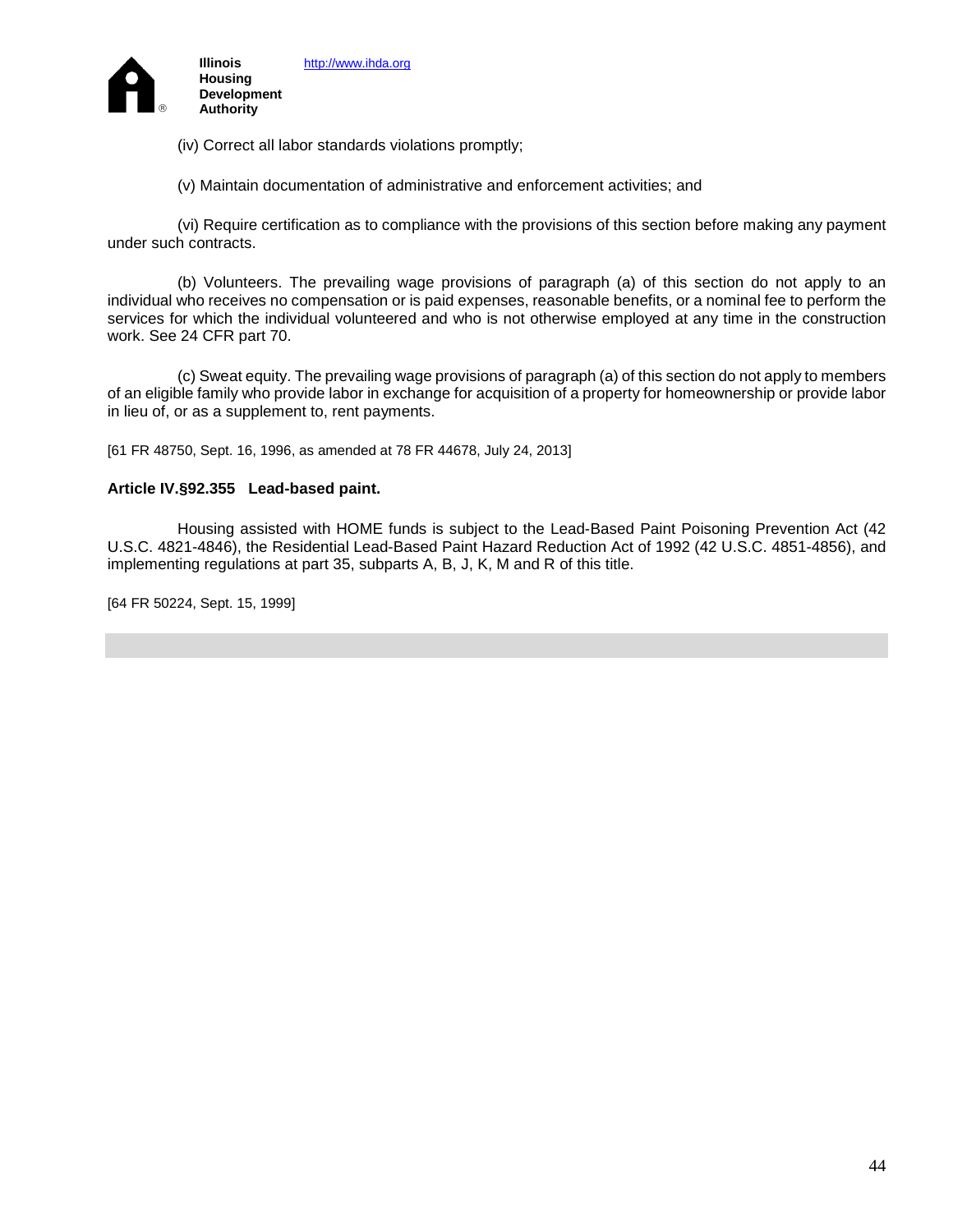(iv) Correct all labor standards violations promptly;

(v) Maintain documentation of administrative and enforcement activities; and

(vi) Require certification as to compliance with the provisions of this section before making any payment under such contracts.

(b) Volunteers. The prevailing wage provisions of paragraph (a) of this section do not apply to an individual who receives no compensation or is paid expenses, reasonable benefits, or a nominal fee to perform the services for which the individual volunteered and who is not otherwise employed at any time in the construction work. See 24 CFR part 70.

(c) Sweat equity. The prevailing wage provisions of paragraph (a) of this section do not apply to members of an eligible family who provide labor in exchange for acquisition of a property for homeownership or provide labor in lieu of, or as a supplement to, rent payments.

[61 FR 48750, Sept. 16, 1996, as amended at 78 FR 44678, July 24, 2013]

**Article IV.§92.355 Lead-based paint.**

Housing assisted with HOME funds is subject to the Lead-Based Paint Poisoning Prevention Act (42 U.S.C. 4821-4846), the Residential Lead-Based Paint Hazard Reduction Act of 1992 (42 U.S.C. 4851-4856), and implementing regulations at part 35, subparts A, B, J, K, M and R of this title.

[64 FR 50224, Sept. 15, 1999]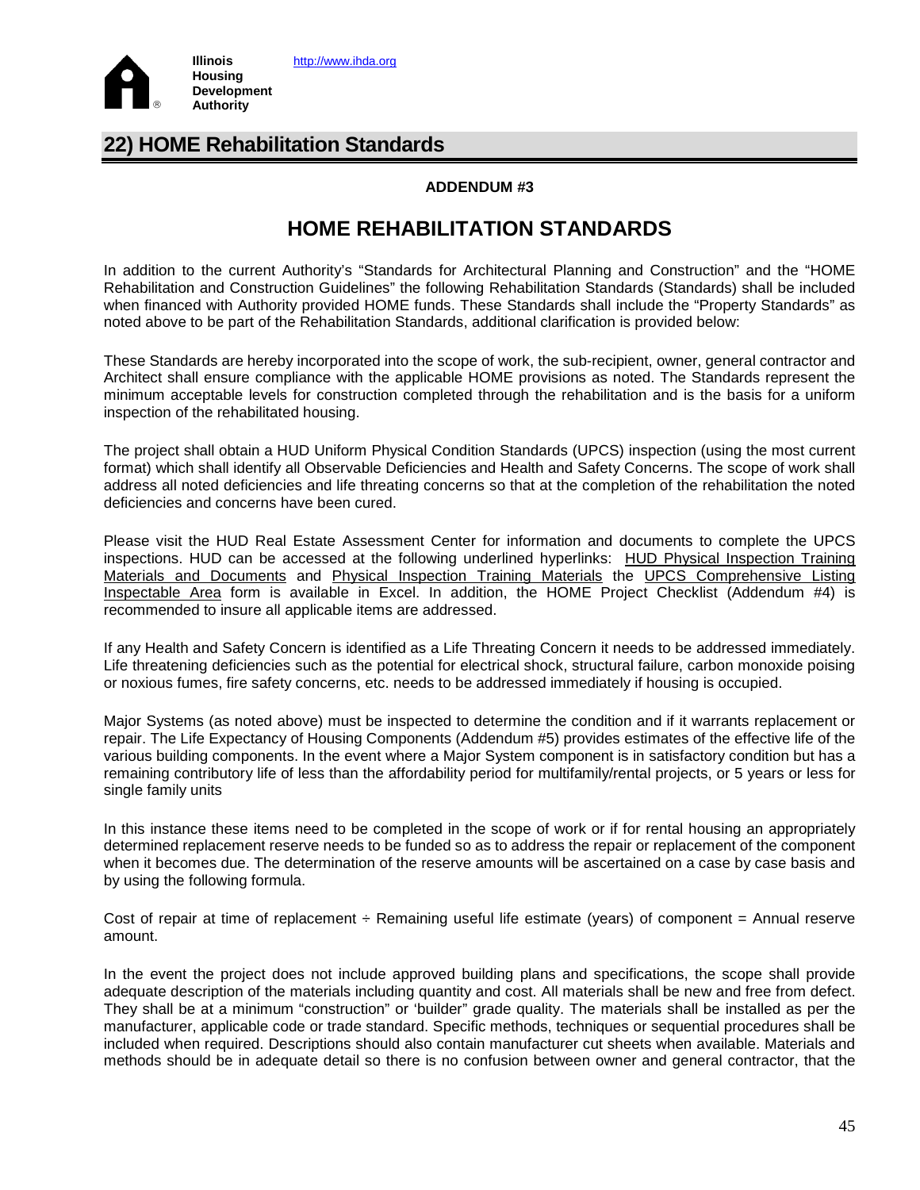## 22) HOME Rehabilitation Standards

**ADDENDUM #3**

# HOME REHABILITATION STANDARDS

In addition to the current Authority's "Standards for Architectural Planning and Construction" and the "HOME Rehabilitation and Construction Guidelines" the following Rehabilitation Standards (Standards) shall be included when financed with Authority provided HOME funds. These Standards shall include the "Property Standards" as noted above to be part of the Rehabilitation Standards, additional clarification is provided below:

These Standards are hereby incorporated into the scope of work, the sub-recipient, owner, general contractor and Architect shall ensure compliance with the applicable HOME provisions as noted. The Standards represent the minimum acceptable levels for construction completed through the rehabilitation and is the basis for a uniform inspection of the rehabilitated housing.

The project shall obtain a HUD Uniform Physical Condition Standards (UPCS) inspection (using the most current format) which shall identify all Observable Deficiencies and Health and Safety Concerns. The scope of work shall address all noted deficiencies and life threating concerns so that at the completion of the rehabilitation the noted deficiencies and concerns have been cured.

Please visit the HUD Real Estate Assessment Center for information and documents to complete the UPCS inspections. HUD can be accessed at the following underlined hyperlinks: HUD Physical Inspection Training Materials and Documents and Physical Inspection Training Materials the UPCS Comprehensive Listing Inspectable Area form is available in Excel. In addition, the HOME Project Checklist (Addendum #4) is recommended to insure all applicable items are addressed.

If any Health and Safety Concern is identified as a Life Threating Concern it needs to be addressed immediately. Life threatening deficiencies such as the potential for electrical shock, structural failure, carbon monoxide poising or noxious fumes, fire safety concerns, etc. needs to be addressed immediately if housing is occupied.

Major Systems (as noted above) must be inspected to determine the condition and if it warrants replacement or repair. The Life Expectancy of Housing Components (Addendum #5) provides estimates of the effective life of the various building components. In the event where a Major System component is in satisfactory condition but has a remaining contributory life of less than the affordability period for multifamily/rental projects, or 5 years or less for single family units

In this instance these items need to be completed in the scope of work or if for rental housing an appropriately determined replacement reserve needs to be funded so as to address the repair or replacement of the component when it becomes due. The determination of the reserve amounts will be ascertained on a case by case basis and by using the following formula.

Cost of repair at time of replacement ÷ Remaining useful life estimate (years) of component = Annual reserve amount.

In the event the project does not include approved building plans and specifications, the scope shall provide adequate description of the materials including quantity and cost. All materials shall be new and free from defect. They shall be at a minimum "construction" or 'builder" grade quality. The materials shall be installed as per the manufacturer, applicable code or trade standard. Specific methods, techniques or sequential procedures shall be included when required. Descriptions should also contain manufacturer cut sheets when available. Materials and methods should be in adequate detail so there is no confusion between owner and general contractor, that the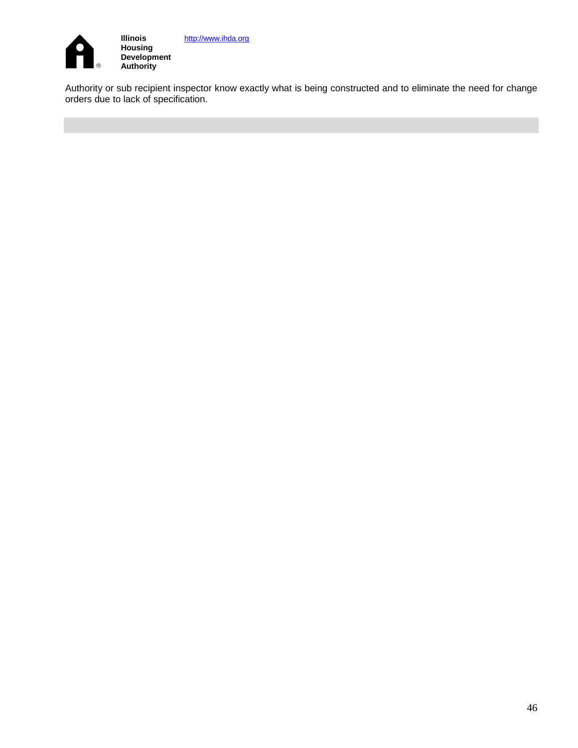Authority or sub recipient inspector know exactly what is being constructed and to eliminate the need for change orders due to lack of specification.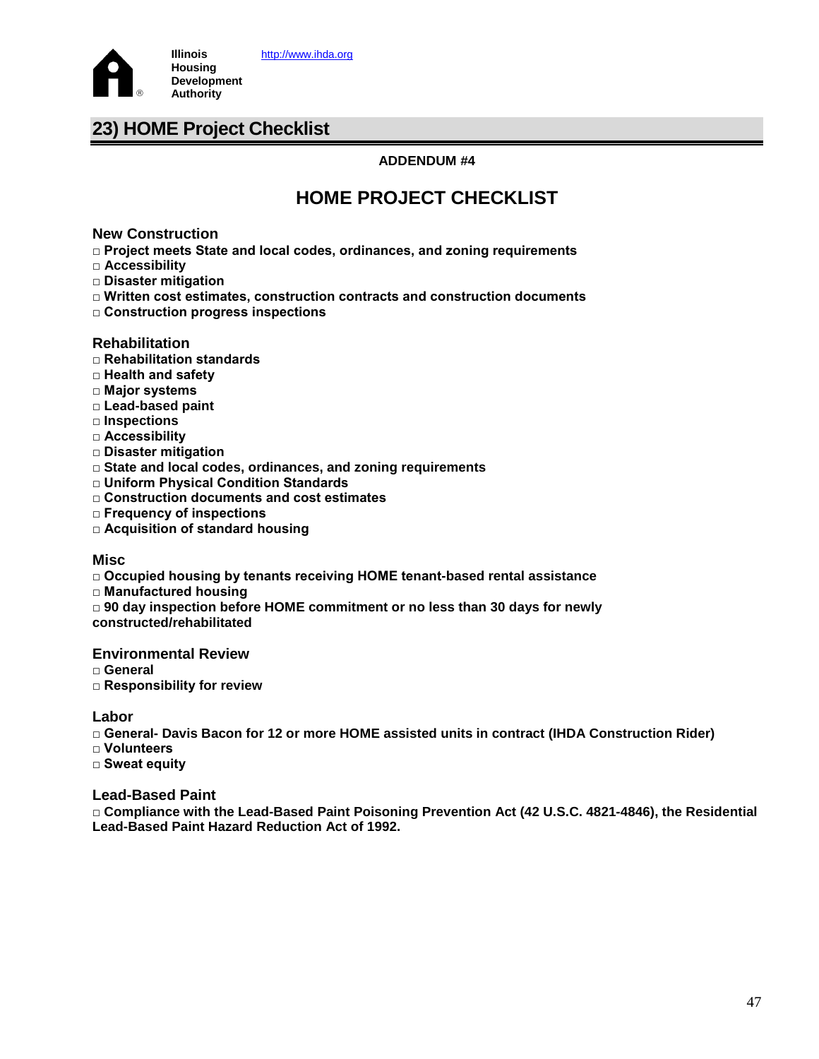Illinois Housing Development Authority http://www.ihda.org

## 23) HOME Project Checklist

**ADDENDUM #4**

# HOME PROJECT CHECKLIST

### New Construction

- □ **Project meets State and local codes, ordinances, and zoning requirements**
- □ **Accessibility**
- □ **Disaster mitigation**
- □ **Written cost estimates, construction contracts and construction documents**
- □ **Construction progress inspections**

### Rehabilitation

- □ **Rehabilitation standards**
- □ **Health and safety**
- □ **Major systems**
- □ **Lead-based paint**
- □ **Inspections**
- □ **Accessibility**
- □ **Disaster mitigation**
- □ **State and local codes, ordinances, and zoning requirements**
- □ **Uniform Physical Condition Standards**
- □ **Construction documents and cost estimates**
- □ **Frequency of inspections**
- □ **Acquisition of standard housing**

### Misc

- □ **Occupied housing by tenants receiving HOME tenant-based rental assistance**
- □ **Manufactured housing**
- □ **90 day inspection before HOME commitment or no less than 30 days for newly constructed/rehabilitated**

### Environmental Review

- □ **General**
- □ **Responsibility for review**

### Labor

- □ **General- Davis Bacon for 12 or more HOME assisted units in contract (IHDA Construction Rider)**
- □ **Volunteers**
- □ **Sweat equity**

### Lead-Based Paint

- □ **Compliance with the Lead-Based Paint Poisoning Prevention Act (42 U.S.C. 4821-4846), the Residential Lead-Based Paint Hazard Reduction Act of 1992.**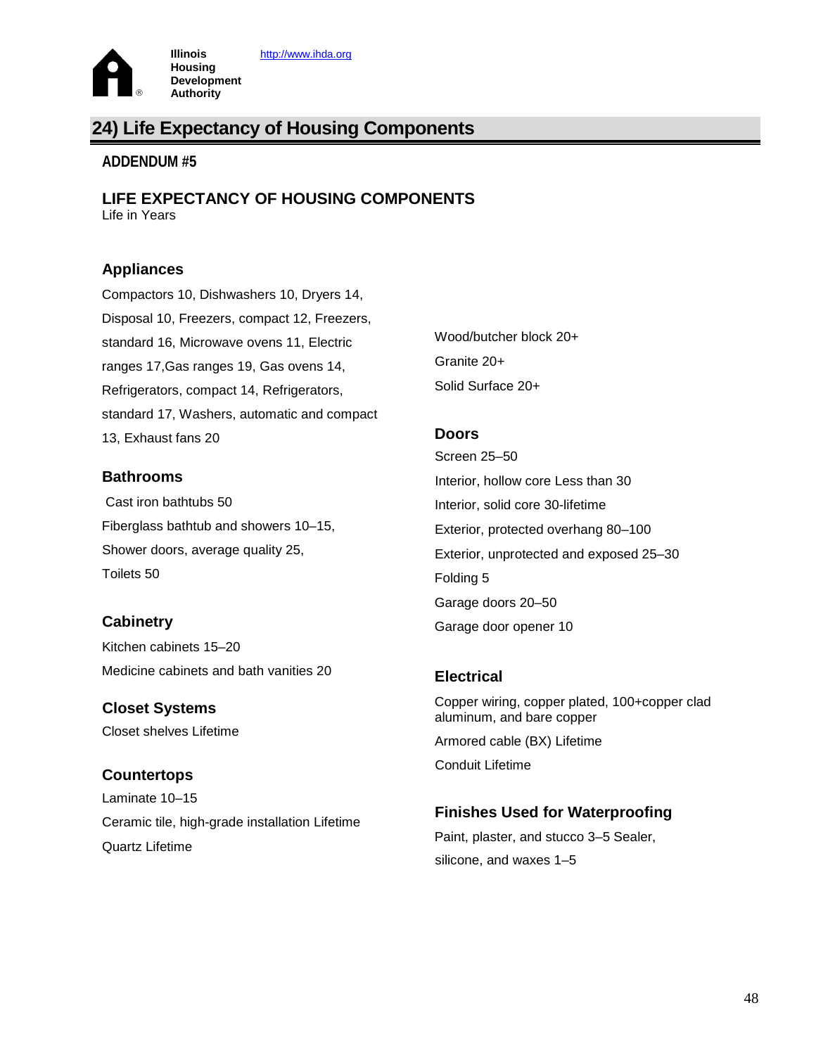Illinois Housing Development Authority http://www.ihda.org

## 24) Life Expectancy of Housing Components

**ADDENDUM #5**

### LIFE EXPECTANCY OF HOUSING COMPONENTS

Life in Years

#### Appliances

Compactors 10, Dishwashers 10, Dryers 14, Disposal 10, Freezers, compact 12, Freezers, standard 16, Microwave ovens 11, Electric ranges 17,Gas ranges 19, Gas ovens 14, Refrigerators, compact 14, Refrigerators, standard 17, Washers, automatic and compact 13, Exhaust fans 20

#### Bathrooms

Cast iron bathtubs 50

Fiberglass bathtub and showers 10–15,

Shower doors, average quality 25,

Toilets 50

#### Cabinetry

Kitchen cabinets 15–20

Medicine cabinets and bath vanities 20

#### Closet Systems

Closet shelves Lifetime

#### Countertops

Laminate 10–15

Ceramic tile, high-grade installation Lifetime

Quartz Lifetime

Wood/butcher block 20+

Granite 20+

Solid Surface 20+

#### Doors

Screen 25–50

Interior, hollow core Less than 30

Interior, solid core 30-lifetime

Exterior, protected overhang 80–100

Exterior, unprotected and exposed 25–30

Folding 5

Garage doors 20–50

Garage door opener 10

#### Electrical

Copper wiring, copper plated, 100+copper clad aluminum, and bare copper

Armored cable (BX) Lifetime

Conduit Lifetime

#### Finishes Used for Waterproofing

Paint, plaster, and stucco 3–5 Sealer,

silicone, and waxes 1–5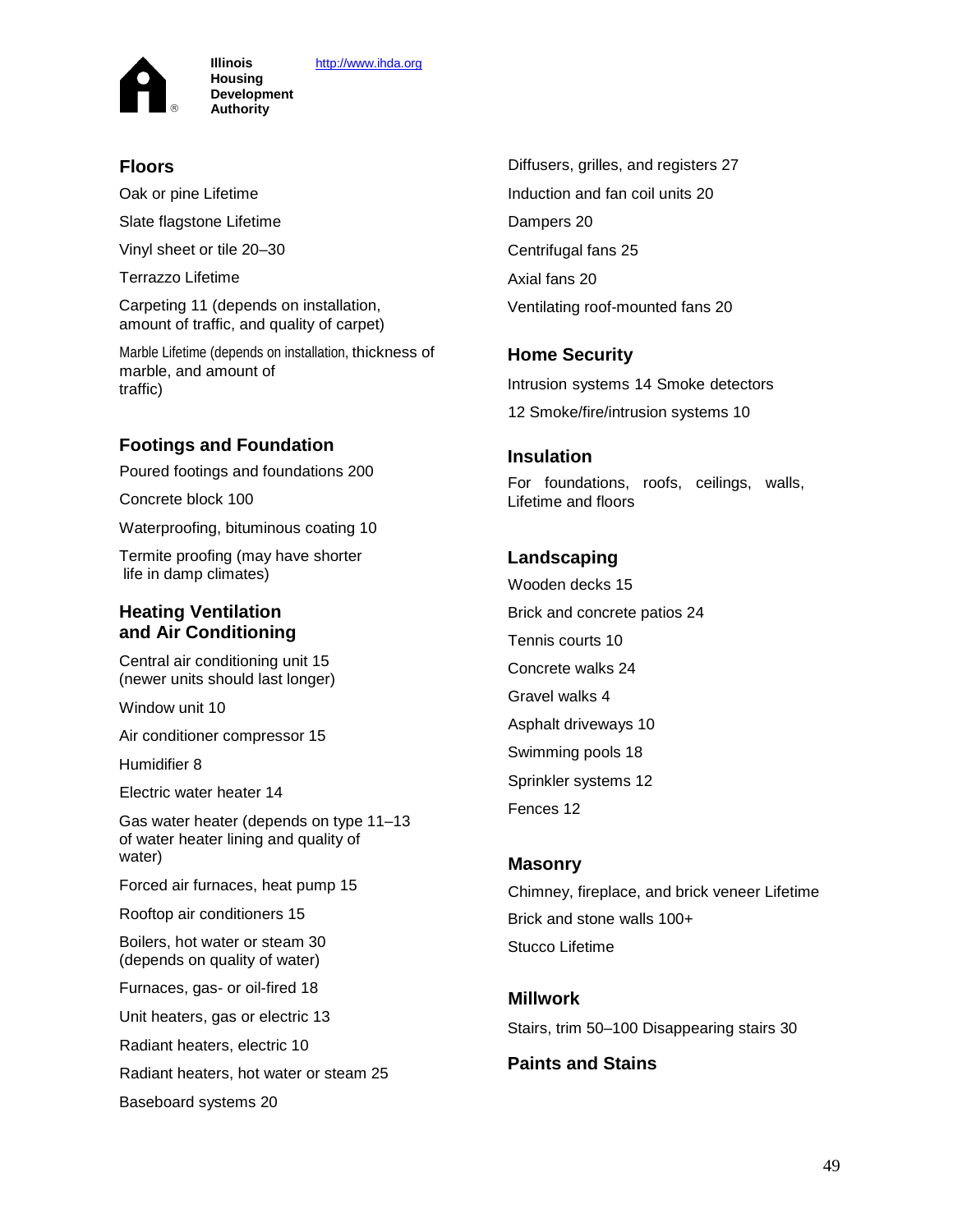Illinois Housing Development Authority http://www.ihda.org

## Floors

Oak or pine Lifetime

Slate flagstone Lifetime

Vinyl sheet or tile 20–30

Terrazzo Lifetime

Carpeting 11 (depends on installation, amount of traffic, and quality of carpet)

Marble Lifetime (depends on installation, thickness of marble, and amount of traffic)

## Footings and Foundation

Poured footings and foundations 200

Concrete block 100

Waterproofing, bituminous coating 10

Termite proofing (may have shorter life in damp climates)

## Heating Ventilation and Air Conditioning

Central air conditioning unit 15 (newer units should last longer)

Window unit 10

Air conditioner compressor 15

Humidifier 8

Electric water heater 14

Gas water heater (depends on type 11–13 of water heater lining and quality of water)

Forced air furnaces, heat pump 15

Rooftop air conditioners 15

Boilers, hot water or steam 30 (depends on quality of water)

Furnaces, gas- or oil-fired 18

Unit heaters, gas or electric 13

Radiant heaters, electric 10

Radiant heaters, hot water or steam 25

Baseboard systems 20

Diffusers, grilles, and registers 27

Induction and fan coil units 20

Dampers 20

Centrifugal fans 25

Axial fans 20

Ventilating roof-mounted fans 20

## Home Security

Intrusion systems 14 Smoke detectors

12 Smoke/fire/intrusion systems 10

## Insulation

For foundations, roofs, ceilings, walls, Lifetime and floors

## Landscaping

Wooden decks 15

Brick and concrete patios 24

Tennis courts 10

Concrete walks 24

Gravel walks 4

Asphalt driveways 10

Swimming pools 18

Sprinkler systems 12

Fences 12

## Masonry

Chimney, fireplace, and brick veneer Lifetime

Brick and stone walls 100+

Stucco Lifetime

## Millwork

Stairs, trim 50–100 Disappearing stairs 30

## Paints and Stains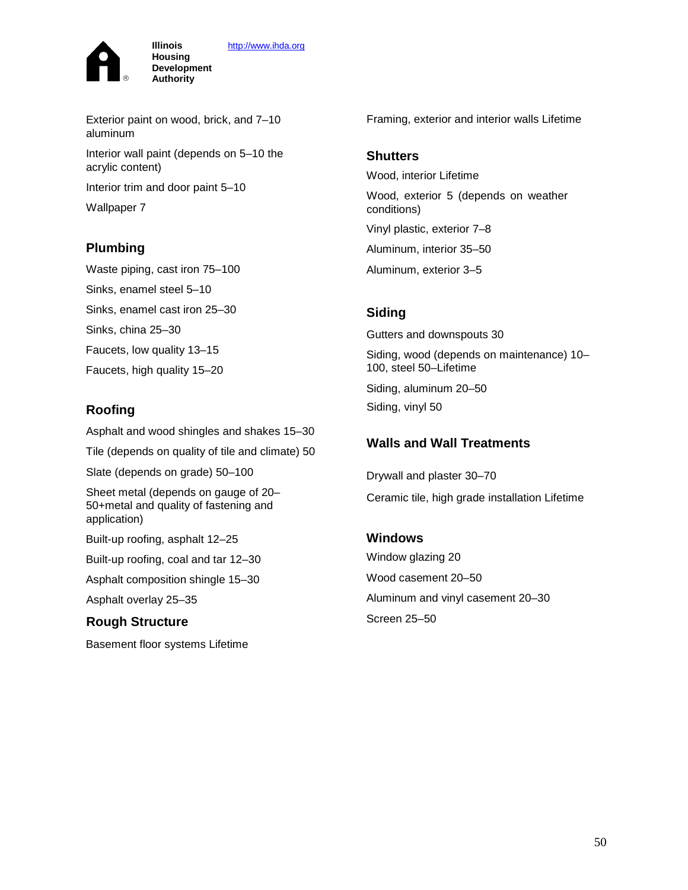Exterior paint on wood, brick, and 7–10 aluminum

Interior wall paint (depends on 5–10 the acrylic content)

Interior trim and door paint 5–10

Wallpaper 7

## Plumbing

Waste piping, cast iron 75–100

Sinks, enamel steel 5–10

Sinks, enamel cast iron 25–30

Sinks, china 25–30

Faucets, low quality 13–15

Faucets, high quality 15–20

## Roofing

Asphalt and wood shingles and shakes 15–30

Tile (depends on quality of tile and climate) 50

Slate (depends on grade) 50–100

Sheet metal (depends on gauge of 20–50+metal and quality of fastening and application)

Built-up roofing, asphalt 12–25

Built-up roofing, coal and tar 12–30

Asphalt composition shingle 15–30

Asphalt overlay 25–35

## Rough Structure

Basement floor systems Lifetime

Framing, exterior and interior walls Lifetime

## Shutters

Wood, interior Lifetime

Wood, exterior 5 (depends on weather conditions)

Vinyl plastic, exterior 7–8

Aluminum, interior 35–50

Aluminum, exterior 3–5

## Siding

Gutters and downspouts 30

Siding, wood (depends on maintenance) 10–100, steel 50–Lifetime

Siding, aluminum 20–50

Siding, vinyl 50

## Walls and Wall Treatments

Drywall and plaster 30–70

Ceramic tile, high grade installation Lifetime

## Windows

Window glazing 20

Wood casement 20–50

Aluminum and vinyl casement 20–30

Screen 25–50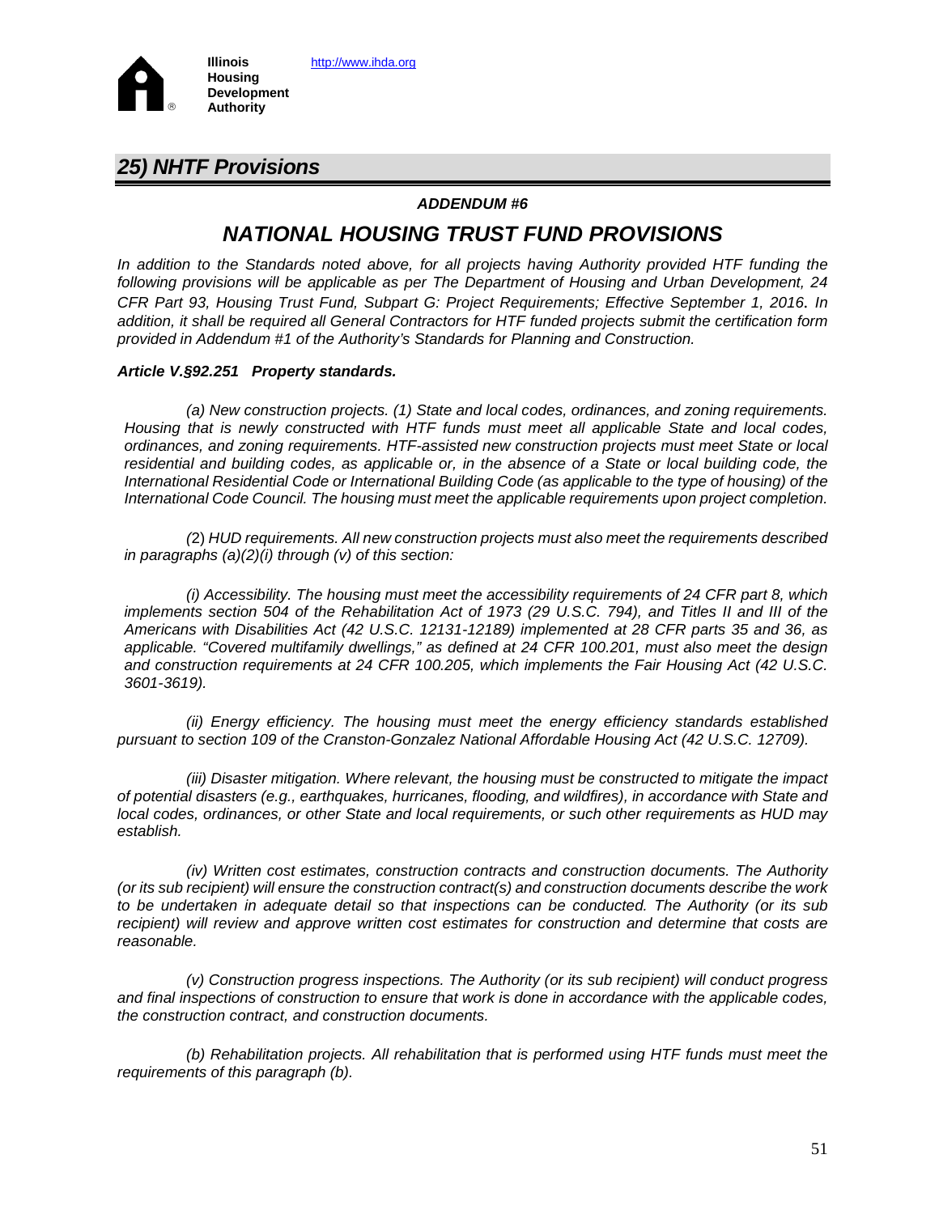## 25) NHTF Provisions

***ADDENDUM #6***

## *NATIONAL HOUSING TRUST FUND PROVISIONS*

*In addition to the Standards noted above, for all projects having Authority provided HTF funding the following provisions will be applicable as per The Department of Housing and Urban Development, 24 CFR Part 93, Housing Trust Fund, Subpart G: Project Requirements; Effective September 1, 2016. In addition, it shall be required all General Contractors for HTF funded projects submit the certification form provided in Addendum #1 of the Authority's Standards for Planning and Construction.*

***Article V.§92.251 Property standards.***

*(a) New construction projects. (1) State and local codes, ordinances, and zoning requirements. Housing that is newly constructed with HTF funds must meet all applicable State and local codes, ordinances, and zoning requirements. HTF-assisted new construction projects must meet State or local residential and building codes, as applicable or, in the absence of a State or local building code, the International Residential Code or International Building Code (as applicable to the type of housing) of the International Code Council. The housing must meet the applicable requirements upon project completion.*

*(2) HUD requirements. All new construction projects must also meet the requirements described in paragraphs (a)(2)(i) through (v) of this section:*

*(i) Accessibility. The housing must meet the accessibility requirements of 24 CFR part 8, which implements section 504 of the Rehabilitation Act of 1973 (29 U.S.C. 794), and Titles II and III of the Americans with Disabilities Act (42 U.S.C. 12131-12189) implemented at 28 CFR parts 35 and 36, as applicable. "Covered multifamily dwellings," as defined at 24 CFR 100.201, must also meet the design and construction requirements at 24 CFR 100.205, which implements the Fair Housing Act (42 U.S.C. 3601-3619).*

*(ii) Energy efficiency. The housing must meet the energy efficiency standards established pursuant to section 109 of the Cranston-Gonzalez National Affordable Housing Act (42 U.S.C. 12709).*

*(iii) Disaster mitigation. Where relevant, the housing must be constructed to mitigate the impact of potential disasters (e.g., earthquakes, hurricanes, flooding, and wildfires), in accordance with State and local codes, ordinances, or other State and local requirements, or such other requirements as HUD may establish.*

*(iv) Written cost estimates, construction contracts and construction documents. The Authority (or its sub recipient) will ensure the construction contract(s) and construction documents describe the work to be undertaken in adequate detail so that inspections can be conducted. The Authority (or its sub recipient) will review and approve written cost estimates for construction and determine that costs are reasonable.*

*(v) Construction progress inspections. The Authority (or its sub recipient) will conduct progress and final inspections of construction to ensure that work is done in accordance with the applicable codes, the construction contract, and construction documents.*

*(b) Rehabilitation projects. All rehabilitation that is performed using HTF funds must meet the requirements of this paragraph (b).*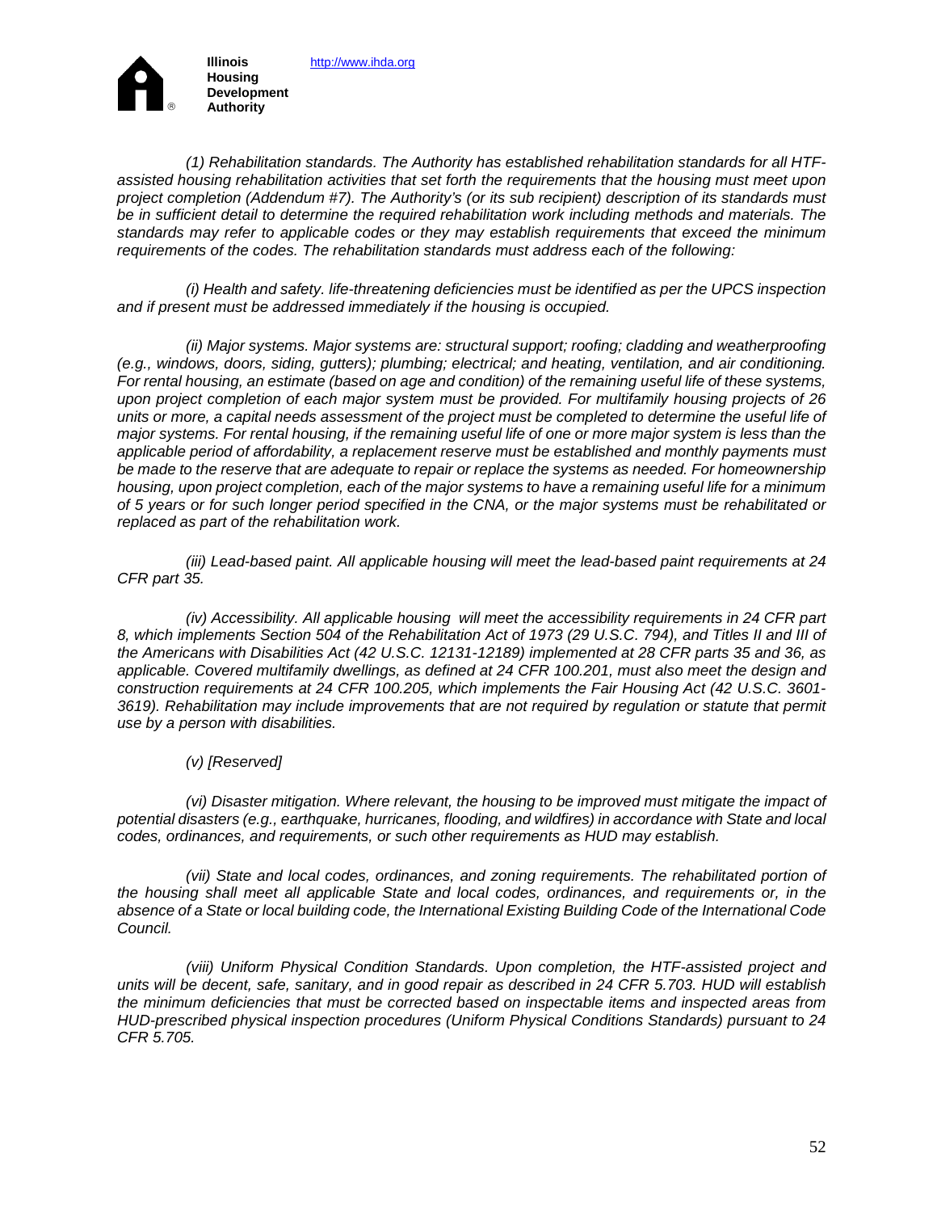*(1) Rehabilitation standards. The Authority has established rehabilitation standards for all HTF-assisted housing rehabilitation activities that set forth the requirements that the housing must meet upon project completion (Addendum #7). The Authority's (or its sub recipient) description of its standards must be in sufficient detail to determine the required rehabilitation work including methods and materials. The standards may refer to applicable codes or they may establish requirements that exceed the minimum requirements of the codes. The rehabilitation standards must address each of the following:*

*(i) Health and safety. life-threatening deficiencies must be identified as per the UPCS inspection and if present must be addressed immediately if the housing is occupied.*

*(ii) Major systems. Major systems are: structural support; roofing; cladding and weatherproofing (e.g., windows, doors, siding, gutters); plumbing; electrical; and heating, ventilation, and air conditioning. For rental housing, an estimate (based on age and condition) of the remaining useful life of these systems, upon project completion of each major system must be provided. For multifamily housing projects of 26 units or more, a capital needs assessment of the project must be completed to determine the useful life of major systems. For rental housing, if the remaining useful life of one or more major system is less than the applicable period of affordability, a replacement reserve must be established and monthly payments must be made to the reserve that are adequate to repair or replace the systems as needed. For homeownership housing, upon project completion, each of the major systems to have a remaining useful life for a minimum of 5 years or for such longer period specified in the CNA, or the major systems must be rehabilitated or replaced as part of the rehabilitation work.*

*(iii) Lead-based paint. All applicable housing will meet the lead-based paint requirements at 24 CFR part 35.*

*(iv) Accessibility. All applicable housing will meet the accessibility requirements in 24 CFR part 8, which implements Section 504 of the Rehabilitation Act of 1973 (29 U.S.C. 794), and Titles II and III of the Americans with Disabilities Act (42 U.S.C. 12131-12189) implemented at 28 CFR parts 35 and 36, as applicable. Covered multifamily dwellings, as defined at 24 CFR 100.201, must also meet the design and construction requirements at 24 CFR 100.205, which implements the Fair Housing Act (42 U.S.C. 3601-3619). Rehabilitation may include improvements that are not required by regulation or statute that permit use by a person with disabilities.*

*(v) [Reserved]*

*(vi) Disaster mitigation. Where relevant, the housing to be improved must mitigate the impact of potential disasters (e.g., earthquake, hurricanes, flooding, and wildfires) in accordance with State and local codes, ordinances, and requirements, or such other requirements as HUD may establish.*

*(vii) State and local codes, ordinances, and zoning requirements. The rehabilitated portion of the housing shall meet all applicable State and local codes, ordinances, and requirements or, in the absence of a State or local building code, the International Existing Building Code of the International Code Council.*

*(viii) Uniform Physical Condition Standards. Upon completion, the HTF-assisted project and units will be decent, safe, sanitary, and in good repair as described in 24 CFR 5.703. HUD will establish the minimum deficiencies that must be corrected based on inspectable items and inspected areas from HUD-prescribed physical inspection procedures (Uniform Physical Conditions Standards) pursuant to 24 CFR 5.705.*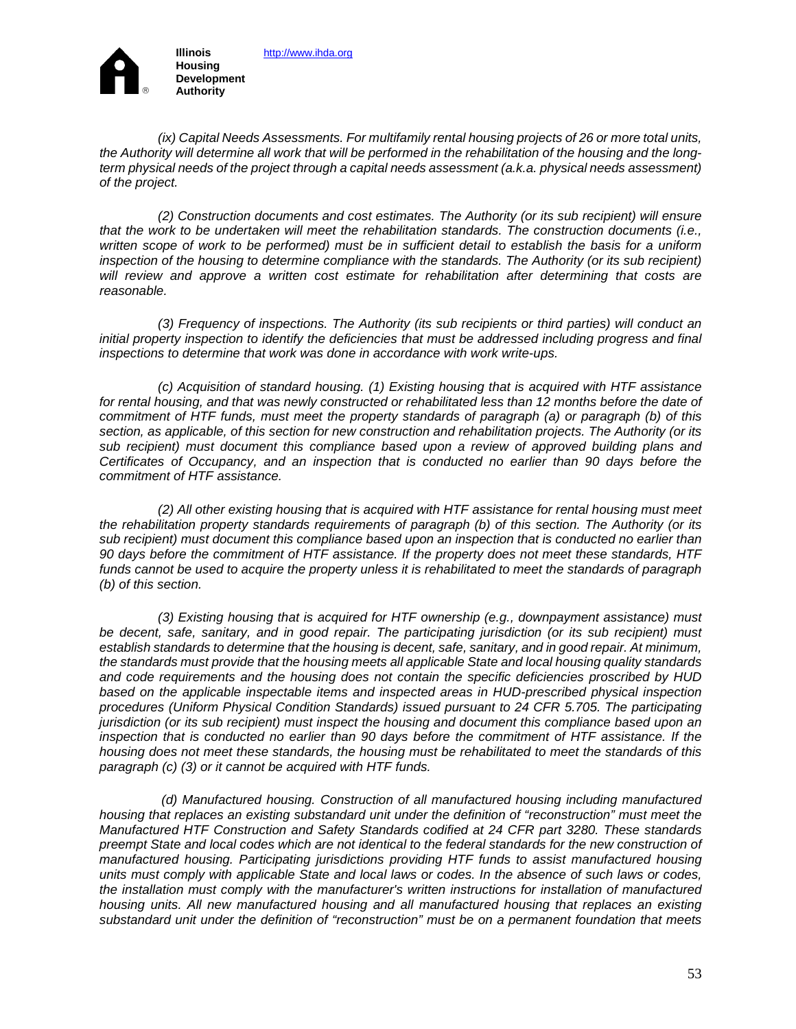*(ix) Capital Needs Assessments. For multifamily rental housing projects of 26 or more total units, the Authority will determine all work that will be performed in the rehabilitation of the housing and the long-term physical needs of the project through a capital needs assessment (a.k.a. physical needs assessment) of the project.*

*(2) Construction documents and cost estimates. The Authority (or its sub recipient) will ensure that the work to be undertaken will meet the rehabilitation standards. The construction documents (i.e., written scope of work to be performed) must be in sufficient detail to establish the basis for a uniform inspection of the housing to determine compliance with the standards. The Authority (or its sub recipient) will review and approve a written cost estimate for rehabilitation after determining that costs are reasonable.*

*(3) Frequency of inspections. The Authority (its sub recipients or third parties) will conduct an initial property inspection to identify the deficiencies that must be addressed including progress and final inspections to determine that work was done in accordance with work write-ups.*

*(c) Acquisition of standard housing. (1) Existing housing that is acquired with HTF assistance for rental housing, and that was newly constructed or rehabilitated less than 12 months before the date of commitment of HTF funds, must meet the property standards of paragraph (a) or paragraph (b) of this section, as applicable, of this section for new construction and rehabilitation projects. The Authority (or its sub recipient) must document this compliance based upon a review of approved building plans and Certificates of Occupancy, and an inspection that is conducted no earlier than 90 days before the commitment of HTF assistance.*

*(2) All other existing housing that is acquired with HTF assistance for rental housing must meet the rehabilitation property standards requirements of paragraph (b) of this section. The Authority (or its sub recipient) must document this compliance based upon an inspection that is conducted no earlier than 90 days before the commitment of HTF assistance. If the property does not meet these standards, HTF funds cannot be used to acquire the property unless it is rehabilitated to meet the standards of paragraph (b) of this section.*

*(3) Existing housing that is acquired for HTF ownership (e.g., downpayment assistance) must be decent, safe, sanitary, and in good repair. The participating jurisdiction (or its sub recipient) must establish standards to determine that the housing is decent, safe, sanitary, and in good repair. At minimum, the standards must provide that the housing meets all applicable State and local housing quality standards and code requirements and the housing does not contain the specific deficiencies proscribed by HUD based on the applicable inspectable items and inspected areas in HUD-prescribed physical inspection procedures (Uniform Physical Condition Standards) issued pursuant to 24 CFR 5.705. The participating jurisdiction (or its sub recipient) must inspect the housing and document this compliance based upon an inspection that is conducted no earlier than 90 days before the commitment of HTF assistance. If the housing does not meet these standards, the housing must be rehabilitated to meet the standards of this paragraph (c) (3) or it cannot be acquired with HTF funds.*

*(d) Manufactured housing. Construction of all manufactured housing including manufactured housing that replaces an existing substandard unit under the definition of "reconstruction" must meet the Manufactured HTF Construction and Safety Standards codified at 24 CFR part 3280. These standards preempt State and local codes which are not identical to the federal standards for the new construction of manufactured housing. Participating jurisdictions providing HTF funds to assist manufactured housing units must comply with applicable State and local laws or codes. In the absence of such laws or codes, the installation must comply with the manufacturer's written instructions for installation of manufactured housing units. All new manufactured housing and all manufactured housing that replaces an existing substandard unit under the definition of "reconstruction" must be on a permanent foundation that meets*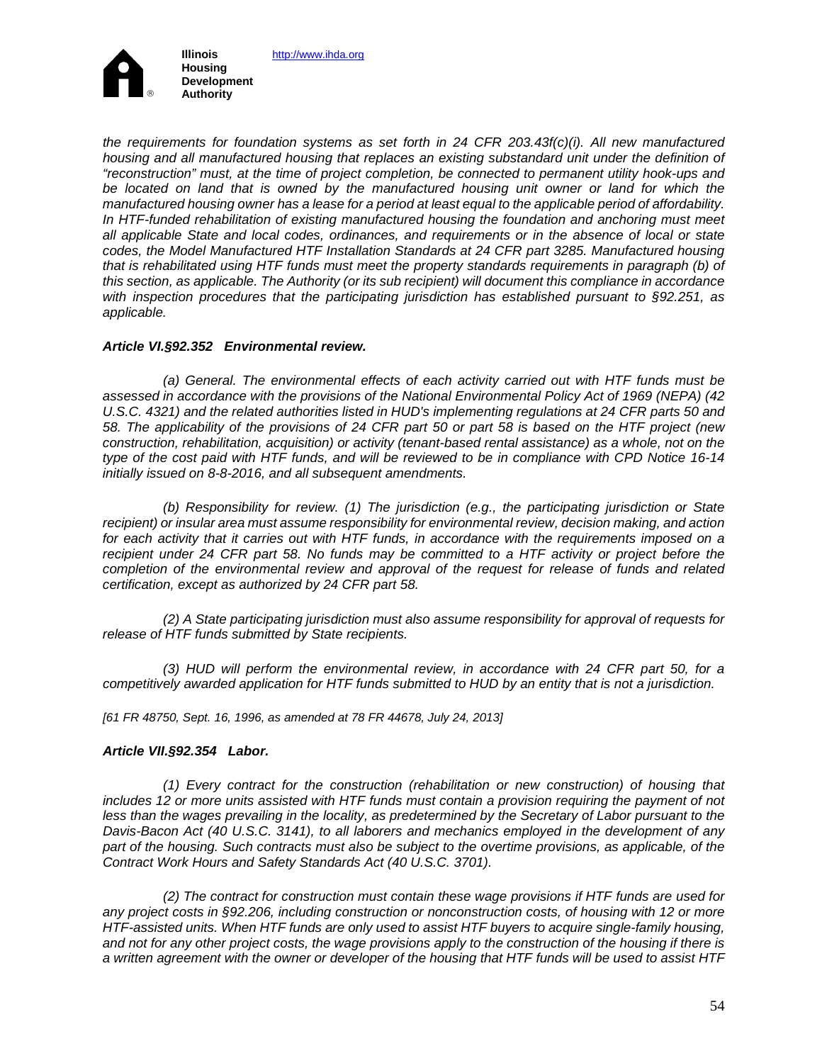*the requirements for foundation systems as set forth in 24 CFR 203.43f(c)(i). All new manufactured housing and all manufactured housing that replaces an existing substandard unit under the definition of "reconstruction" must, at the time of project completion, be connected to permanent utility hook-ups and be located on land that is owned by the manufactured housing unit owner or land for which the manufactured housing owner has a lease for a period at least equal to the applicable period of affordability. In HTF-funded rehabilitation of existing manufactured housing the foundation and anchoring must meet all applicable State and local codes, ordinances, and requirements or in the absence of local or state codes, the Model Manufactured HTF Installation Standards at 24 CFR part 3285. Manufactured housing that is rehabilitated using HTF funds must meet the property standards requirements in paragraph (b) of this section, as applicable. The Authority (or its sub recipient) will document this compliance in accordance with inspection procedures that the participating jurisdiction has established pursuant to §92.251, as applicable.*

### *Article VI.§92.352 Environmental review.*

*(a) General. The environmental effects of each activity carried out with HTF funds must be assessed in accordance with the provisions of the National Environmental Policy Act of 1969 (NEPA) (42 U.S.C. 4321) and the related authorities listed in HUD's implementing regulations at 24 CFR parts 50 and 58. The applicability of the provisions of 24 CFR part 50 or part 58 is based on the HTF project (new construction, rehabilitation, acquisition) or activity (tenant-based rental assistance) as a whole, not on the type of the cost paid with HTF funds, and will be reviewed to be in compliance with CPD Notice 16-14 initially issued on 8-8-2016, and all subsequent amendments.*

*(b) Responsibility for review. (1) The jurisdiction (e.g., the participating jurisdiction or State recipient) or insular area must assume responsibility for environmental review, decision making, and action for each activity that it carries out with HTF funds, in accordance with the requirements imposed on a recipient under 24 CFR part 58. No funds may be committed to a HTF activity or project before the completion of the environmental review and approval of the request for release of funds and related certification, except as authorized by 24 CFR part 58.*

*(2) A State participating jurisdiction must also assume responsibility for approval of requests for release of HTF funds submitted by State recipients.*

*(3) HUD will perform the environmental review, in accordance with 24 CFR part 50, for a competitively awarded application for HTF funds submitted to HUD by an entity that is not a jurisdiction.*

*[61 FR 48750, Sept. 16, 1996, as amended at 78 FR 44678, July 24, 2013]*

### *Article VII.§92.354 Labor.*

*(1) Every contract for the construction (rehabilitation or new construction) of housing that includes 12 or more units assisted with HTF funds must contain a provision requiring the payment of not less than the wages prevailing in the locality, as predetermined by the Secretary of Labor pursuant to the Davis-Bacon Act (40 U.S.C. 3141), to all laborers and mechanics employed in the development of any part of the housing. Such contracts must also be subject to the overtime provisions, as applicable, of the Contract Work Hours and Safety Standards Act (40 U.S.C. 3701).*

*(2) The contract for construction must contain these wage provisions if HTF funds are used for any project costs in §92.206, including construction or nonconstruction costs, of housing with 12 or more HTF-assisted units. When HTF funds are only used to assist HTF buyers to acquire single-family housing, and not for any other project costs, the wage provisions apply to the construction of the housing if there is a written agreement with the owner or developer of the housing that HTF funds will be used to assist HTF*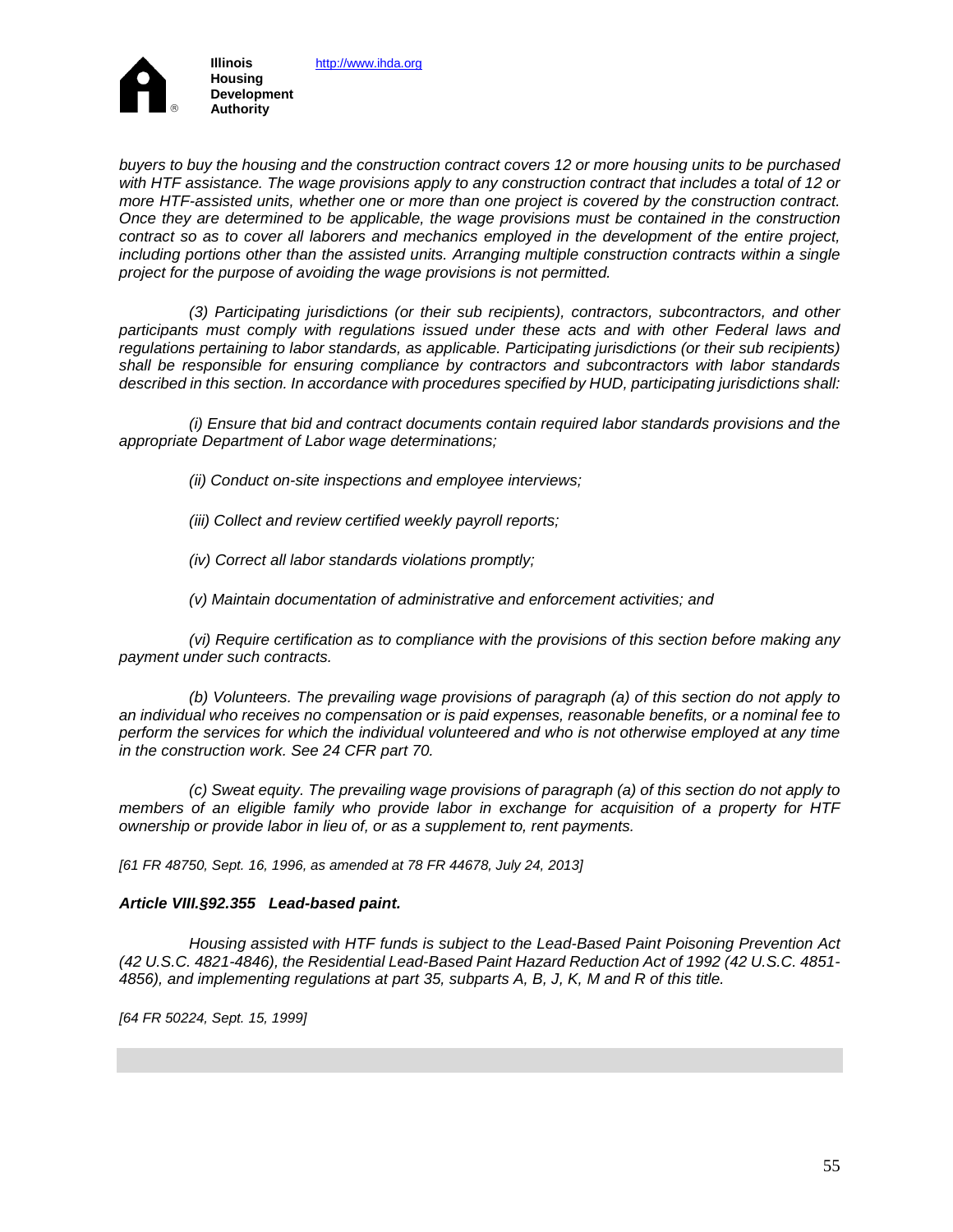*buyers to buy the housing and the construction contract covers 12 or more housing units to be purchased with HTF assistance. The wage provisions apply to any construction contract that includes a total of 12 or more HTF-assisted units, whether one or more than one project is covered by the construction contract. Once they are determined to be applicable, the wage provisions must be contained in the construction contract so as to cover all laborers and mechanics employed in the development of the entire project, including portions other than the assisted units. Arranging multiple construction contracts within a single project for the purpose of avoiding the wage provisions is not permitted.*

*(3) Participating jurisdictions (or their sub recipients), contractors, subcontractors, and other participants must comply with regulations issued under these acts and with other Federal laws and regulations pertaining to labor standards, as applicable. Participating jurisdictions (or their sub recipients) shall be responsible for ensuring compliance by contractors and subcontractors with labor standards described in this section. In accordance with procedures specified by HUD, participating jurisdictions shall:*

*(i) Ensure that bid and contract documents contain required labor standards provisions and the appropriate Department of Labor wage determinations;*

*(ii) Conduct on-site inspections and employee interviews;*

*(iii) Collect and review certified weekly payroll reports;*

*(iv) Correct all labor standards violations promptly;*

*(v) Maintain documentation of administrative and enforcement activities; and*

*(vi) Require certification as to compliance with the provisions of this section before making any payment under such contracts.*

*(b) Volunteers. The prevailing wage provisions of paragraph (a) of this section do not apply to an individual who receives no compensation or is paid expenses, reasonable benefits, or a nominal fee to perform the services for which the individual volunteered and who is not otherwise employed at any time in the construction work. See 24 CFR part 70.*

*(c) Sweat equity. The prevailing wage provisions of paragraph (a) of this section do not apply to members of an eligible family who provide labor in exchange for acquisition of a property for HTF ownership or provide labor in lieu of, or as a supplement to, rent payments.*

*[61 FR 48750, Sept. 16, 1996, as amended at 78 FR 44678, July 24, 2013]*

### *Article VIII.§92.355 Lead-based paint.*

*Housing assisted with HTF funds is subject to the Lead-Based Paint Poisoning Prevention Act (42 U.S.C. 4821-4846), the Residential Lead-Based Paint Hazard Reduction Act of 1992 (42 U.S.C. 4851-4856), and implementing regulations at part 35, subparts A, B, J, K, M and R of this title.*

*[64 FR 50224, Sept. 15, 1999]*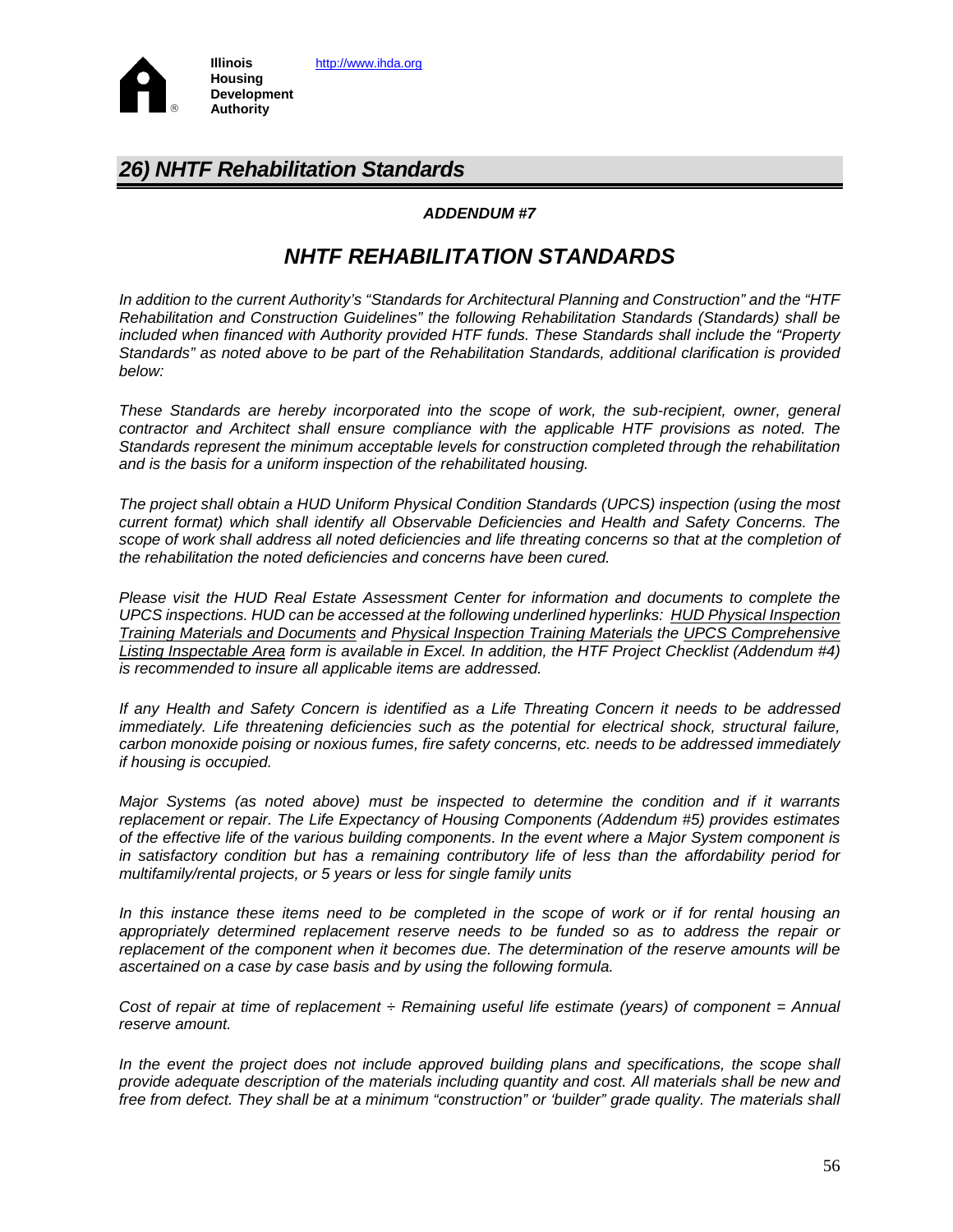Illinois Housing Development Authority http://www.ihda.org

## *26) NHTF Rehabilitation Standards*

***ADDENDUM #7***

# *NHTF REHABILITATION STANDARDS*

*In addition to the current Authority's "Standards for Architectural Planning and Construction" and the "HTF Rehabilitation and Construction Guidelines" the following Rehabilitation Standards (Standards) shall be included when financed with Authority provided HTF funds. These Standards shall include the "Property Standards" as noted above to be part of the Rehabilitation Standards, additional clarification is provided below:*

*These Standards are hereby incorporated into the scope of work, the sub-recipient, owner, general contractor and Architect shall ensure compliance with the applicable HTF provisions as noted. The Standards represent the minimum acceptable levels for construction completed through the rehabilitation and is the basis for a uniform inspection of the rehabilitated housing.*

*The project shall obtain a HUD Uniform Physical Condition Standards (UPCS) inspection (using the most current format) which shall identify all Observable Deficiencies and Health and Safety Concerns. The scope of work shall address all noted deficiencies and life threating concerns so that at the completion of the rehabilitation the noted deficiencies and concerns have been cured.*

*Please visit the HUD Real Estate Assessment Center for information and documents to complete the UPCS inspections. HUD can be accessed at the following underlined hyperlinks: HUD Physical Inspection Training Materials and Documents and Physical Inspection Training Materials the UPCS Comprehensive Listing Inspectable Area form is available in Excel. In addition, the HTF Project Checklist (Addendum #4) is recommended to insure all applicable items are addressed.*

*If any Health and Safety Concern is identified as a Life Threating Concern it needs to be addressed immediately. Life threatening deficiencies such as the potential for electrical shock, structural failure, carbon monoxide poising or noxious fumes, fire safety concerns, etc. needs to be addressed immediately if housing is occupied.*

*Major Systems (as noted above) must be inspected to determine the condition and if it warrants replacement or repair. The Life Expectancy of Housing Components (Addendum #5) provides estimates of the effective life of the various building components. In the event where a Major System component is in satisfactory condition but has a remaining contributory life of less than the affordability period for multifamily/rental projects, or 5 years or less for single family units*

*In this instance these items need to be completed in the scope of work or if for rental housing an appropriately determined replacement reserve needs to be funded so as to address the repair or replacement of the component when it becomes due. The determination of the reserve amounts will be ascertained on a case by case basis and by using the following formula.*

*Cost of repair at time of replacement ÷ Remaining useful life estimate (years) of component = Annual reserve amount.*

*In the event the project does not include approved building plans and specifications, the scope shall provide adequate description of the materials including quantity and cost. All materials shall be new and free from defect. They shall be at a minimum "construction" or 'builder" grade quality. The materials shall*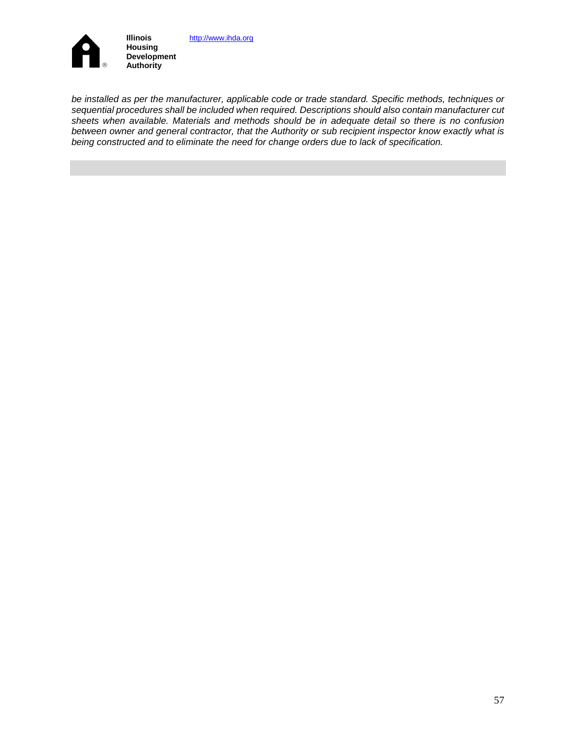*be installed as per the manufacturer, applicable code or trade standard. Specific methods, techniques or sequential procedures shall be included when required. Descriptions should also contain manufacturer cut sheets when available. Materials and methods should be in adequate detail so there is no confusion between owner and general contractor, that the Authority or sub recipient inspector know exactly what is being constructed and to eliminate the need for change orders due to lack of specification.*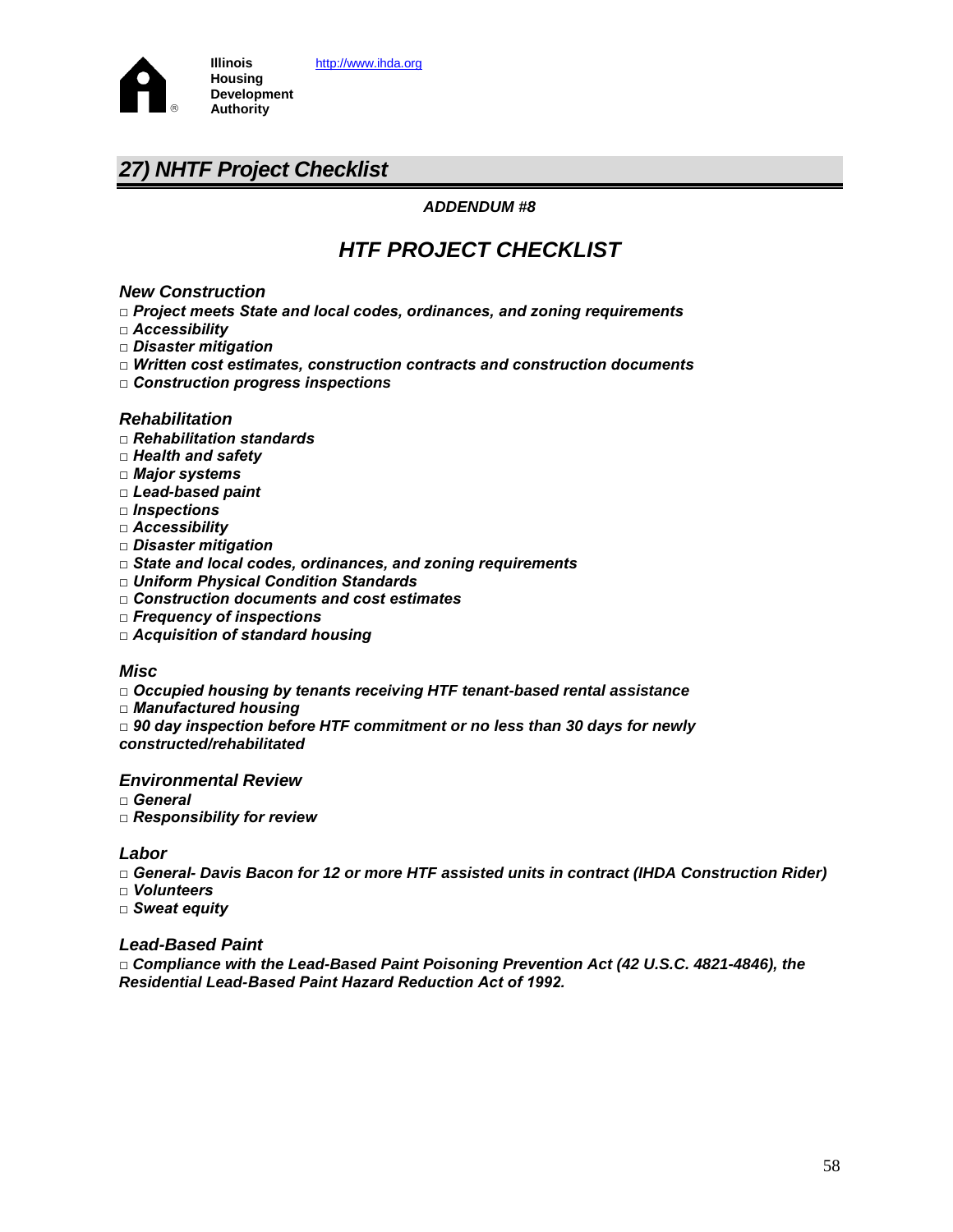Illinois Housing Development Authority http://www.ihda.org

## *27) NHTF Project Checklist*

***ADDENDUM #8***

# *HTF PROJECT CHECKLIST*

### *New Construction*

- □ ***Project meets State and local codes, ordinances, and zoning requirements***
- □ ***Accessibility***
- □ ***Disaster mitigation***
- □ ***Written cost estimates, construction contracts and construction documents***
- □ ***Construction progress inspections***

### *Rehabilitation*

- □ ***Rehabilitation standards***
- □ ***Health and safety***
- □ ***Major systems***
- □ ***Lead-based paint***
- □ ***Inspections***
- □ ***Accessibility***
- □ ***Disaster mitigation***
- □ ***State and local codes, ordinances, and zoning requirements***
- □ ***Uniform Physical Condition Standards***
- □ ***Construction documents and cost estimates***
- □ ***Frequency of inspections***
- □ ***Acquisition of standard housing***

### *Misc*

- □ ***Occupied housing by tenants receiving HTF tenant-based rental assistance***
- □ ***Manufactured housing***
- □ ***90 day inspection before HTF commitment or no less than 30 days for newly constructed/rehabilitated***

### *Environmental Review*

- □ ***General***
- □ ***Responsibility for review***

### *Labor*

- □ ***General- Davis Bacon for 12 or more HTF assisted units in contract (IHDA Construction Rider)***
- □ ***Volunteers***
- □ ***Sweat equity***

### *Lead-Based Paint*

- □ ***Compliance with the Lead-Based Paint Poisoning Prevention Act (42 U.S.C. 4821-4846), the Residential Lead-Based Paint Hazard Reduction Act of 1992.***